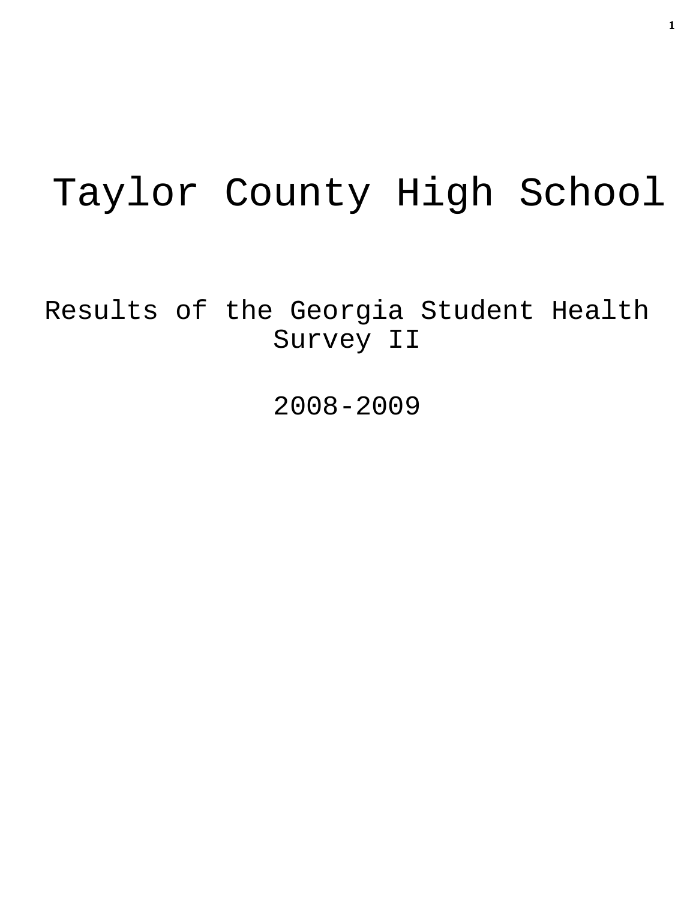# Taylor County High School

## Results of the Georgia Student Health Survey II

## 2008-2009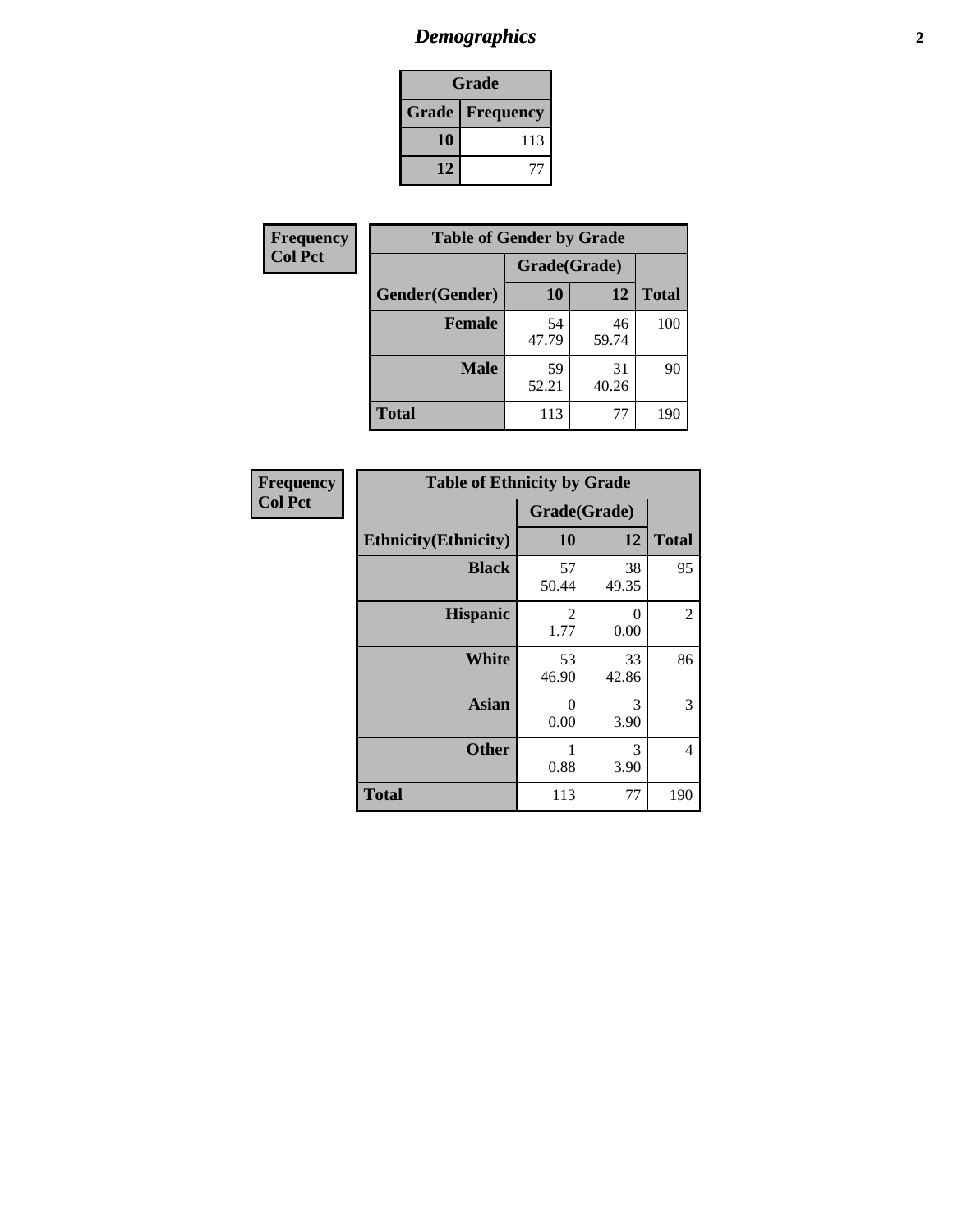# Demographics

| Grade | |
|---|---|
| **Grade** | **Frequency** |
| **10** | 113 |
| **12** | 77 |

**Frequency**
**Col Pct**

| Table of Gender by Grade | | | |
|---|---|---|---|
| | Grade(Grade) | | |
| **Gender(Gender)** | **10** | **12** | **Total** |
| **Female** | 54<br>47.79 | 46<br>59.74 | 100 |
| **Male** | 59<br>52.21 | 31<br>40.26 | 90 |
| **Total** | 113 | 77 | 190 |

**Frequency**
**Col Pct**

| Table of Ethnicity by Grade | | | |
|---|---|---|---|
| | Grade(Grade) | | |
| **Ethnicity(Ethnicity)** | **10** | **12** | **Total** |
| **Black** | 57<br>50.44 | 38<br>49.35 | 95 |
| **Hispanic** | 2<br>1.77 | 0<br>0.00 | 2 |
| **White** | 53<br>46.90 | 33<br>42.86 | 86 |
| **Asian** | 0<br>0.00 | 3<br>3.90 | 3 |
| **Other** | 1<br>0.88 | 3<br>3.90 | 4 |
| **Total** | 113 | 77 | 190 |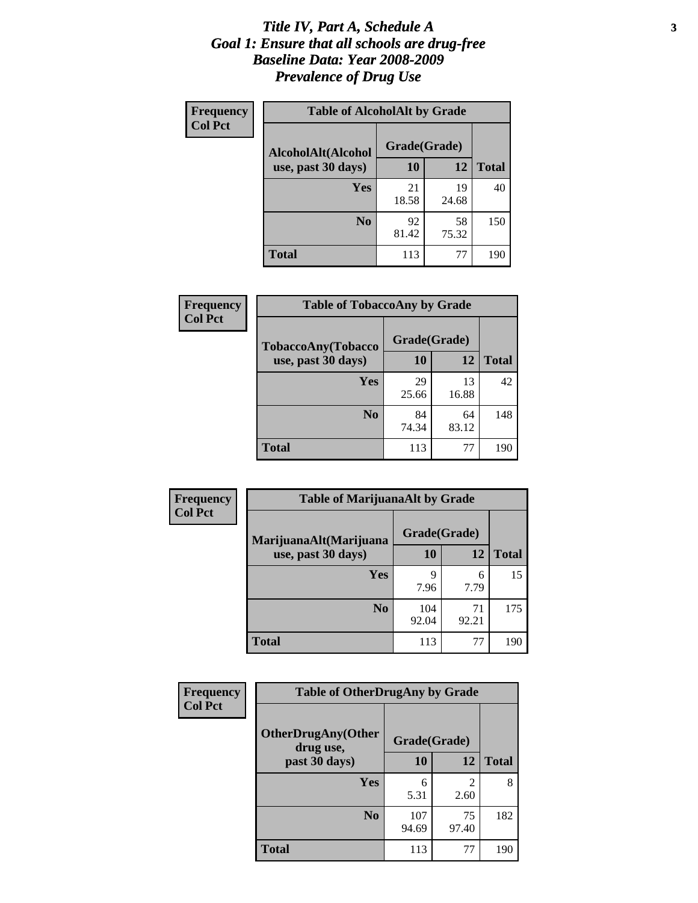# *Title IV, Part A, Schedule A*
## *Goal 1: Ensure that all schools are drug-free*
## *Baseline Data: Year 2008-2009*
## *Prevalence of Drug Use*

**Frequency**
**Col Pct**

| AlcoholAlt(Alcohol use, past 30 days) | Grade(Grade) 10 | 12 | Total |
|---|---|---|---|
| **Yes** | 21<br>18.58 | 19<br>24.68 | 40 |
| **No** | 92<br>81.42 | 58<br>75.32 | 150 |
| **Total** | 113 | 77 | 190 |

Table of AlcoholAlt by Grade

**Frequency**
**Col Pct**

| TobaccoAny(Tobacco use, past 30 days) | Grade(Grade) 10 | 12 | Total |
|---|---|---|---|
| **Yes** | 29<br>25.66 | 13<br>16.88 | 42 |
| **No** | 84<br>74.34 | 64<br>83.12 | 148 |
| **Total** | 113 | 77 | 190 |

Table of TobaccoAny by Grade

**Frequency**
**Col Pct**

| MarijuanaAlt(Marijuana use, past 30 days) | Grade(Grade) 10 | 12 | Total |
|---|---|---|---|
| **Yes** | 9<br>7.96 | 6<br>7.79 | 15 |
| **No** | 104<br>92.04 | 71<br>92.21 | 175 |
| **Total** | 113 | 77 | 190 |

Table of MarijuanaAlt by Grade

**Frequency**
**Col Pct**

| OtherDrugAny(Other drug use, past 30 days) | Grade(Grade) 10 | 12 | Total |
|---|---|---|---|
| **Yes** | 6<br>5.31 | 2<br>2.60 | 8 |
| **No** | 107<br>94.69 | 75<br>97.40 | 182 |
| **Total** | 113 | 77 | 190 |

Table of OtherDrugAny by Grade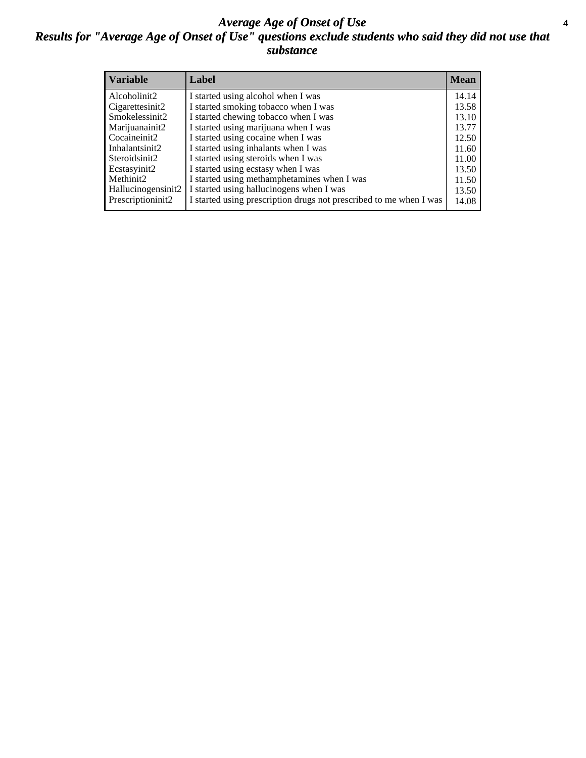# *Average Age of Onset of Use*

## *Results for "Average Age of Onset of Use" questions exclude students who said they did not use that substance*

| Variable | Label | Mean |
|---|---|---|
| Alcoholinit2 | I started using alcohol when I was | 14.14 |
| Cigarettesinit2 | I started smoking tobacco when I was | 13.58 |
| Smokelessinit2 | I started chewing tobacco when I was | 13.10 |
| Marijuanainit2 | I started using marijuana when I was | 13.77 |
| Cocaineinit2 | I started using cocaine when I was | 12.50 |
| Inhalantsinit2 | I started using inhalants when I was | 11.60 |
| Steroidsinit2 | I started using steroids when I was | 11.00 |
| Ecstasyinit2 | I started using ecstasy when I was | 13.50 |
| Methinit2 | I started using methamphetamines when I was | 11.50 |
| Hallucinogensinit2 | I started using hallucinogens when I was | 13.50 |
| Prescriptioninit2 | I started using prescription drugs not prescribed to me when I was | 14.08 |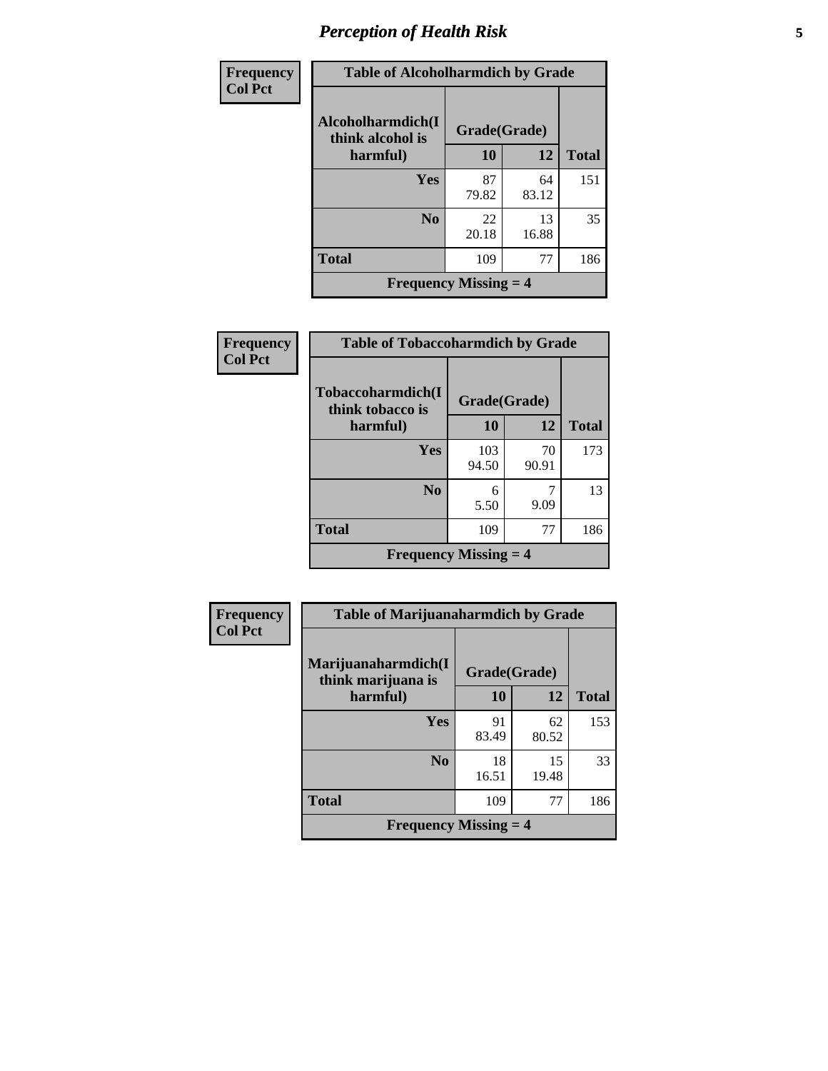| Frequency<br>Col Pct | Table of Alcoholharmdich by Grade | | |
|---|---|---|---|
| Alcoholharmdich(I think alcohol is harmful) | Grade(Grade) | | |
| | 10 | 12 | Total |
| Yes | 87<br>79.82 | 64<br>83.12 | 151 |
| No | 22<br>20.18 | 13<br>16.88 | 35 |
| Total | 109 | 77 | 186 |
| Frequency Missing = 4 | | | |

| Frequency<br>Col Pct | Table of Tobaccoharmdich by Grade | | |
|---|---|---|---|
| Tobaccoharmdich(I think tobacco is harmful) | Grade(Grade) | | |
| | 10 | 12 | Total |
| Yes | 103<br>94.50 | 70<br>90.91 | 173 |
| No | 6<br>5.50 | 7<br>9.09 | 13 |
| Total | 109 | 77 | 186 |
| Frequency Missing = 4 | | | |

| Frequency<br>Col Pct | Table of Marijuanaharmdich by Grade | | |
|---|---|---|---|
| Marijuanaharmdich(I think marijuana is harmful) | Grade(Grade) | | |
| | 10 | 12 | Total |
| Yes | 91<br>83.49 | 62<br>80.52 | 153 |
| No | 18<br>16.51 | 15<br>19.48 | 33 |
| Total | 109 | 77 | 186 |
| Frequency Missing = 4 | | | |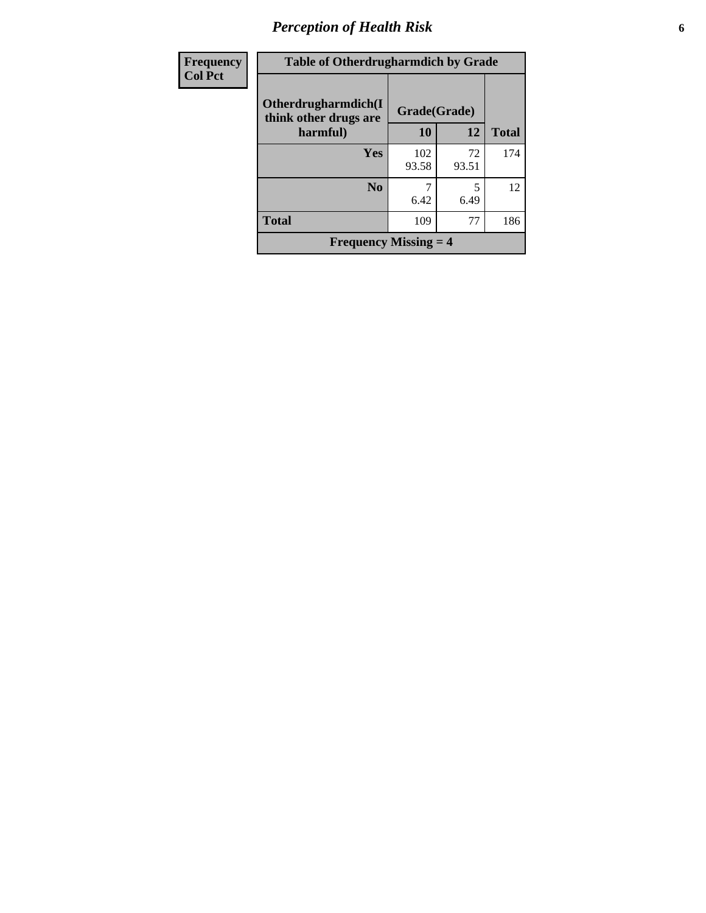| Frequency<br>Col Pct | Table of Otherdrugharmdich by Grade | | |
|---|---|---|---|
| Otherdrugharmdich(I think other drugs are harmful) | Grade(Grade) | | |
| | 10 | 12 | Total |
| Yes | 102<br>93.58 | 72<br>93.51 | 174 |
| No | 7<br>6.42 | 5<br>6.49 | 12 |
| Total | 109 | 77 | 186 |
| Frequency Missing = 4 | | | |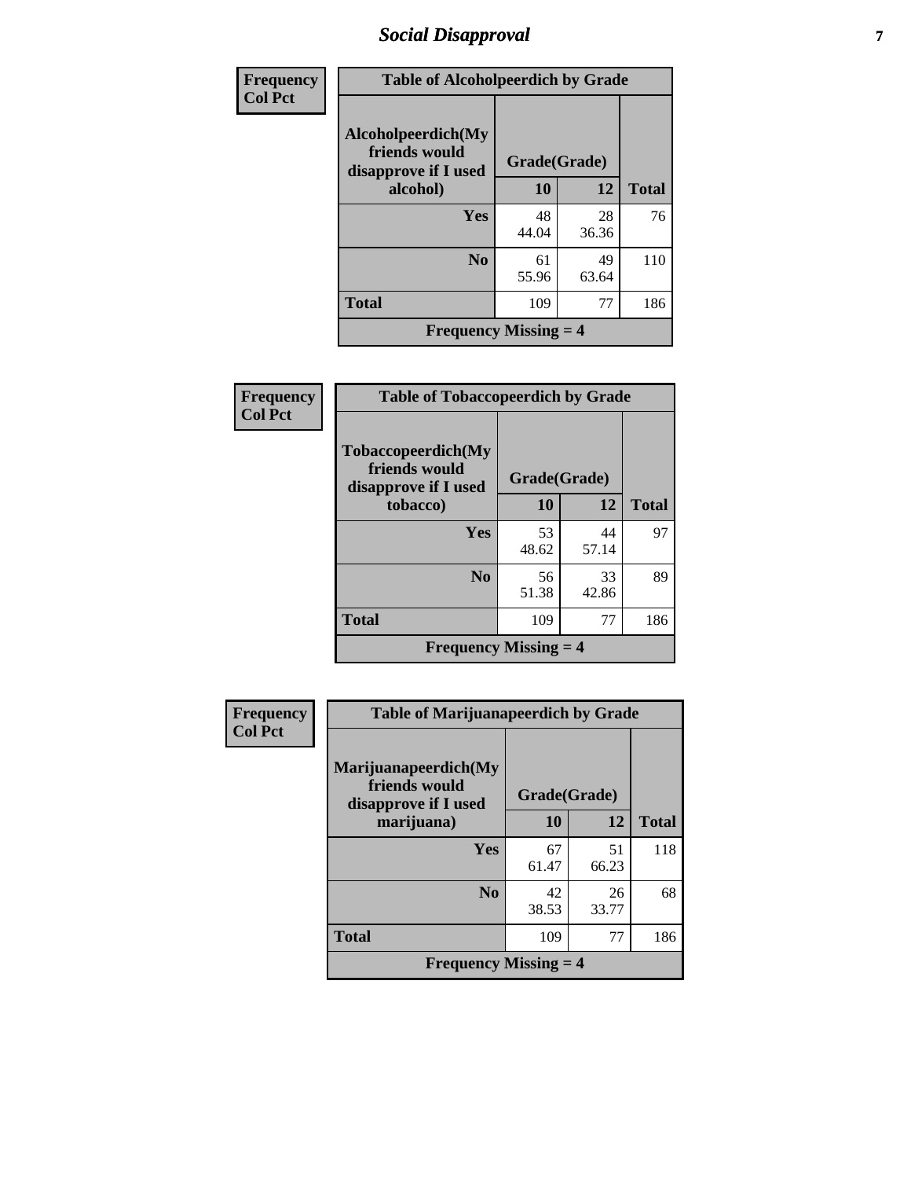# Social Disapproval

**Frequency**
**Col Pct**

**Table of Alcoholpeerdich by Grade**

| Alcoholpeerdich(My friends would disapprove if I used alcohol) | Grade(Grade) | | Total |
|---|---|---|---|
| | 10 | 12 | |
| Yes | 48<br>44.04 | 28<br>36.36 | 76 |
| No | 61<br>55.96 | 49<br>63.64 | 110 |
| Total | 109 | 77 | 186 |

Frequency Missing = 4

**Frequency**
**Col Pct**

**Table of Tobaccopeerdich by Grade**

| Tobaccopeerdich(My friends would disapprove if I used tobacco) | Grade(Grade) | | Total |
|---|---|---|---|
| | 10 | 12 | |
| Yes | 53<br>48.62 | 44<br>57.14 | 97 |
| No | 56<br>51.38 | 33<br>42.86 | 89 |
| Total | 109 | 77 | 186 |

Frequency Missing = 4

**Frequency**
**Col Pct**

**Table of Marijuanapeerdich by Grade**

| Marijuanapeerdich(My friends would disapprove if I used marijuana) | Grade(Grade) | | Total |
|---|---|---|---|
| | 10 | 12 | |
| Yes | 67<br>61.47 | 51<br>66.23 | 118 |
| No | 42<br>38.53 | 26<br>33.77 | 68 |
| Total | 109 | 77 | 186 |

Frequency Missing = 4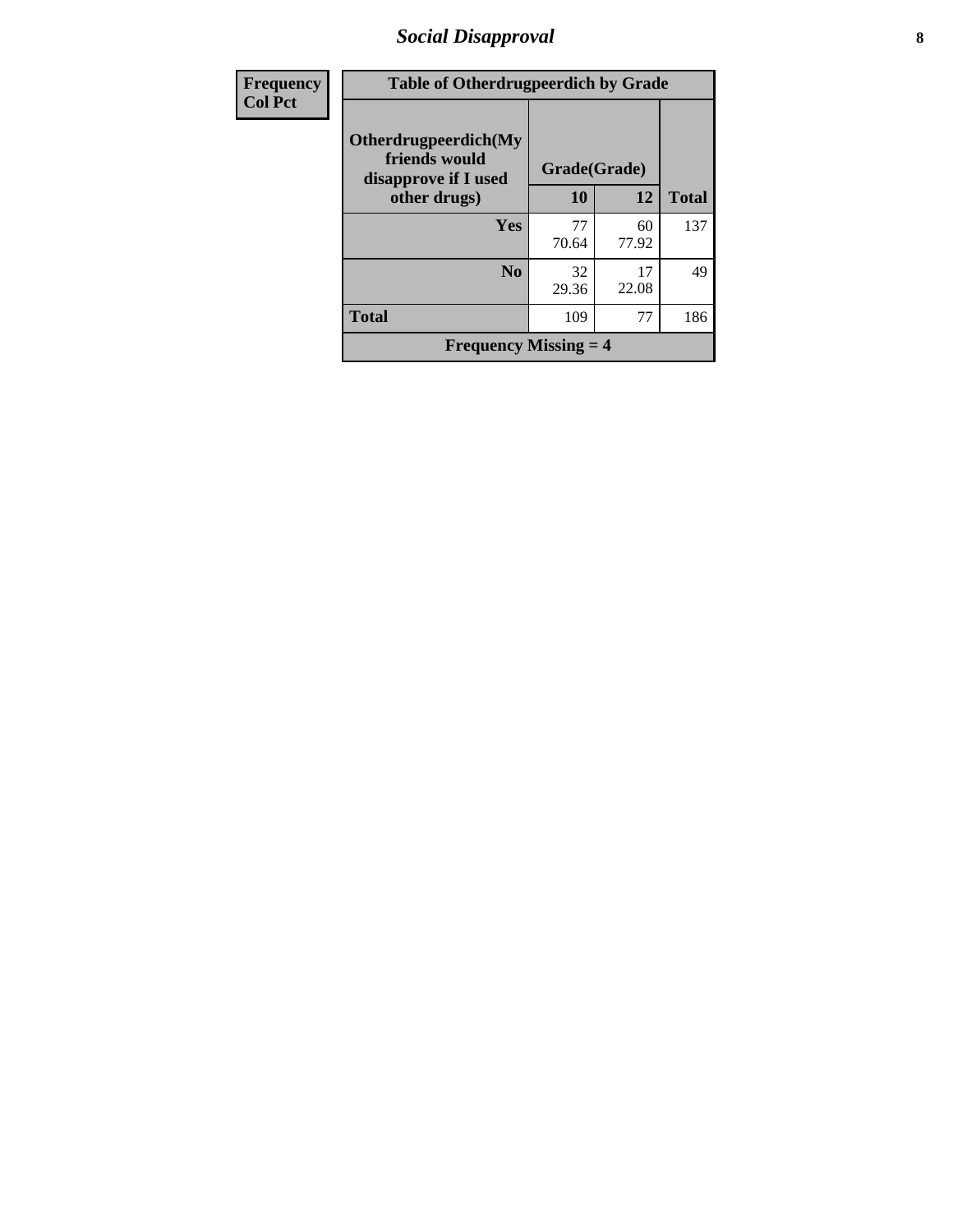## Social Disapproval

| Frequency<br>Col Pct | Table of Otherdrugpeerdich by Grade | | |
|---|---|---|---|
| **Otherdrugpeerdich(My friends would disapprove if I used other drugs)** | **Grade(Grade)** | | |
| | **10** | **12** | **Total** |
| **Yes** | 77<br>70.64 | 60<br>77.92 | 137 |
| **No** | 32<br>29.36 | 17<br>22.08 | 49 |
| **Total** | 109 | 77 | 186 |
| **Frequency Missing = 4** | | | |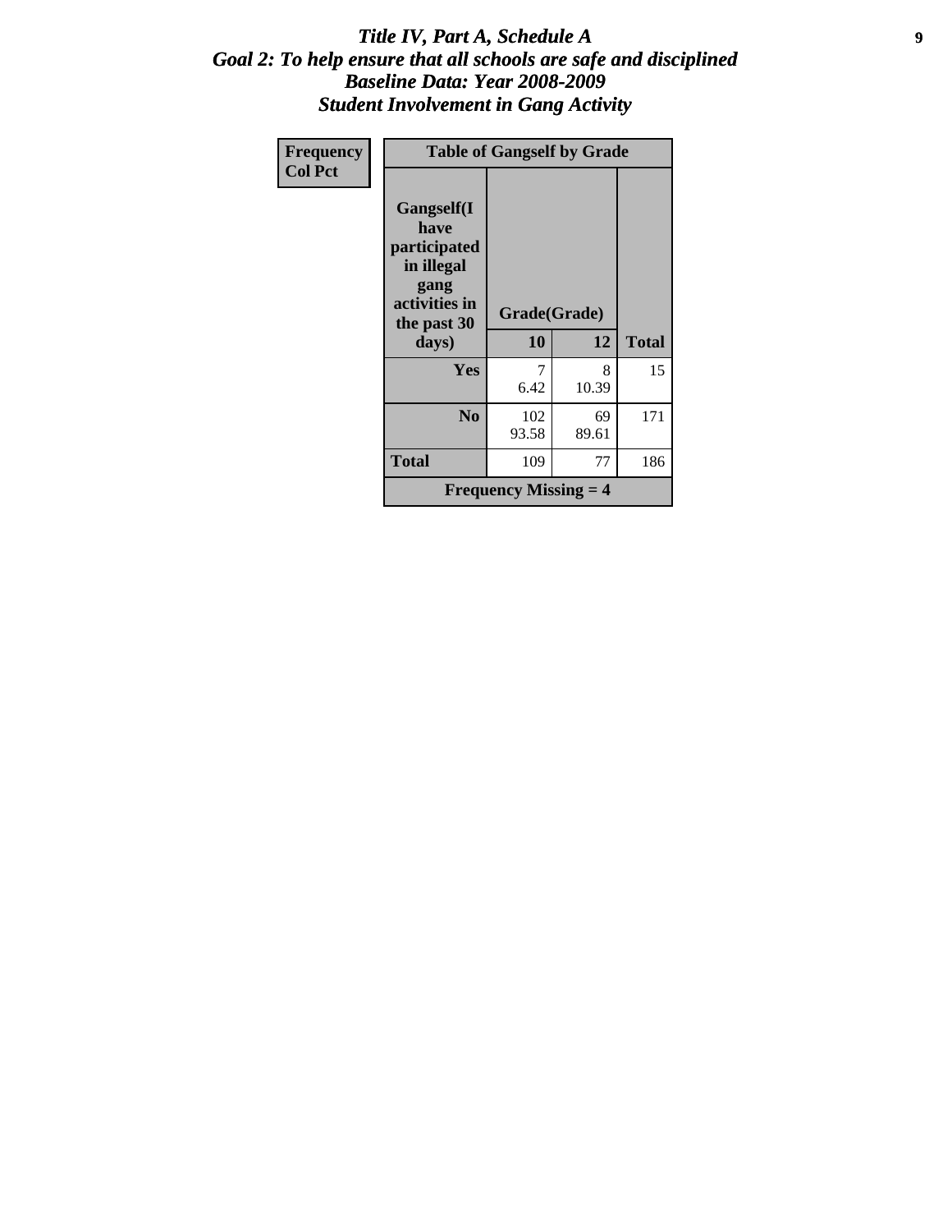# *Title IV, Part A, Schedule A*
## *Goal 2: To help ensure that all schools are safe and disciplined*
## *Baseline Data: Year 2008-2009*
## *Student Involvement in Gang Activity*

| Frequency<br>Col Pct | Table of Gangself by Grade | | |
|---|---|---|---|
| Gangself(I have participated in illegal gang activities in the past 30 days) | Grade(Grade) | | |
| | 10 | 12 | Total |
| Yes | 7<br>6.42 | 8<br>10.39 | 15 |
| No | 102<br>93.58 | 69<br>89.61 | 171 |
| Total | 109 | 77 | 186 |
| Frequency Missing = 4 | | | |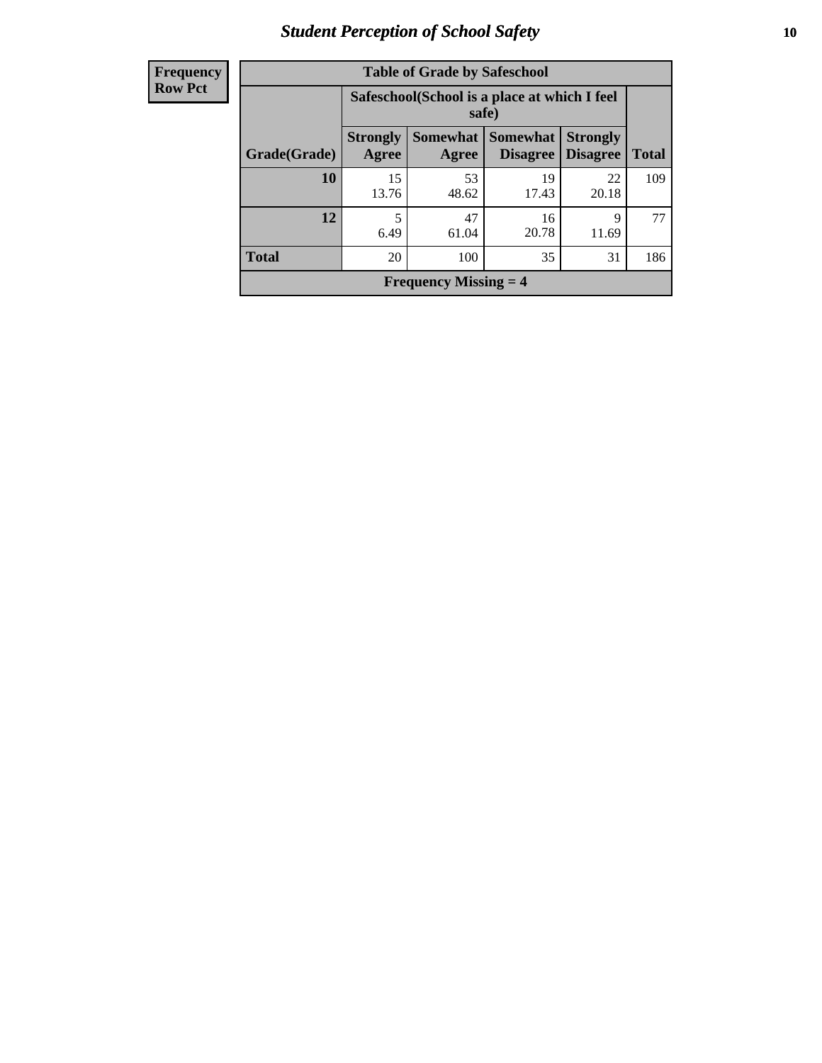| Frequency<br>Row Pct |
|---|

| Table of Grade by Safeschool | | | | | |
|---|---|---|---|---|---|
| | Safeschool(School is a place at which I feel safe) | | | | |
| Grade(Grade) | Strongly Agree | Somewhat Agree | Somewhat Disagree | Strongly Disagree | Total |
| 10 | 15<br>13.76 | 53<br>48.62 | 19<br>17.43 | 22<br>20.18 | 109 |
| 12 | 5<br>6.49 | 47<br>61.04 | 16<br>20.78 | 9<br>11.69 | 77 |
| Total | 20 | 100 | 35 | 31 | 186 |
| Frequency Missing = 4 | | | | | |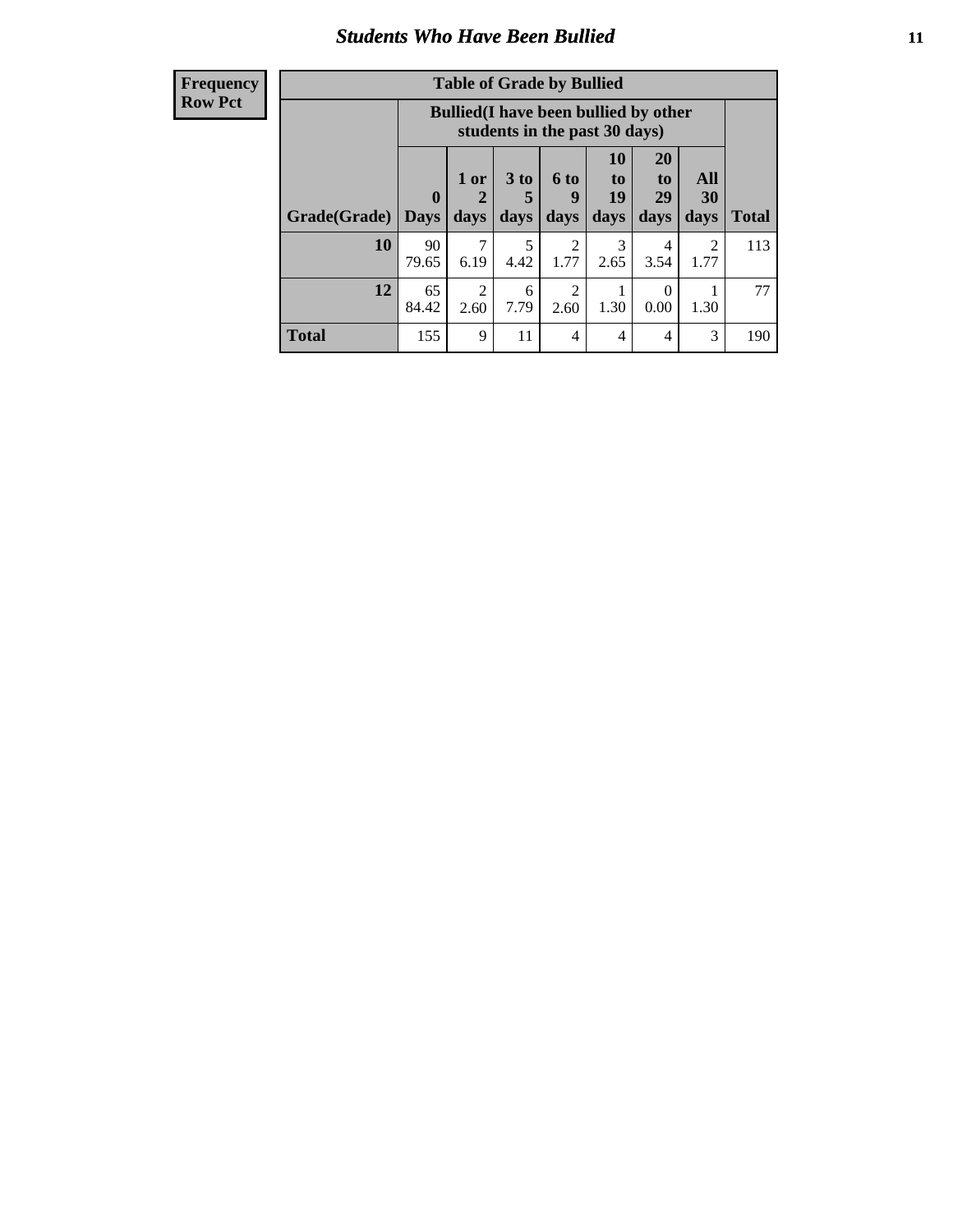## Students Who Have Been Bullied

**Frequency**
**Row Pct**

**Table of Grade by Bullied**

| | Bullied(I have been bullied by other students in the past 30 days) | | | | | | | |
|---|---|---|---|---|---|---|---|---|
| **Grade(Grade)** | **0 Days** | **1 or 2 days** | **3 to 5 days** | **6 to 9 days** | **10 to 19 days** | **20 to 29 days** | **All 30 days** | **Total** |
| **10** | 90<br>79.65 | 7<br>6.19 | 5<br>4.42 | 2<br>1.77 | 3<br>2.65 | 4<br>3.54 | 2<br>1.77 | 113 |
| **12** | 65<br>84.42 | 2<br>2.60 | 6<br>7.79 | 2<br>2.60 | 1<br>1.30 | 0<br>0.00 | 1<br>1.30 | 77 |
| **Total** | 155 | 9 | 11 | 4 | 4 | 4 | 3 | 190 |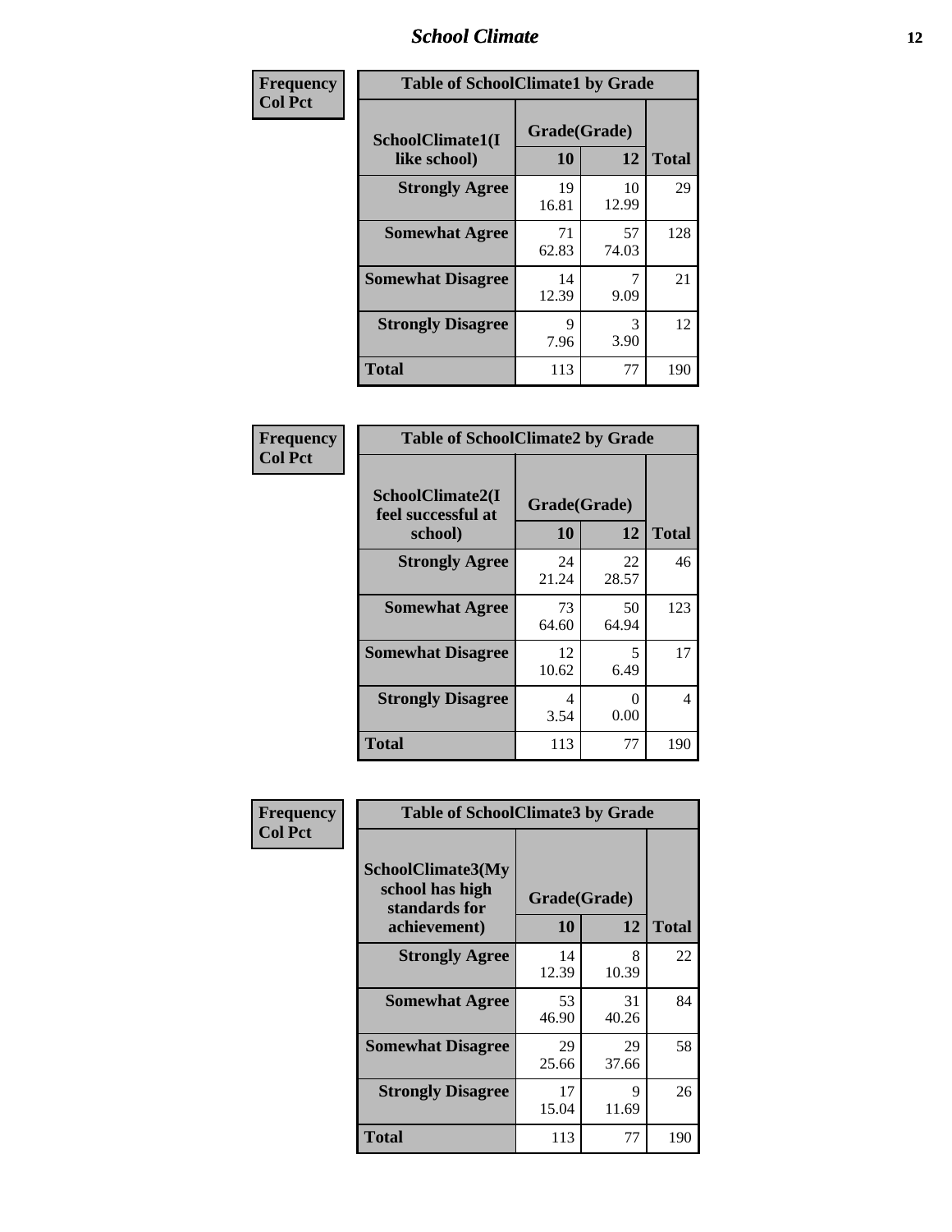| Frequency<br>Col Pct | Table of SchoolClimate1 by Grade | | |
|---|---|---|---|
| SchoolClimate1(I like school) | Grade(Grade) | | |
| | 10 | 12 | Total |
| Strongly Agree | 19<br>16.81 | 10<br>12.99 | 29 |
| Somewhat Agree | 71<br>62.83 | 57<br>74.03 | 128 |
| Somewhat Disagree | 14<br>12.39 | 7<br>9.09 | 21 |
| Strongly Disagree | 9<br>7.96 | 3<br>3.90 | 12 |
| Total | 113 | 77 | 190 |

| Frequency<br>Col Pct | Table of SchoolClimate2 by Grade | | |
|---|---|---|---|
| SchoolClimate2(I feel successful at school) | Grade(Grade) | | |
| | 10 | 12 | Total |
| Strongly Agree | 24<br>21.24 | 22<br>28.57 | 46 |
| Somewhat Agree | 73<br>64.60 | 50<br>64.94 | 123 |
| Somewhat Disagree | 12<br>10.62 | 5<br>6.49 | 17 |
| Strongly Disagree | 4<br>3.54 | 0<br>0.00 | 4 |
| Total | 113 | 77 | 190 |

| Frequency<br>Col Pct | Table of SchoolClimate3 by Grade | | |
|---|---|---|---|
| SchoolClimate3(My school has high standards for achievement) | Grade(Grade) | | |
| | 10 | 12 | Total |
| Strongly Agree | 14<br>12.39 | 8<br>10.39 | 22 |
| Somewhat Agree | 53<br>46.90 | 31<br>40.26 | 84 |
| Somewhat Disagree | 29<br>25.66 | 29<br>37.66 | 58 |
| Strongly Disagree | 17<br>15.04 | 9<br>11.69 | 26 |
| Total | 113 | 77 | 190 |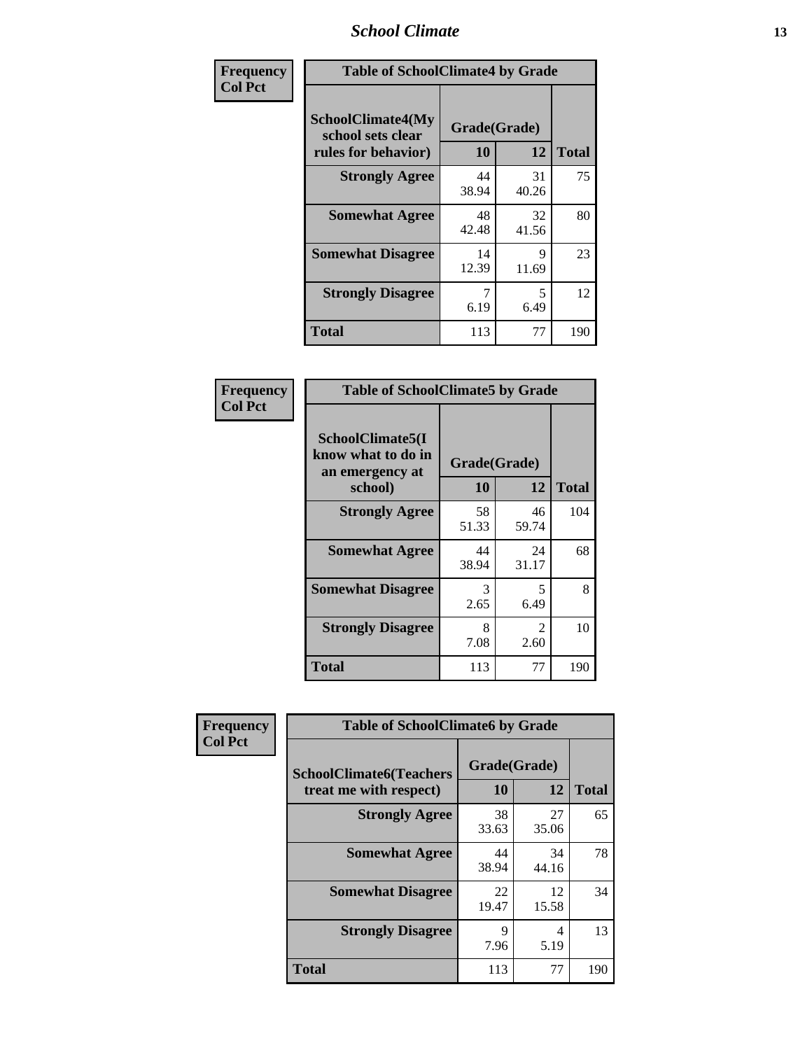| Frequency Col Pct | Table of SchoolClimate4 by Grade | | |
|---|---|---|---|
| SchoolClimate4(My school sets clear rules for behavior) | Grade(Grade) | | |
| | 10 | 12 | Total |
| Strongly Agree | 44<br>38.94 | 31<br>40.26 | 75 |
| Somewhat Agree | 48<br>42.48 | 32<br>41.56 | 80 |
| Somewhat Disagree | 14<br>12.39 | 9<br>11.69 | 23 |
| Strongly Disagree | 7<br>6.19 | 5<br>6.49 | 12 |
| Total | 113 | 77 | 190 |

| Frequency Col Pct | Table of SchoolClimate5 by Grade | | |
|---|---|---|---|
| SchoolClimate5(I know what to do in an emergency at school) | Grade(Grade) | | |
| | 10 | 12 | Total |
| Strongly Agree | 58<br>51.33 | 46<br>59.74 | 104 |
| Somewhat Agree | 44<br>38.94 | 24<br>31.17 | 68 |
| Somewhat Disagree | 3<br>2.65 | 5<br>6.49 | 8 |
| Strongly Disagree | 8<br>7.08 | 2<br>2.60 | 10 |
| Total | 113 | 77 | 190 |

| Frequency Col Pct | Table of SchoolClimate6 by Grade | | |
|---|---|---|---|
| SchoolClimate6(Teachers treat me with respect) | Grade(Grade) | | |
| | 10 | 12 | Total |
| Strongly Agree | 38<br>33.63 | 27<br>35.06 | 65 |
| Somewhat Agree | 44<br>38.94 | 34<br>44.16 | 78 |
| Somewhat Disagree | 22<br>19.47 | 12<br>15.58 | 34 |
| Strongly Disagree | 9<br>7.96 | 4<br>5.19 | 13 |
| Total | 113 | 77 | 190 |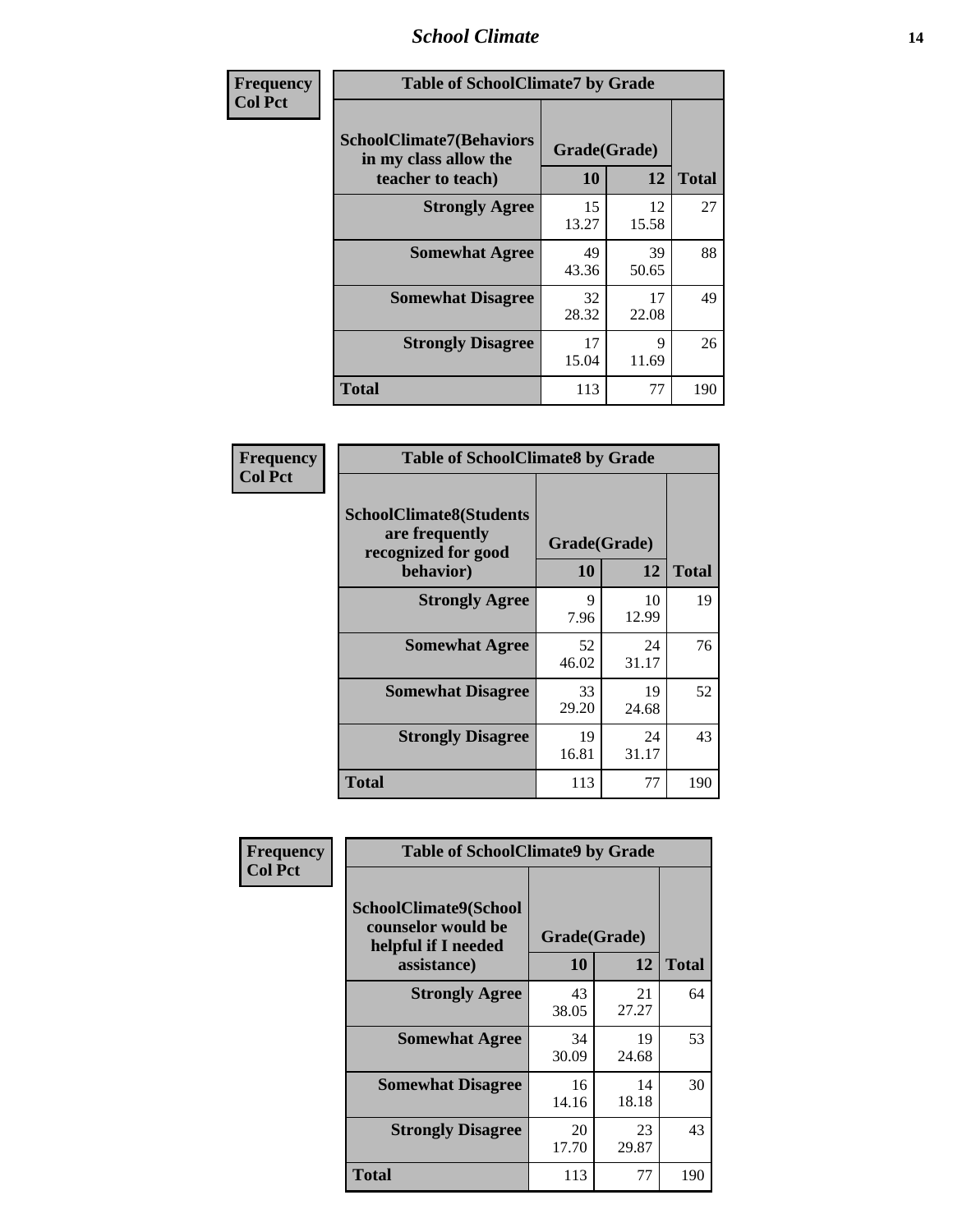| Frequency<br>Col Pct | Table of SchoolClimate7 by Grade | | |
|---|---|---|---|
| SchoolClimate7(Behaviors in my class allow the teacher to teach) | Grade(Grade) | | Total |
| | 10 | 12 | |
| Strongly Agree | 15<br>13.27 | 12<br>15.58 | 27 |
| Somewhat Agree | 49<br>43.36 | 39<br>50.65 | 88 |
| Somewhat Disagree | 32<br>28.32 | 17<br>22.08 | 49 |
| Strongly Disagree | 17<br>15.04 | 9<br>11.69 | 26 |
| Total | 113 | 77 | 190 |

| Frequency<br>Col Pct | Table of SchoolClimate8 by Grade | | |
|---|---|---|---|
| SchoolClimate8(Students are frequently recognized for good behavior) | Grade(Grade) | | Total |
| | 10 | 12 | |
| Strongly Agree | 9<br>7.96 | 10<br>12.99 | 19 |
| Somewhat Agree | 52<br>46.02 | 24<br>31.17 | 76 |
| Somewhat Disagree | 33<br>29.20 | 19<br>24.68 | 52 |
| Strongly Disagree | 19<br>16.81 | 24<br>31.17 | 43 |
| Total | 113 | 77 | 190 |

| Frequency<br>Col Pct | Table of SchoolClimate9 by Grade | | |
|---|---|---|---|
| SchoolClimate9(School counselor would be helpful if I needed assistance) | Grade(Grade) | | Total |
| | 10 | 12 | |
| Strongly Agree | 43<br>38.05 | 21<br>27.27 | 64 |
| Somewhat Agree | 34<br>30.09 | 19<br>24.68 | 53 |
| Somewhat Disagree | 16<br>14.16 | 14<br>18.18 | 30 |
| Strongly Disagree | 20<br>17.70 | 23<br>29.87 | 43 |
| Total | 113 | 77 | 190 |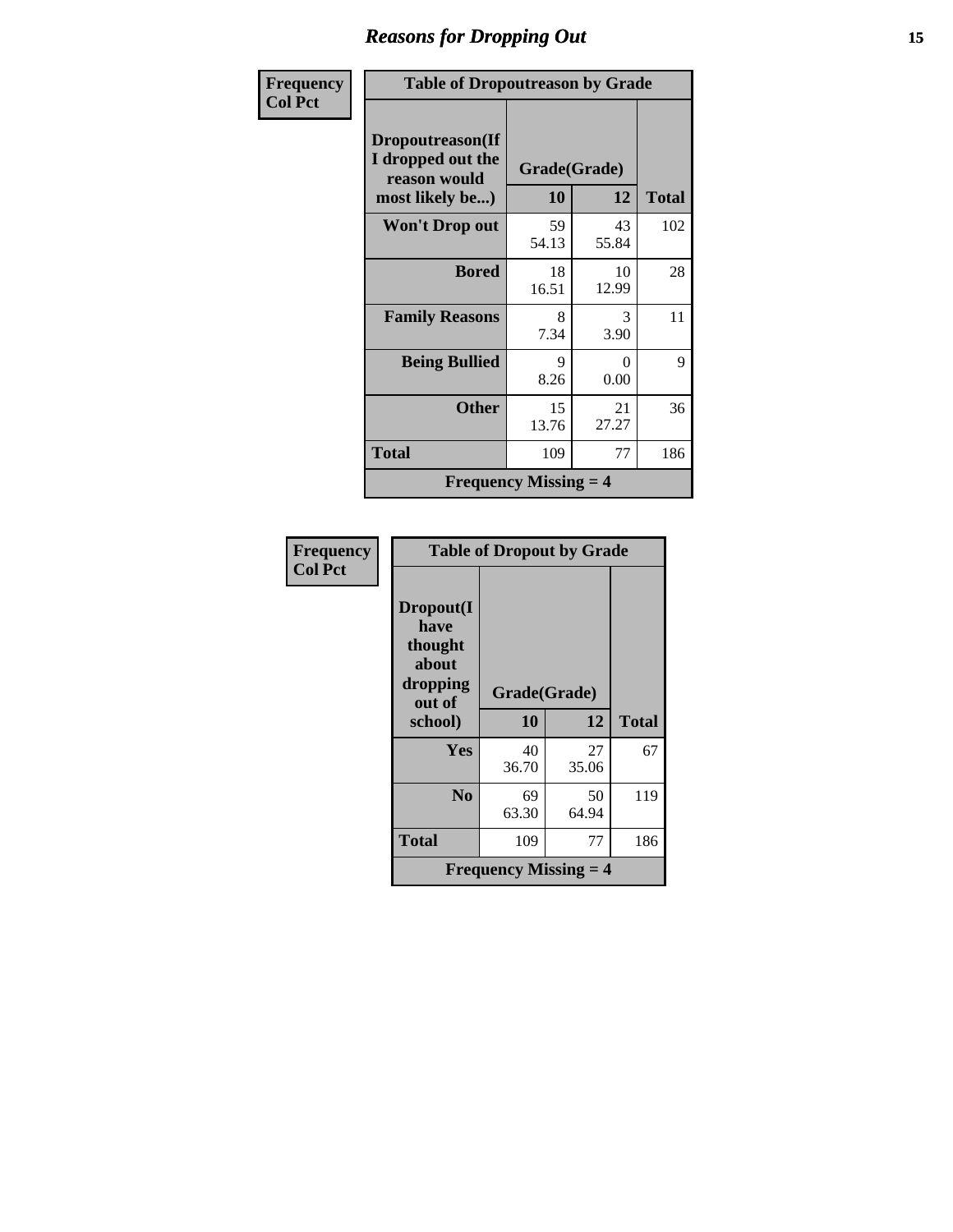| Frequency<br>Col Pct | | | |
|---|---|---|---|
| **Table of Dropoutreason by Grade** | | | |
| **Dropoutreason(If I dropped out the reason would most likely be...)** | **Grade(Grade)** | | |
| | **10** | **12** | **Total** |
| **Won't Drop out** | 59<br>54.13 | 43<br>55.84 | 102 |
| **Bored** | 18<br>16.51 | 10<br>12.99 | 28 |
| **Family Reasons** | 8<br>7.34 | 3<br>3.90 | 11 |
| **Being Bullied** | 9<br>8.26 | 0<br>0.00 | 9 |
| **Other** | 15<br>13.76 | 21<br>27.27 | 36 |
| **Total** | 109 | 77 | 186 |
| **Frequency Missing = 4** | | | |

| Frequency<br>Col Pct | | | |
|---|---|---|---|
| **Table of Dropout by Grade** | | | |
| **Dropout(I have thought about dropping out of school)** | **Grade(Grade)** | | |
| | **10** | **12** | **Total** |
| **Yes** | 40<br>36.70 | 27<br>35.06 | 67 |
| **No** | 69<br>63.30 | 50<br>64.94 | 119 |
| **Total** | 109 | 77 | 186 |
| **Frequency Missing = 4** | | | |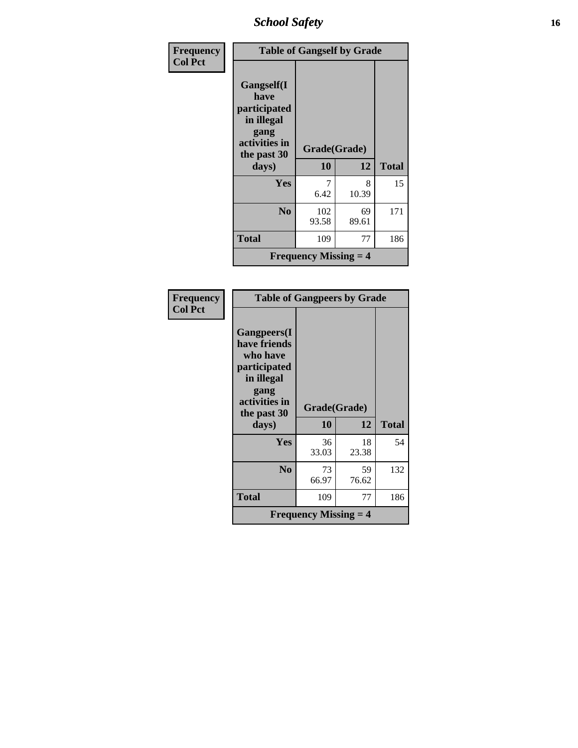| Frequency<br>Col Pct | Table of Gangself by Grade | | |
|---|---|---|---|
| Gangself(I have participated in illegal gang activities in the past 30 days) | Grade(Grade) | | |
| | 10 | 12 | Total |
| Yes | 7<br>6.42 | 8<br>10.39 | 15 |
| No | 102<br>93.58 | 69<br>89.61 | 171 |
| Total | 109 | 77 | 186 |
| Frequency Missing = 4 | | | |

| Frequency<br>Col Pct | Table of Gangpeers by Grade | | |
|---|---|---|---|
| Gangpeers(I have friends who have participated in illegal gang activities in the past 30 days) | Grade(Grade) | | |
| | 10 | 12 | Total |
| Yes | 36<br>33.03 | 18<br>23.38 | 54 |
| No | 73<br>66.97 | 59<br>76.62 | 132 |
| Total | 109 | 77 | 186 |
| Frequency Missing = 4 | | | |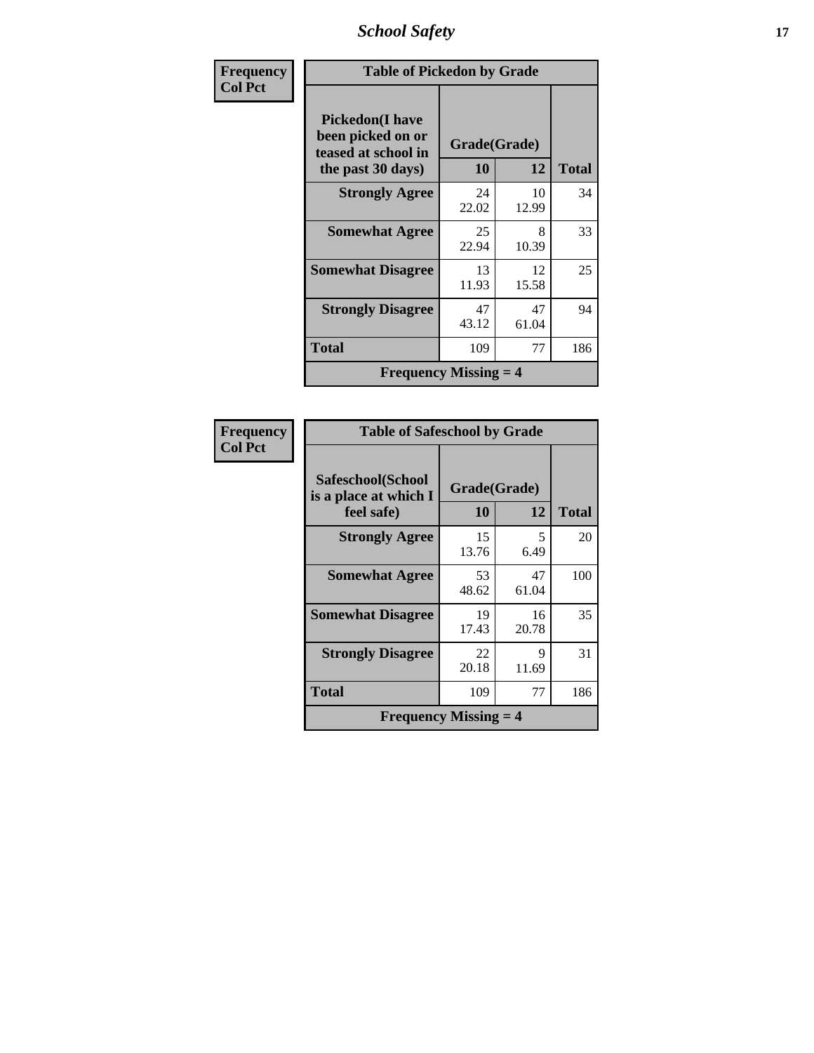| Frequency<br>Col Pct | Table of Pickedon by Grade | | |
|---|---|---|---|
| **Pickedon(I have been picked on or teased at school in the past 30 days)** | **Grade(Grade)** | | |
| | **10** | **12** | **Total** |
| **Strongly Agree** | 24<br>22.02 | 10<br>12.99 | 34 |
| **Somewhat Agree** | 25<br>22.94 | 8<br>10.39 | 33 |
| **Somewhat Disagree** | 13<br>11.93 | 12<br>15.58 | 25 |
| **Strongly Disagree** | 47<br>43.12 | 47<br>61.04 | 94 |
| **Total** | 109 | 77 | 186 |
| **Frequency Missing = 4** | | | |

| Frequency<br>Col Pct | Table of Safeschool by Grade | | |
|---|---|---|---|
| **Safeschool(School is a place at which I feel safe)** | **Grade(Grade)** | | |
| | **10** | **12** | **Total** |
| **Strongly Agree** | 15<br>13.76 | 5<br>6.49 | 20 |
| **Somewhat Agree** | 53<br>48.62 | 47<br>61.04 | 100 |
| **Somewhat Disagree** | 19<br>17.43 | 16<br>20.78 | 35 |
| **Strongly Disagree** | 22<br>20.18 | 9<br>11.69 | 31 |
| **Total** | 109 | 77 | 186 |
| **Frequency Missing = 4** | | | |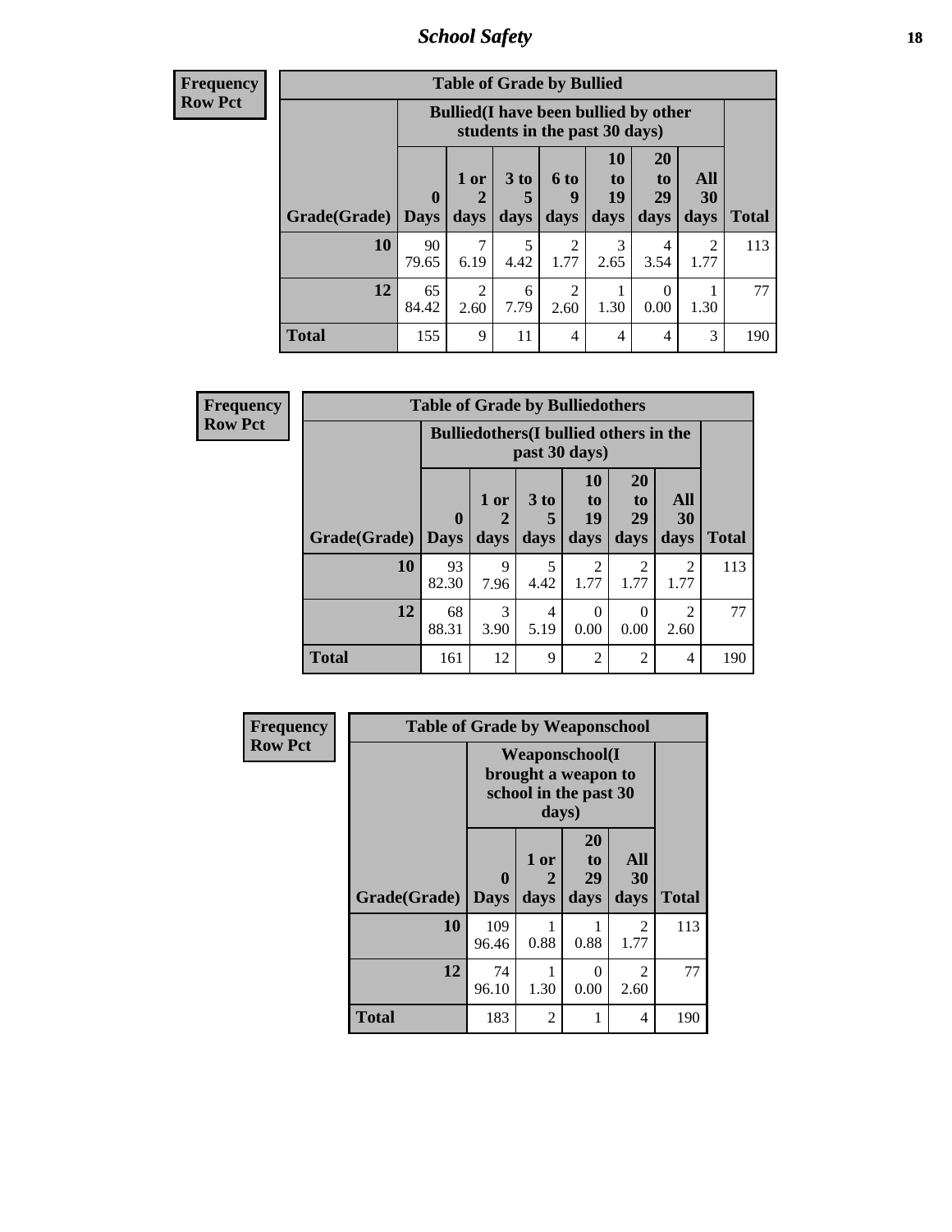Frequency
Row Pct

| Table of Grade by Bullied | | | | | | | | |
|---|---|---|---|---|---|---|---|---|
| | Bullied(I have been bullied by other students in the past 30 days) | | | | | | | |
| Grade(Grade) | 0 Days | 1 or 2 days | 3 to 5 days | 6 to 9 days | 10 to 19 days | 20 to 29 days | All 30 days | Total |
| 10 | 90<br>79.65 | 7<br>6.19 | 5<br>4.42 | 2<br>1.77 | 3<br>2.65 | 4<br>3.54 | 2<br>1.77 | 113 |
| 12 | 65<br>84.42 | 2<br>2.60 | 6<br>7.79 | 2<br>2.60 | 1<br>1.30 | 0<br>0.00 | 1<br>1.30 | 77 |
| Total | 155 | 9 | 11 | 4 | 4 | 4 | 3 | 190 |

Frequency
Row Pct

| Table of Grade by Bulliedothers | | | | | | | |
|---|---|---|---|---|---|---|---|
| | Bulliedothers(I bullied others in the past 30 days) | | | | | | |
| Grade(Grade) | 0 Days | 1 or 2 days | 3 to 5 days | 10 to 19 days | 20 to 29 days | All 30 days | Total |
| 10 | 93<br>82.30 | 9<br>7.96 | 5<br>4.42 | 2<br>1.77 | 2<br>1.77 | 2<br>1.77 | 113 |
| 12 | 68<br>88.31 | 3<br>3.90 | 4<br>5.19 | 0<br>0.00 | 0<br>0.00 | 2<br>2.60 | 77 |
| Total | 161 | 12 | 9 | 2 | 2 | 4 | 190 |

Frequency
Row Pct

| Table of Grade by Weaponschool | | | | | |
|---|---|---|---|---|---|
| | Weaponschool(I brought a weapon to school in the past 30 days) | | | | |
| Grade(Grade) | 0 Days | 1 or 2 days | 20 to 29 days | All 30 days | Total |
| 10 | 109<br>96.46 | 1<br>0.88 | 1<br>0.88 | 2<br>1.77 | 113 |
| 12 | 74<br>96.10 | 1<br>1.30 | 0<br>0.00 | 2<br>2.60 | 77 |
| Total | 183 | 2 | 1 | 4 | 190 |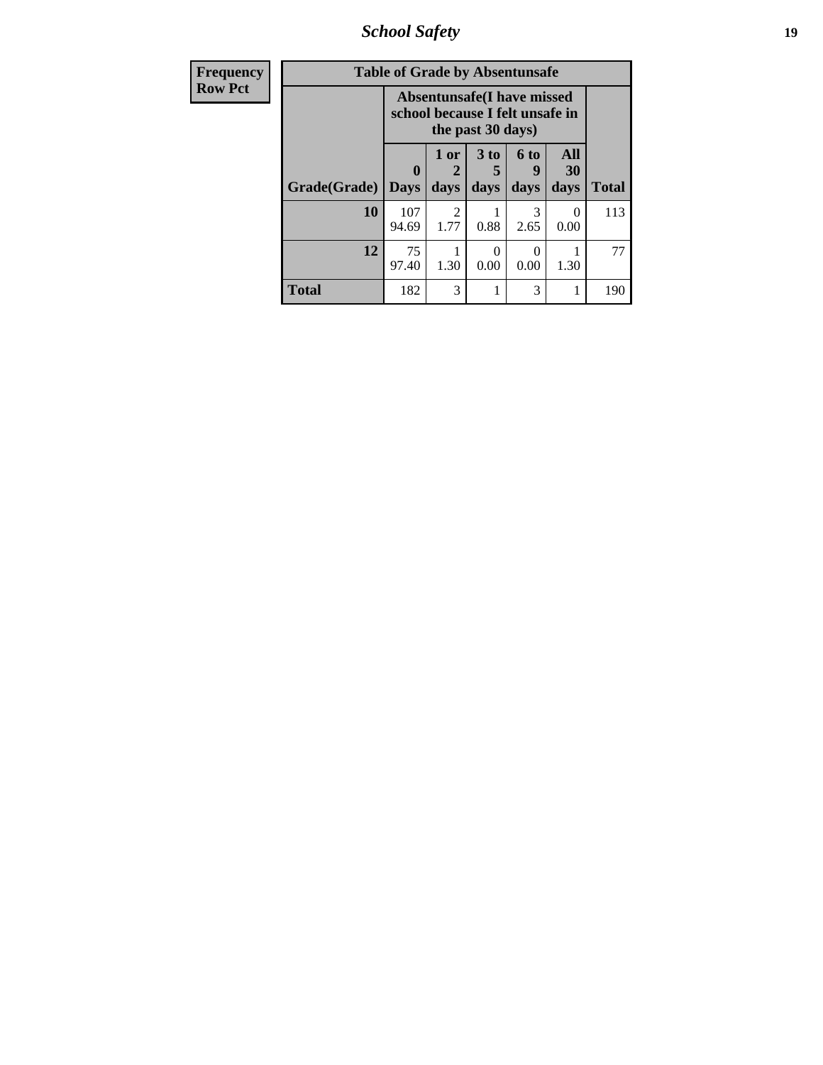| Frequency<br>Row Pct | Table of Grade by Absentunsafe | | | | | |
|---|---|---|---|---|---|---|
| | Absentunsafe(I have missed school because I felt unsafe in the past 30 days) | | | | | |
| Grade(Grade) | 0 Days | 1 or 2 days | 3 to 5 days | 6 to 9 days | All 30 days | Total |
| 10 | 107<br>94.69 | 2<br>1.77 | 1<br>0.88 | 3<br>2.65 | 0<br>0.00 | 113 |
| 12 | 75<br>97.40 | 1<br>1.30 | 0<br>0.00 | 0<br>0.00 | 1<br>1.30 | 77 |
| Total | 182 | 3 | 1 | 3 | 1 | 190 |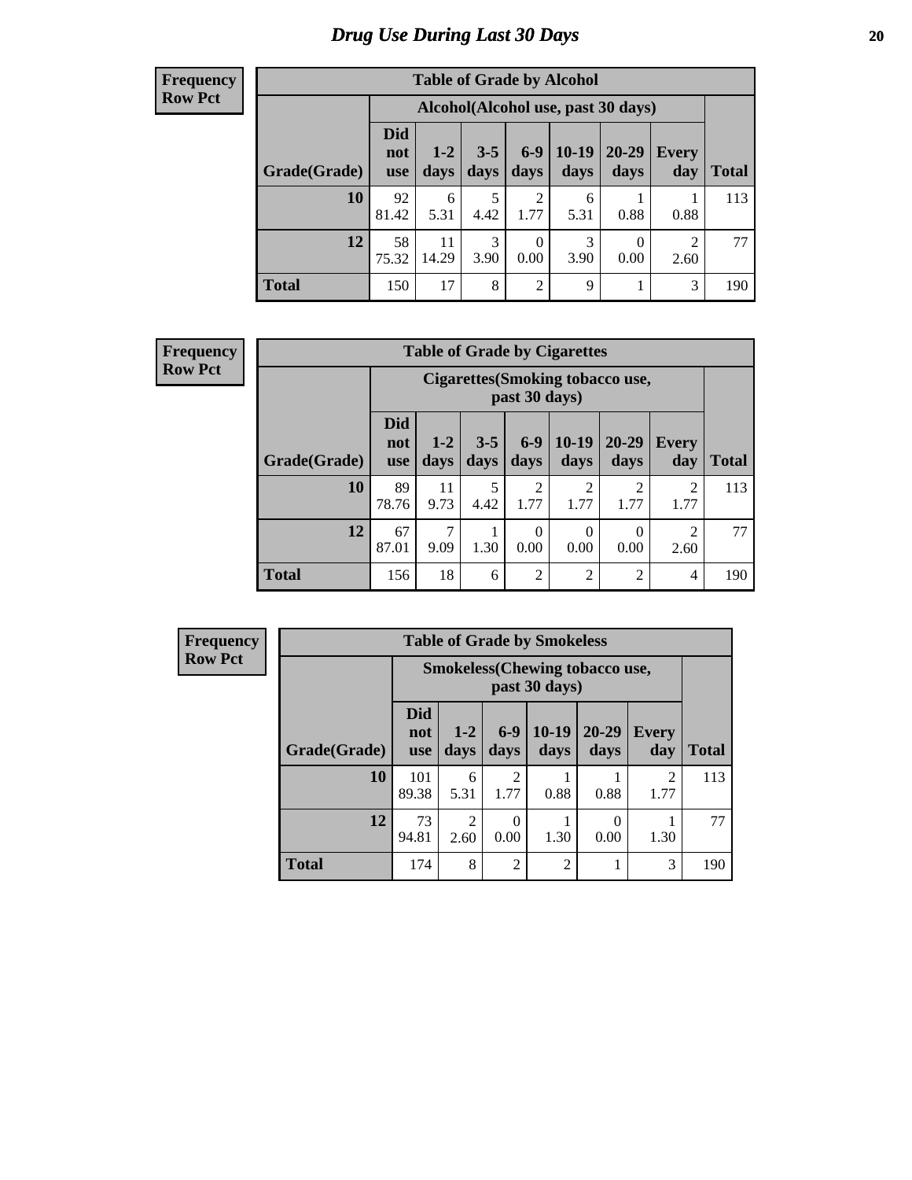# Drug Use During Last 30 Days

**Frequency**
**Row Pct**

| Table of Grade by Alcohol | | | | | | | | |
|---|---|---|---|---|---|---|---|---|
| | Alcohol(Alcohol use, past 30 days) | | | | | | | |
| Grade(Grade) | Did not use | 1-2 days | 3-5 days | 6-9 days | 10-19 days | 20-29 days | Every day | Total |
| 10 | 92<br>81.42 | 6<br>5.31 | 5<br>4.42 | 2<br>1.77 | 6<br>5.31 | 1<br>0.88 | 1<br>0.88 | 113 |
| 12 | 58<br>75.32 | 11<br>14.29 | 3<br>3.90 | 0<br>0.00 | 3<br>3.90 | 0<br>0.00 | 2<br>2.60 | 77 |
| Total | 150 | 17 | 8 | 2 | 9 | 1 | 3 | 190 |

**Frequency**
**Row Pct**

| Table of Grade by Cigarettes | | | | | | | | |
|---|---|---|---|---|---|---|---|---|
| | Cigarettes(Smoking tobacco use, past 30 days) | | | | | | | |
| Grade(Grade) | Did not use | 1-2 days | 3-5 days | 6-9 days | 10-19 days | 20-29 days | Every day | Total |
| 10 | 89<br>78.76 | 11<br>9.73 | 5<br>4.42 | 2<br>1.77 | 2<br>1.77 | 2<br>1.77 | 2<br>1.77 | 113 |
| 12 | 67<br>87.01 | 7<br>9.09 | 1<br>1.30 | 0<br>0.00 | 0<br>0.00 | 0<br>0.00 | 2<br>2.60 | 77 |
| Total | 156 | 18 | 6 | 2 | 2 | 2 | 4 | 190 |

**Frequency**
**Row Pct**

| Table of Grade by Smokeless | | | | | | | |
|---|---|---|---|---|---|---|---|
| | Smokeless(Chewing tobacco use, past 30 days) | | | | | | |
| Grade(Grade) | Did not use | 1-2 days | 6-9 days | 10-19 days | 20-29 days | Every day | Total |
| 10 | 101<br>89.38 | 6<br>5.31 | 2<br>1.77 | 1<br>0.88 | 1<br>0.88 | 2<br>1.77 | 113 |
| 12 | 73<br>94.81 | 2<br>2.60 | 0<br>0.00 | 1<br>1.30 | 0<br>0.00 | 1<br>1.30 | 77 |
| Total | 174 | 8 | 2 | 2 | 1 | 3 | 190 |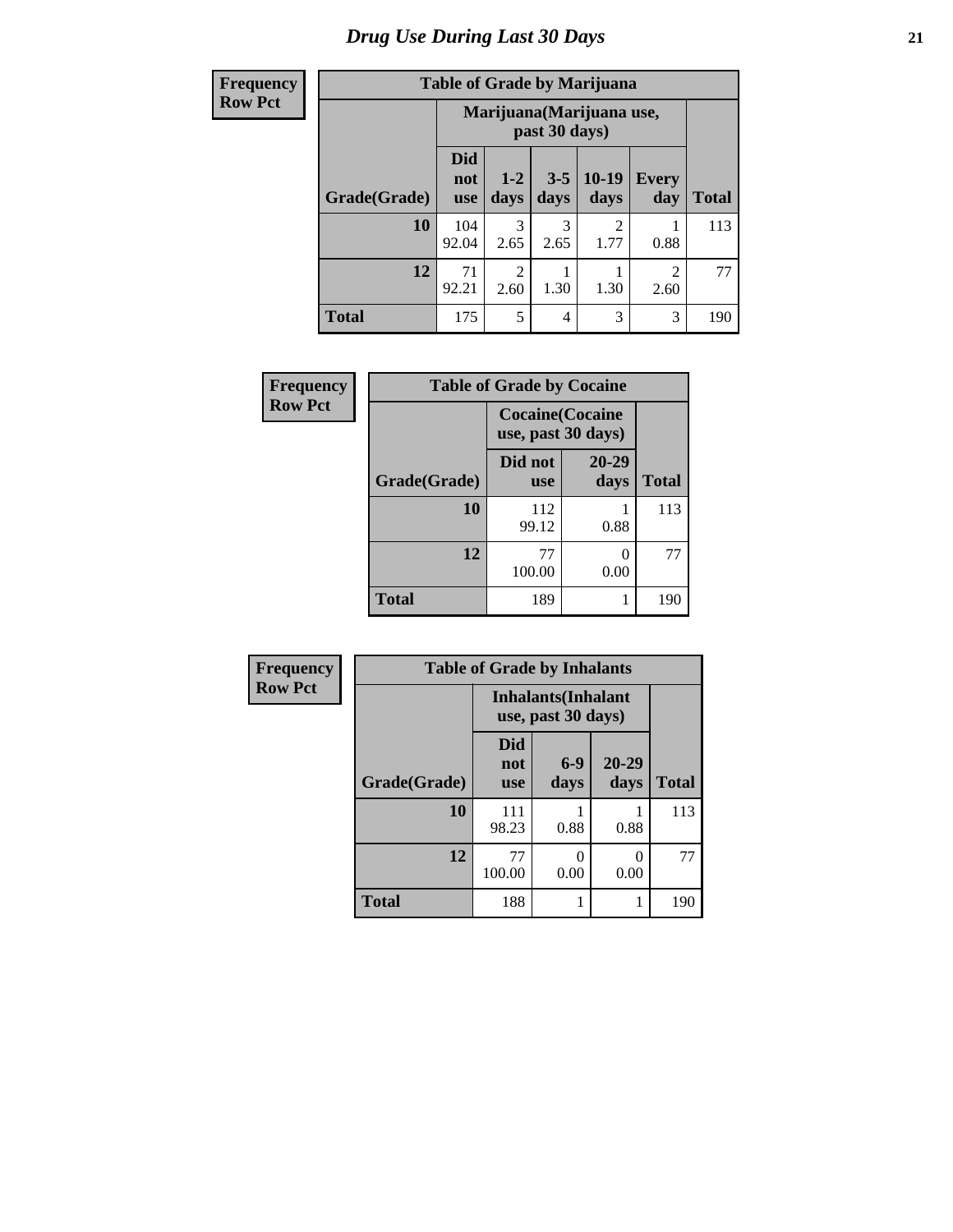# Drug Use During Last 30 Days

| Frequency<br>Row Pct | | | | | | |
|---|---|---|---|---|---|---|
| **Table of Grade by Marijuana** | | | | | | |
| | **Marijuana(Marijuana use, past 30 days)** | | | | | |
| **Grade(Grade)** | **Did not use** | **1-2 days** | **3-5 days** | **10-19 days** | **Every day** | **Total** |
| **10** | 104<br>92.04 | 3<br>2.65 | 3<br>2.65 | 2<br>1.77 | 1<br>0.88 | 113 |
| **12** | 71<br>92.21 | 2<br>2.60 | 1<br>1.30 | 1<br>1.30 | 2<br>2.60 | 77 |
| **Total** | 175 | 5 | 4 | 3 | 3 | 190 |

| Frequency<br>Row Pct | | | |
|---|---|---|---|
| **Table of Grade by Cocaine** | | | |
| | **Cocaine(Cocaine use, past 30 days)** | | |
| **Grade(Grade)** | **Did not use** | **20-29 days** | **Total** |
| **10** | 112<br>99.12 | 1<br>0.88 | 113 |
| **12** | 77<br>100.00 | 0<br>0.00 | 77 |
| **Total** | 189 | 1 | 190 |

| Frequency<br>Row Pct | | | | |
|---|---|---|---|---|
| **Table of Grade by Inhalants** | | | | |
| | **Inhalants(Inhalant use, past 30 days)** | | | |
| **Grade(Grade)** | **Did not use** | **6-9 days** | **20-29 days** | **Total** |
| **10** | 111<br>98.23 | 1<br>0.88 | 1<br>0.88 | 113 |
| **12** | 77<br>100.00 | 0<br>0.00 | 0<br>0.00 | 77 |
| **Total** | 188 | 1 | 1 | 190 |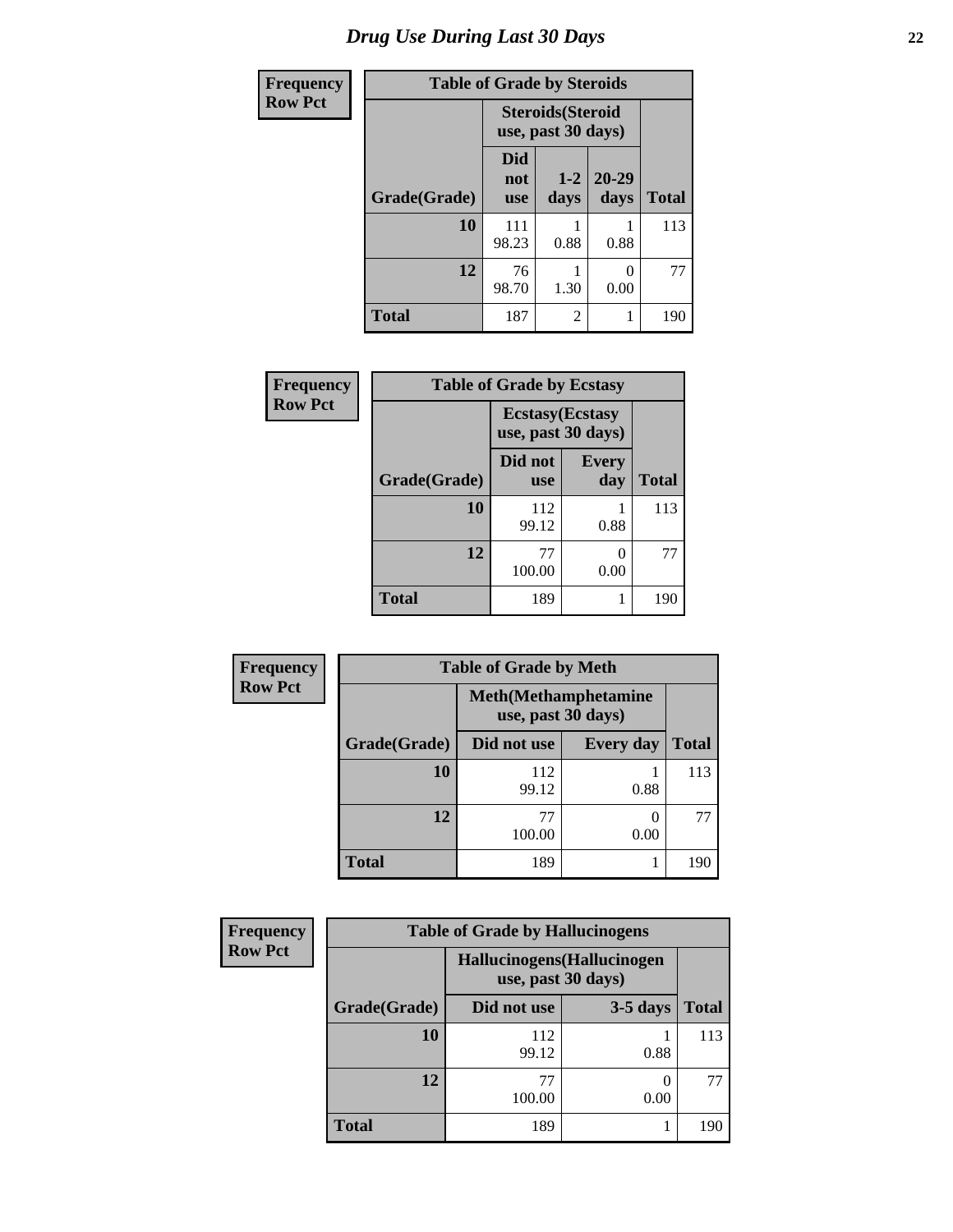# Drug Use During Last 30 Days

**Frequency**
**Row Pct**

| Table of Grade by Steroids | | | | |
|---|---|---|---|---|
| | Steroids(Steroid use, past 30 days) | | | |
| Grade(Grade) | Did not use | 1-2 days | 20-29 days | Total |
| 10 | 111<br>98.23 | 1<br>0.88 | 1<br>0.88 | 113 |
| 12 | 76<br>98.70 | 1<br>1.30 | 0<br>0.00 | 77 |
| Total | 187 | 2 | 1 | 190 |

**Frequency**
**Row Pct**

| Table of Grade by Ecstasy | | | |
|---|---|---|---|
| | Ecstasy(Ecstasy use, past 30 days) | | |
| Grade(Grade) | Did not use | Every day | Total |
| 10 | 112<br>99.12 | 1<br>0.88 | 113 |
| 12 | 77<br>100.00 | 0<br>0.00 | 77 |
| Total | 189 | 1 | 190 |

**Frequency**
**Row Pct**

| Table of Grade by Meth | | | |
|---|---|---|---|
| | Meth(Methamphetamine use, past 30 days) | | |
| Grade(Grade) | Did not use | Every day | Total |
| 10 | 112<br>99.12 | 1<br>0.88 | 113 |
| 12 | 77<br>100.00 | 0<br>0.00 | 77 |
| Total | 189 | 1 | 190 |

**Frequency**
**Row Pct**

| Table of Grade by Hallucinogens | | | |
|---|---|---|---|
| | Hallucinogens(Hallucinogen use, past 30 days) | | |
| Grade(Grade) | Did not use | 3-5 days | Total |
| 10 | 112<br>99.12 | 1<br>0.88 | 113 |
| 12 | 77<br>100.00 | 0<br>0.00 | 77 |
| Total | 189 | 1 | 190 |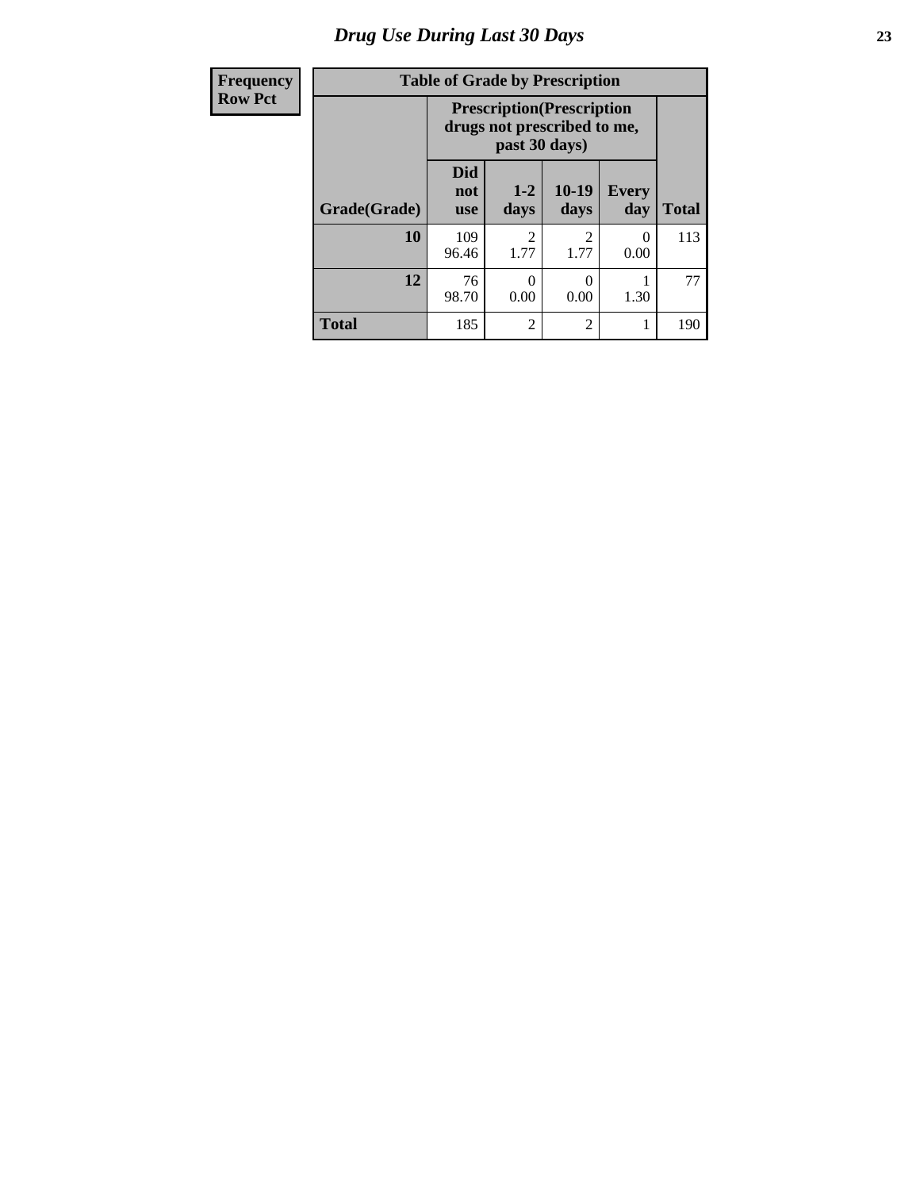# Drug Use During Last 30 Days

| Frequency<br>Row Pct | Table of Grade by Prescription | | | | |
|---|---|---|---|---|---|
| | Prescription(Prescription drugs not prescribed to me, past 30 days) | | | | |
| Grade(Grade) | Did not use | 1-2 days | 10-19 days | Every day | Total |
| 10 | 109<br>96.46 | 2<br>1.77 | 2<br>1.77 | 0<br>0.00 | 113 |
| 12 | 76<br>98.70 | 0<br>0.00 | 0<br>0.00 | 1<br>1.30 | 77 |
| Total | 185 | 2 | 2 | 1 | 190 |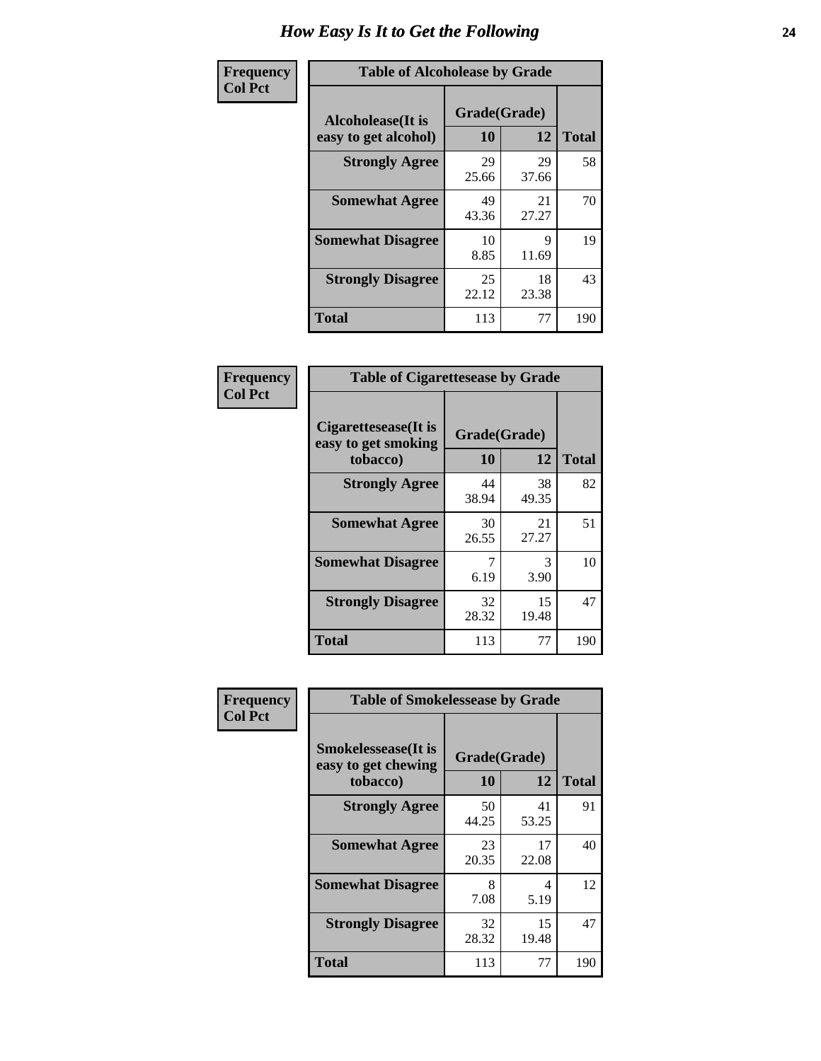# How Easy Is It to Get the Following

**Frequency Col Pct**

| Table of Alcoholease by Grade | | | |
|---|---|---|---|
| Alcoholease(It is easy to get alcohol) | Grade(Grade) | | Total |
| | 10 | 12 | |
| **Strongly Agree** | 29<br>25.66 | 29<br>37.66 | 58 |
| **Somewhat Agree** | 49<br>43.36 | 21<br>27.27 | 70 |
| **Somewhat Disagree** | 10<br>8.85 | 9<br>11.69 | 19 |
| **Strongly Disagree** | 25<br>22.12 | 18<br>23.38 | 43 |
| **Total** | 113 | 77 | 190 |

**Frequency Col Pct**

| Table of Cigarettesease by Grade | | | |
|---|---|---|---|
| Cigarettesease(It is easy to get smoking tobacco) | Grade(Grade) | | Total |
| | 10 | 12 | |
| **Strongly Agree** | 44<br>38.94 | 38<br>49.35 | 82 |
| **Somewhat Agree** | 30<br>26.55 | 21<br>27.27 | 51 |
| **Somewhat Disagree** | 7<br>6.19 | 3<br>3.90 | 10 |
| **Strongly Disagree** | 32<br>28.32 | 15<br>19.48 | 47 |
| **Total** | 113 | 77 | 190 |

**Frequency Col Pct**

| Table of Smokelessease by Grade | | | |
|---|---|---|---|
| Smokelessease(It is easy to get chewing tobacco) | Grade(Grade) | | Total |
| | 10 | 12 | |
| **Strongly Agree** | 50<br>44.25 | 41<br>53.25 | 91 |
| **Somewhat Agree** | 23<br>20.35 | 17<br>22.08 | 40 |
| **Somewhat Disagree** | 8<br>7.08 | 4<br>5.19 | 12 |
| **Strongly Disagree** | 32<br>28.32 | 15<br>19.48 | 47 |
| **Total** | 113 | 77 | 190 |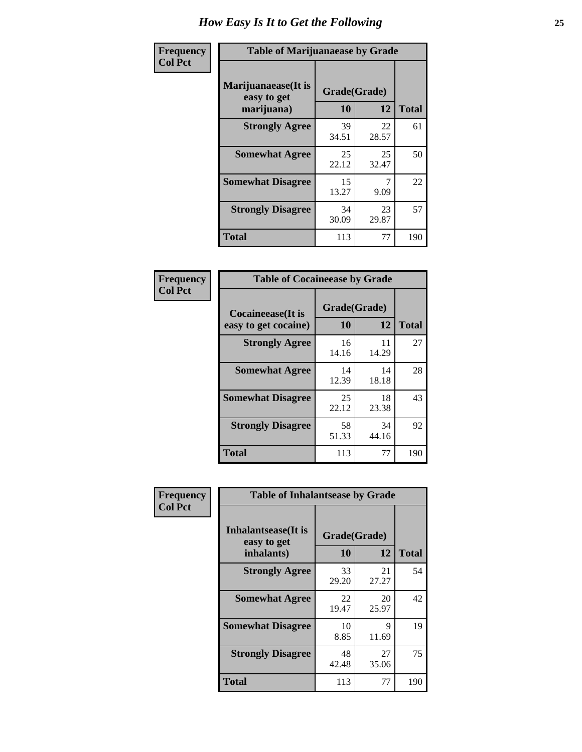# How Easy Is It to Get the Following

**Frequency**
**Col Pct**

**Table of Marijuanaease by Grade**

| Marijuanaease(It is easy to get marijuana) | Grade(Grade) | | Total |
|---|---|---|---|
| | 10 | 12 | |
| **Strongly Agree** | 39<br>34.51 | 22<br>28.57 | 61 |
| **Somewhat Agree** | 25<br>22.12 | 25<br>32.47 | 50 |
| **Somewhat Disagree** | 15<br>13.27 | 7<br>9.09 | 22 |
| **Strongly Disagree** | 34<br>30.09 | 23<br>29.87 | 57 |
| **Total** | 113 | 77 | 190 |

**Frequency**
**Col Pct**

**Table of Cocaineease by Grade**

| Cocaineease(It is easy to get cocaine) | Grade(Grade) | | Total |
|---|---|---|---|
| | 10 | 12 | |
| **Strongly Agree** | 16<br>14.16 | 11<br>14.29 | 27 |
| **Somewhat Agree** | 14<br>12.39 | 14<br>18.18 | 28 |
| **Somewhat Disagree** | 25<br>22.12 | 18<br>23.38 | 43 |
| **Strongly Disagree** | 58<br>51.33 | 34<br>44.16 | 92 |
| **Total** | 113 | 77 | 190 |

**Frequency**
**Col Pct**

**Table of Inhalantsease by Grade**

| Inhalantsease(It is easy to get inhalants) | Grade(Grade) | | Total |
|---|---|---|---|
| | 10 | 12 | |
| **Strongly Agree** | 33<br>29.20 | 21<br>27.27 | 54 |
| **Somewhat Agree** | 22<br>19.47 | 20<br>25.97 | 42 |
| **Somewhat Disagree** | 10<br>8.85 | 9<br>11.69 | 19 |
| **Strongly Disagree** | 48<br>42.48 | 27<br>35.06 | 75 |
| **Total** | 113 | 77 | 190 |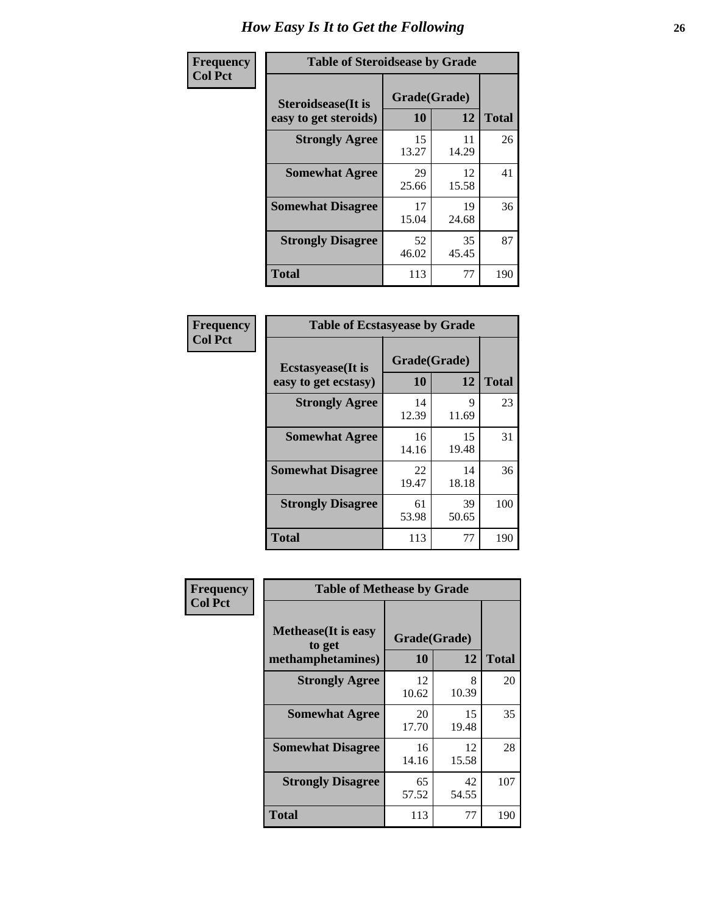# How Easy Is It to Get the Following

**Frequency / Col Pct**

**Table of Steroidsease by Grade**

| Steroidsease(It is easy to get steroids) | Grade(Grade) 10 | 12 | Total |
|---|---|---|---|
| **Strongly Agree** | 15<br>13.27 | 11<br>14.29 | 26 |
| **Somewhat Agree** | 29<br>25.66 | 12<br>15.58 | 41 |
| **Somewhat Disagree** | 17<br>15.04 | 19<br>24.68 | 36 |
| **Strongly Disagree** | 52<br>46.02 | 35<br>45.45 | 87 |
| **Total** | 113 | 77 | 190 |

**Frequency / Col Pct**

**Table of Ecstasyease by Grade**

| Ecstasyease(It is easy to get ecstasy) | Grade(Grade) 10 | 12 | Total |
|---|---|---|---|
| **Strongly Agree** | 14<br>12.39 | 9<br>11.69 | 23 |
| **Somewhat Agree** | 16<br>14.16 | 15<br>19.48 | 31 |
| **Somewhat Disagree** | 22<br>19.47 | 14<br>18.18 | 36 |
| **Strongly Disagree** | 61<br>53.98 | 39<br>50.65 | 100 |
| **Total** | 113 | 77 | 190 |

**Frequency / Col Pct**

**Table of Methease by Grade**

| Methease(It is easy to get methamphetamines) | Grade(Grade) 10 | 12 | Total |
|---|---|---|---|
| **Strongly Agree** | 12<br>10.62 | 8<br>10.39 | 20 |
| **Somewhat Agree** | 20<br>17.70 | 15<br>19.48 | 35 |
| **Somewhat Disagree** | 16<br>14.16 | 12<br>15.58 | 28 |
| **Strongly Disagree** | 65<br>57.52 | 42<br>54.55 | 107 |
| **Total** | 113 | 77 | 190 |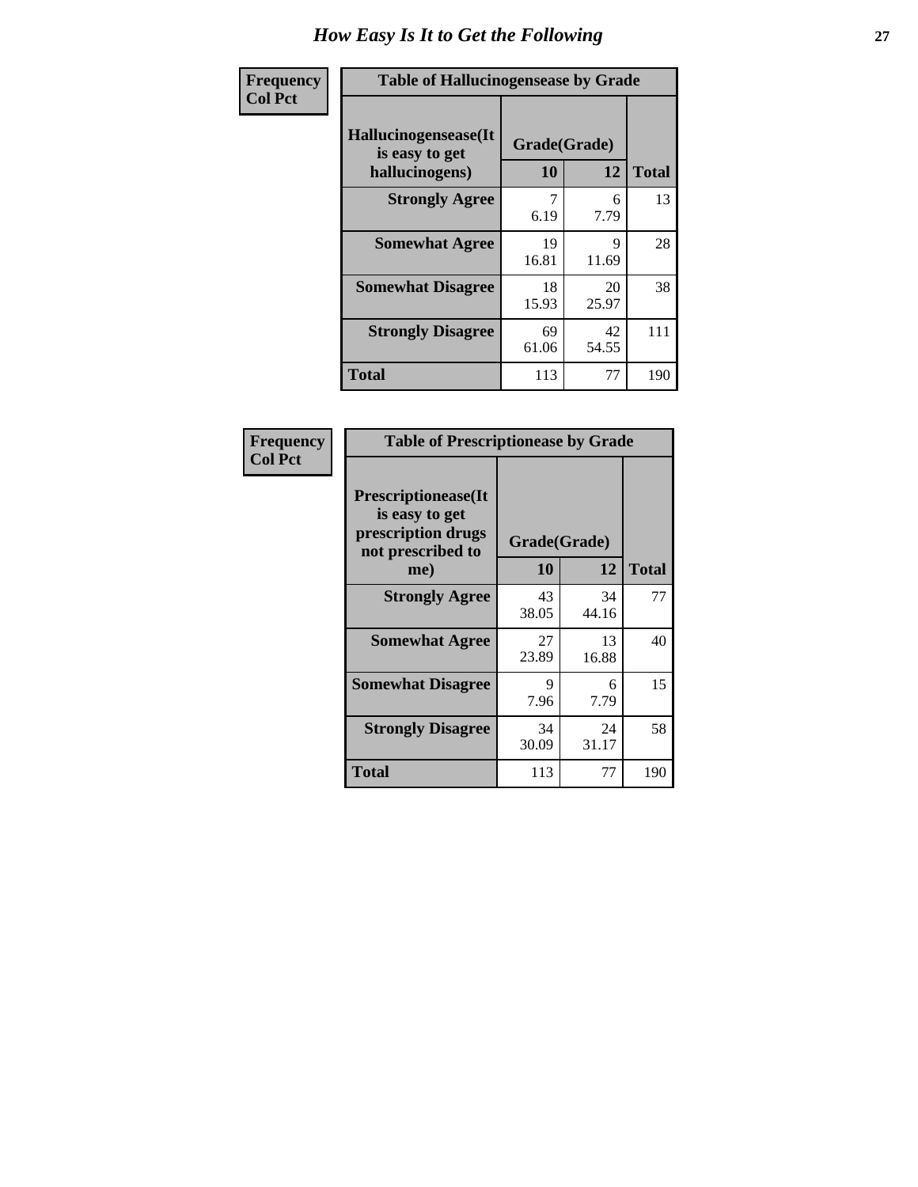# How Easy Is It to Get the Following

**Frequency**
**Col Pct**

| Table of Hallucinogensease by Grade | | | |
|---|---|---|---|
| **Hallucinogensease(It is easy to get hallucinogens)** | **Grade(Grade)** | | |
| | **10** | **12** | **Total** |
| **Strongly Agree** | 7<br>6.19 | 6<br>7.79 | 13 |
| **Somewhat Agree** | 19<br>16.81 | 9<br>11.69 | 28 |
| **Somewhat Disagree** | 18<br>15.93 | 20<br>25.97 | 38 |
| **Strongly Disagree** | 69<br>61.06 | 42<br>54.55 | 111 |
| **Total** | 113 | 77 | 190 |

**Frequency**
**Col Pct**

| Table of Prescriptionease by Grade | | | |
|---|---|---|---|
| **Prescriptionease(It is easy to get prescription drugs not prescribed to me)** | **Grade(Grade)** | | |
| | **10** | **12** | **Total** |
| **Strongly Agree** | 43<br>38.05 | 34<br>44.16 | 77 |
| **Somewhat Agree** | 27<br>23.89 | 13<br>16.88 | 40 |
| **Somewhat Disagree** | 9<br>7.96 | 6<br>7.79 | 15 |
| **Strongly Disagree** | 34<br>30.09 | 24<br>31.17 | 58 |
| **Total** | 113 | 77 | 190 |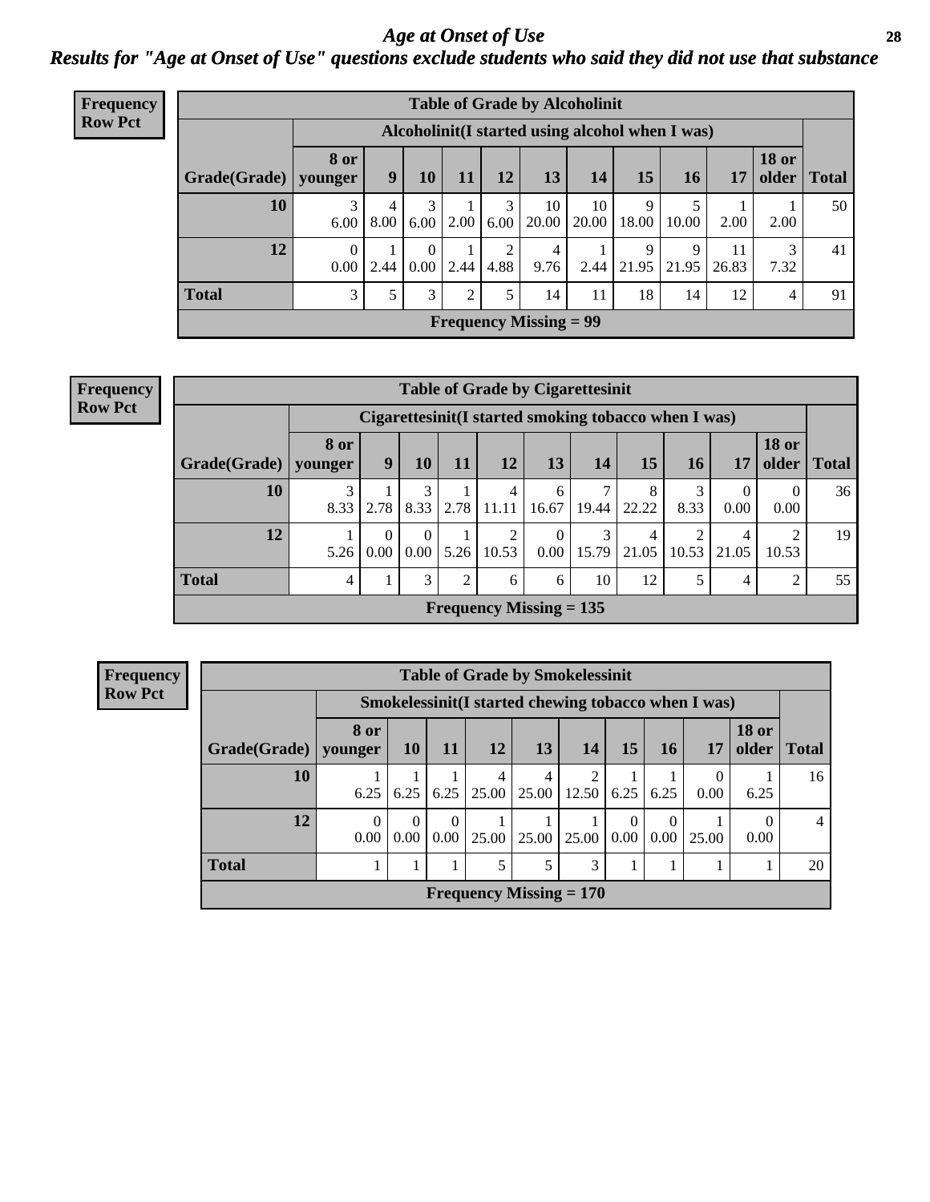# Age at Onset of Use

## Results for "Age at Onset of Use" questions exclude students who said they did not use that substance

**Frequency**
**Row Pct**

**Table of Grade by Alcoholinit**

| | Alcoholinit(I started using alcohol when I was) | | | | | | | | | | | |
|---|---|---|---|---|---|---|---|---|---|---|---|---|
| Grade(Grade) | 8 or younger | 9 | 10 | 11 | 12 | 13 | 14 | 15 | 16 | 17 | 18 or older | Total |
| 10 | 3<br>6.00 | 4<br>8.00 | 3<br>6.00 | 1<br>2.00 | 3<br>6.00 | 10<br>20.00 | 10<br>20.00 | 9<br>18.00 | 5<br>10.00 | 1<br>2.00 | 1<br>2.00 | 50 |
| 12 | 0<br>0.00 | 1<br>2.44 | 0<br>0.00 | 1<br>2.44 | 2<br>4.88 | 4<br>9.76 | 1<br>2.44 | 9<br>21.95 | 9<br>21.95 | 11<br>26.83 | 3<br>7.32 | 41 |
| Total | 3 | 5 | 3 | 2 | 5 | 14 | 11 | 18 | 14 | 12 | 4 | 91 |

Frequency Missing = 99

**Frequency**
**Row Pct**

**Table of Grade by Cigarettesinit**

| | Cigarettesinit(I started smoking tobacco when I was) | | | | | | | | | | | |
|---|---|---|---|---|---|---|---|---|---|---|---|---|
| Grade(Grade) | 8 or younger | 9 | 10 | 11 | 12 | 13 | 14 | 15 | 16 | 17 | 18 or older | Total |
| 10 | 3<br>8.33 | 1<br>2.78 | 3<br>8.33 | 1<br>2.78 | 4<br>11.11 | 6<br>16.67 | 7<br>19.44 | 8<br>22.22 | 3<br>8.33 | 0<br>0.00 | 0<br>0.00 | 36 |
| 12 | 1<br>5.26 | 0<br>0.00 | 0<br>0.00 | 1<br>5.26 | 2<br>10.53 | 0<br>0.00 | 3<br>15.79 | 4<br>21.05 | 2<br>10.53 | 4<br>21.05 | 2<br>10.53 | 19 |
| Total | 4 | 1 | 3 | 2 | 6 | 6 | 10 | 12 | 5 | 4 | 2 | 55 |

Frequency Missing = 135

**Frequency**
**Row Pct**

**Table of Grade by Smokelessinit**

| | Smokelessinit(I started chewing tobacco when I was) | | | | | | | | | | |
|---|---|---|---|---|---|---|---|---|---|---|---|
| Grade(Grade) | 8 or younger | 10 | 11 | 12 | 13 | 14 | 15 | 16 | 17 | 18 or older | Total |
| 10 | 1<br>6.25 | 1<br>6.25 | 1<br>6.25 | 4<br>25.00 | 4<br>25.00 | 2<br>12.50 | 1<br>6.25 | 1<br>6.25 | 0<br>0.00 | 1<br>6.25 | 16 |
| 12 | 0<br>0.00 | 0<br>0.00 | 0<br>0.00 | 1<br>25.00 | 1<br>25.00 | 1<br>25.00 | 0<br>0.00 | 0<br>0.00 | 1<br>25.00 | 0<br>0.00 | 4 |
| Total | 1 | 1 | 1 | 5 | 5 | 3 | 1 | 1 | 1 | 1 | 20 |

Frequency Missing = 170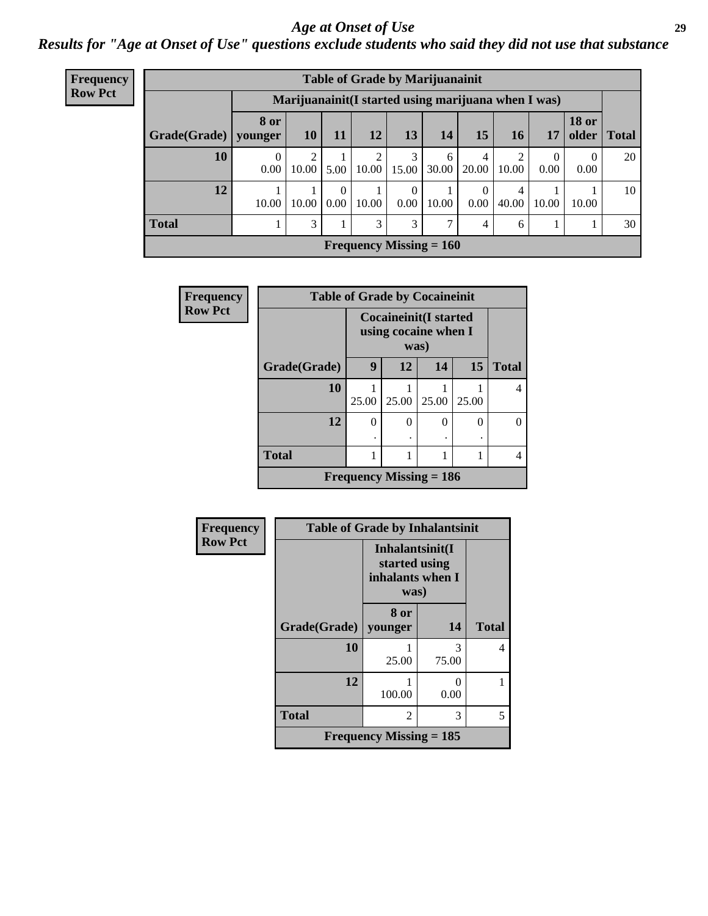# *Age at Onset of Use*

## *Results for "Age at Onset of Use" questions exclude students who said they did not use that substance*

**Frequency**
**Row Pct**

| Table of Grade by Marijuanainit | | | | | | | | | | | |
|---|---|---|---|---|---|---|---|---|---|---|---|
| | Marijuanainit(I started using marijuana when I was) | | | | | | | | | | |
| Grade(Grade) | 8 or younger | 10 | 11 | 12 | 13 | 14 | 15 | 16 | 17 | 18 or older | Total |
| 10 | 0<br>0.00 | 2<br>10.00 | 1<br>5.00 | 2<br>10.00 | 3<br>15.00 | 6<br>30.00 | 4<br>20.00 | 2<br>10.00 | 0<br>0.00 | 0<br>0.00 | 20 |
| 12 | 1<br>10.00 | 1<br>10.00 | 0<br>0.00 | 1<br>10.00 | 0<br>0.00 | 1<br>10.00 | 0<br>0.00 | 4<br>40.00 | 1<br>10.00 | 1<br>10.00 | 10 |
| Total | 1 | 3 | 1 | 3 | 3 | 7 | 4 | 6 | 1 | 1 | 30 |
| Frequency Missing = 160 | | | | | | | | | | | |

**Frequency**
**Row Pct**

| Table of Grade by Cocaineinit | | | | | |
|---|---|---|---|---|---|
| | Cocaineinit(I started using cocaine when I was) | | | | |
| Grade(Grade) | 9 | 12 | 14 | 15 | Total |
| 10 | 1<br>25.00 | 1<br>25.00 | 1<br>25.00 | 1<br>25.00 | 4 |
| 12 | 0<br>. | 0<br>. | 0<br>. | 0<br>. | 0 |
| Total | 1 | 1 | 1 | 1 | 4 |
| Frequency Missing = 186 | | | | | |

**Frequency**
**Row Pct**

| Table of Grade by Inhalantsinit | | | |
|---|---|---|---|
| | Inhalantsinit(I started using inhalants when I was) | | |
| Grade(Grade) | 8 or younger | 14 | Total |
| 10 | 1<br>25.00 | 3<br>75.00 | 4 |
| 12 | 1<br>100.00 | 0<br>0.00 | 1 |
| Total | 2 | 3 | 5 |
| Frequency Missing = 185 | | | |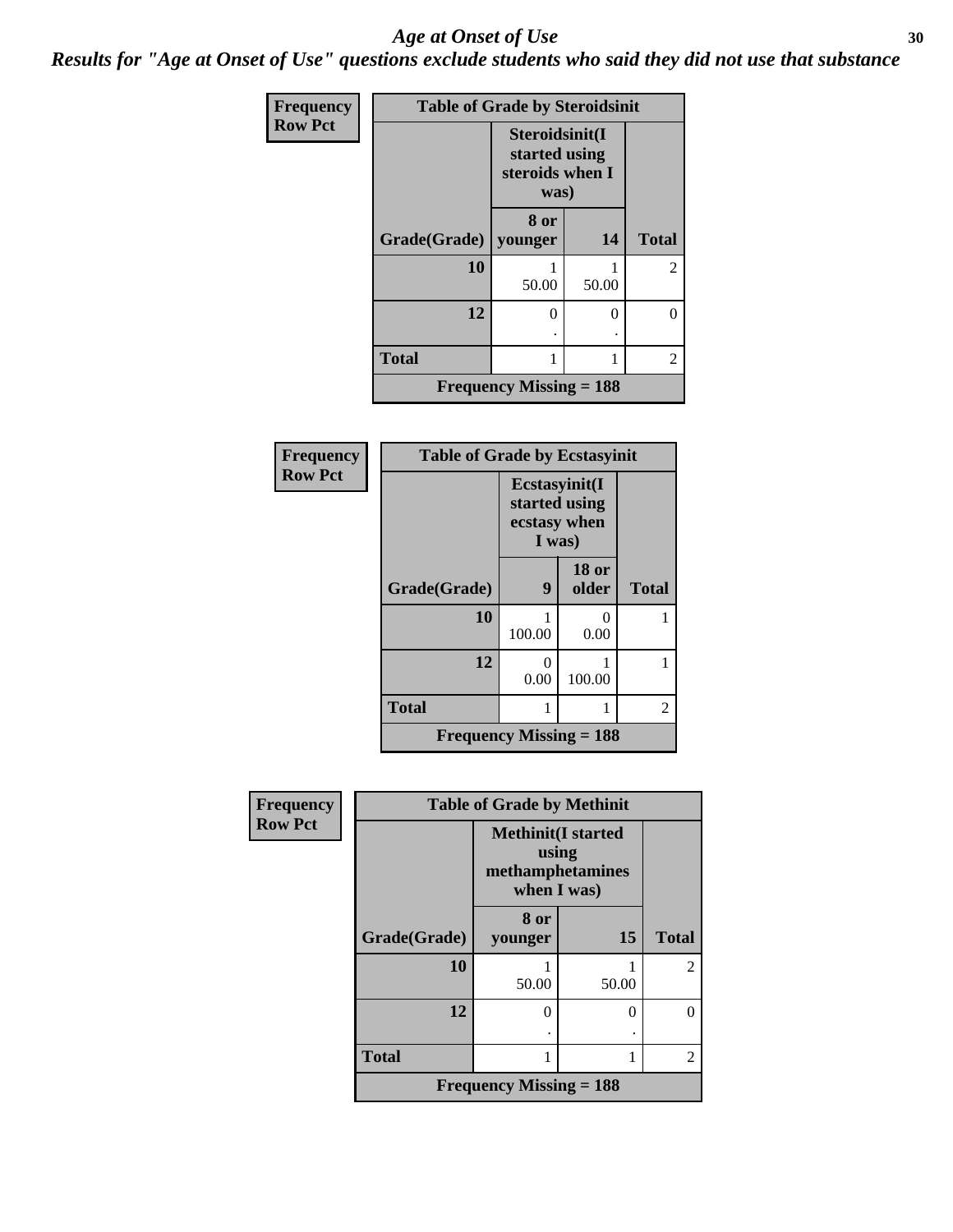# Age at Onset of Use

***Results for "Age at Onset of Use" questions exclude students who said they did not use that substance***

**Frequency**
**Row Pct**

| Table of Grade by Steroidsinit | | | |
|---|---|---|---|
| | Steroidsinit(I started using steroids when I was) | | |
| Grade(Grade) | 8 or younger | 14 | Total |
| 10 | 1<br>50.00 | 1<br>50.00 | 2 |
| 12 | 0<br>. | 0<br>. | 0 |
| Total | 1 | 1 | 2 |
| Frequency Missing = 188 | | | |

**Frequency**
**Row Pct**

| Table of Grade by Ecstasyinit | | | |
|---|---|---|---|
| | Ecstasyinit(I started using ecstasy when I was) | | |
| Grade(Grade) | 9 | 18 or older | Total |
| 10 | 1<br>100.00 | 0<br>0.00 | 1 |
| 12 | 0<br>0.00 | 1<br>100.00 | 1 |
| Total | 1 | 1 | 2 |
| Frequency Missing = 188 | | | |

**Frequency**
**Row Pct**

| Table of Grade by Methinit | | | |
|---|---|---|---|
| | Methinit(I started using methamphetamines when I was) | | |
| Grade(Grade) | 8 or younger | 15 | Total |
| 10 | 1<br>50.00 | 1<br>50.00 | 2 |
| 12 | 0<br>. | 0<br>. | 0 |
| Total | 1 | 1 | 2 |
| Frequency Missing = 188 | | | |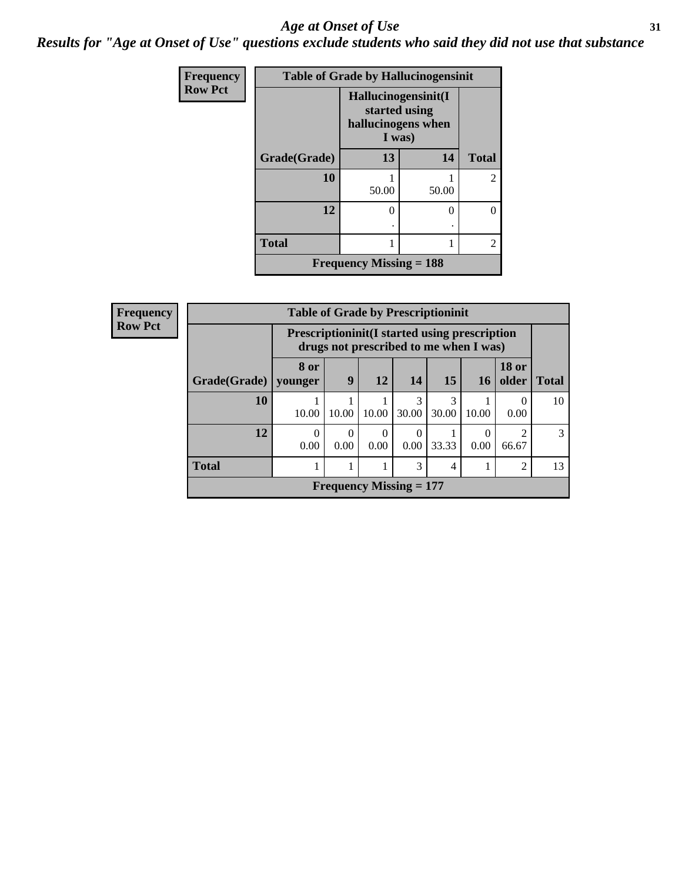# Age at Onset of Use

*Results for "Age at Onset of Use" questions exclude students who said they did not use that substance*

**Frequency / Row Pct**

| Table of Grade by Hallucinogensinit | | | |
|---|---|---|---|
| | Hallucinogensinit(I started using hallucinogens when I was) | | |
| Grade(Grade) | 13 | 14 | Total |
| 10 | 1<br>50.00 | 1<br>50.00 | 2 |
| 12 | 0<br>. | 0<br>. | 0 |
| Total | 1 | 1 | 2 |
| Frequency Missing = 188 | | | |

**Frequency / Row Pct**

| Table of Grade by Prescriptioninit | | | | | | | | |
|---|---|---|---|---|---|---|---|---|
| | Prescriptioninit(I started using prescription drugs not prescribed to me when I was) | | | | | | | |
| Grade(Grade) | 8 or younger | 9 | 12 | 14 | 15 | 16 | 18 or older | Total |
| 10 | 1<br>10.00 | 1<br>10.00 | 1<br>10.00 | 3<br>30.00 | 3<br>30.00 | 1<br>10.00 | 0<br>0.00 | 10 |
| 12 | 0<br>0.00 | 0<br>0.00 | 0<br>0.00 | 0<br>0.00 | 1<br>33.33 | 0<br>0.00 | 2<br>66.67 | 3 |
| Total | 1 | 1 | 1 | 3 | 4 | 1 | 2 | 13 |
| Frequency Missing = 177 | | | | | | | | |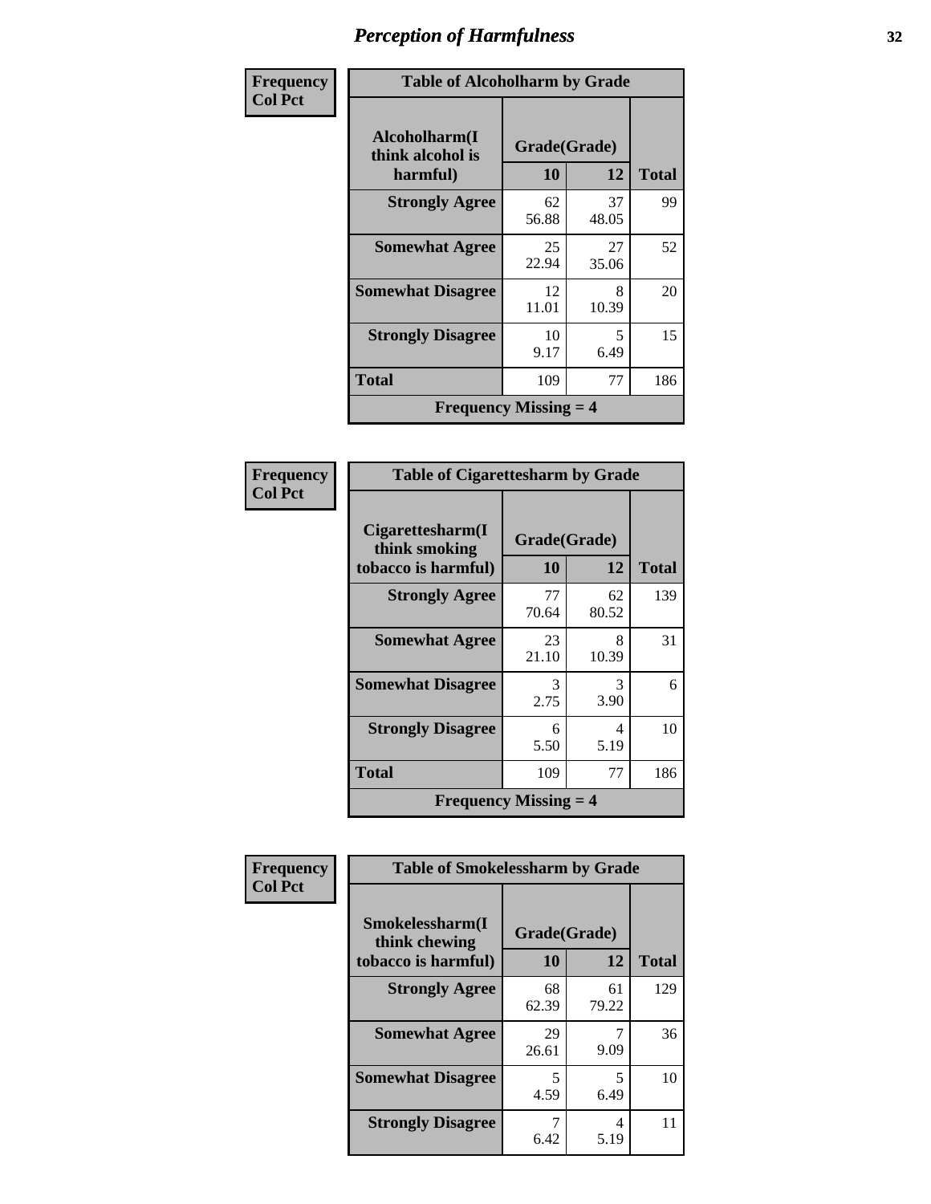# Perception of Harmfulness

**Frequency**
**Col Pct**

| Table of Alcoholharm by Grade | | | |
|---|---|---|---|
| Alcoholharm(I think alcohol is harmful) | Grade(Grade) | | Total |
| | 10 | 12 | |
| Strongly Agree | 62<br>56.88 | 37<br>48.05 | 99 |
| Somewhat Agree | 25<br>22.94 | 27<br>35.06 | 52 |
| Somewhat Disagree | 12<br>11.01 | 8<br>10.39 | 20 |
| Strongly Disagree | 10<br>9.17 | 5<br>6.49 | 15 |
| Total | 109 | 77 | 186 |
| Frequency Missing = 4 | | | |

**Frequency**
**Col Pct**

| Table of Cigarettesharm by Grade | | | |
|---|---|---|---|
| Cigarettesharm(I think smoking tobacco is harmful) | Grade(Grade) | | Total |
| | 10 | 12 | |
| Strongly Agree | 77<br>70.64 | 62<br>80.52 | 139 |
| Somewhat Agree | 23<br>21.10 | 8<br>10.39 | 31 |
| Somewhat Disagree | 3<br>2.75 | 3<br>3.90 | 6 |
| Strongly Disagree | 6<br>5.50 | 4<br>5.19 | 10 |
| Total | 109 | 77 | 186 |
| Frequency Missing = 4 | | | |

**Frequency**
**Col Pct**

| Table of Smokelessharm by Grade | | | |
|---|---|---|---|
| Smokelessharm(I think chewing tobacco is harmful) | Grade(Grade) | | Total |
| | 10 | 12 | |
| Strongly Agree | 68<br>62.39 | 61<br>79.22 | 129 |
| Somewhat Agree | 29<br>26.61 | 7<br>9.09 | 36 |
| Somewhat Disagree | 5<br>4.59 | 5<br>6.49 | 10 |
| Strongly Disagree | 7<br>6.42 | 4<br>5.19 | 11 |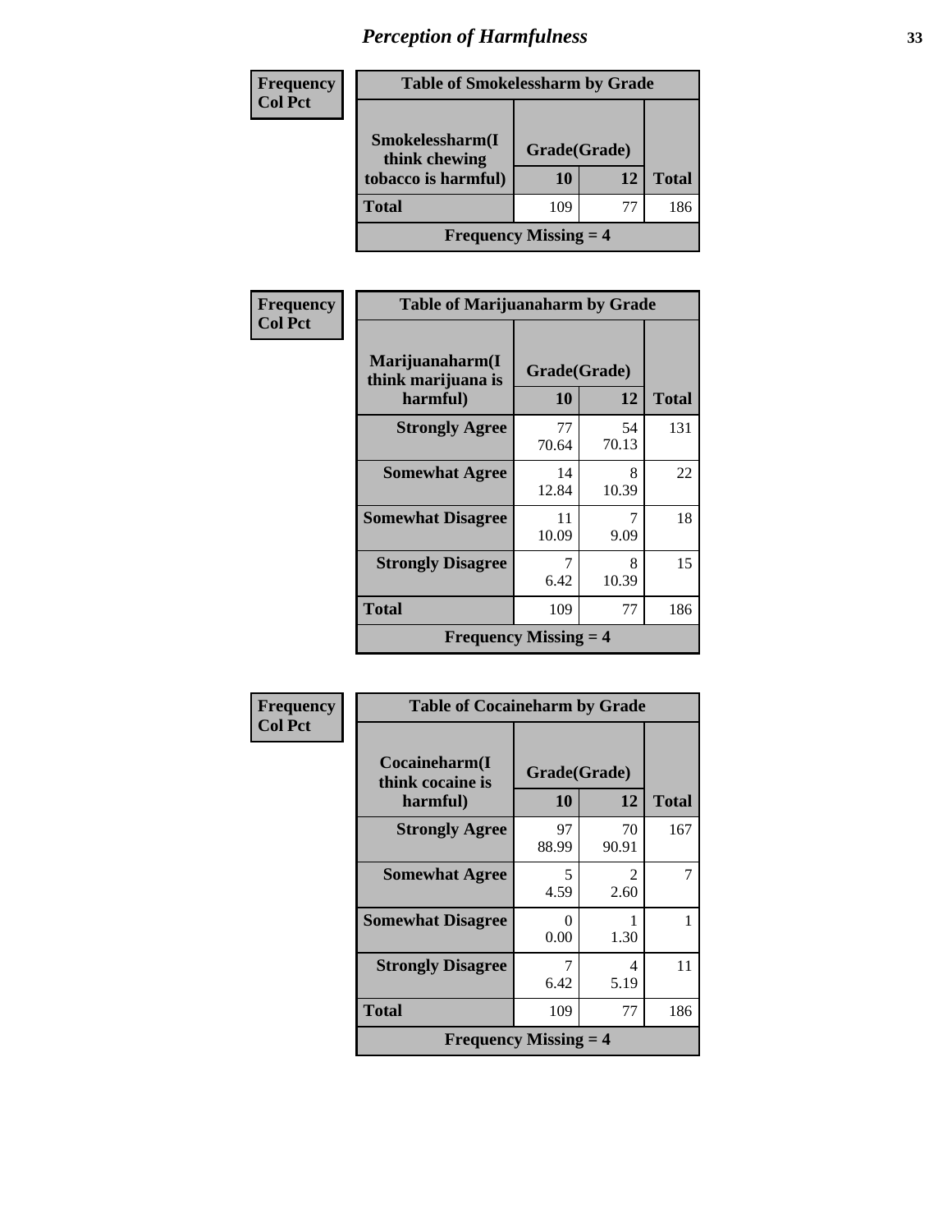# Perception of Harmfulness

**Frequency**
**Col Pct**

| Table of Smokelessharm by Grade | | | |
|---|---|---|---|
| Smokelessharm(I think chewing tobacco is harmful) | Grade(Grade) | | |
| | 10 | 12 | Total |
| **Total** | 109 | 77 | 186 |
| **Frequency Missing = 4** | | | |

**Frequency**
**Col Pct**

| Table of Marijuanaharm by Grade | | | |
|---|---|---|---|
| Marijuanaharm(I think marijuana is harmful) | Grade(Grade) | | |
| | 10 | 12 | Total |
| **Strongly Agree** | 77<br>70.64 | 54<br>70.13 | 131 |
| **Somewhat Agree** | 14<br>12.84 | 8<br>10.39 | 22 |
| **Somewhat Disagree** | 11<br>10.09 | 7<br>9.09 | 18 |
| **Strongly Disagree** | 7<br>6.42 | 8<br>10.39 | 15 |
| **Total** | 109 | 77 | 186 |
| **Frequency Missing = 4** | | | |

**Frequency**
**Col Pct**

| Table of Cocaineharm by Grade | | | |
|---|---|---|---|
| Cocaineharm(I think cocaine is harmful) | Grade(Grade) | | |
| | 10 | 12 | Total |
| **Strongly Agree** | 97<br>88.99 | 70<br>90.91 | 167 |
| **Somewhat Agree** | 5<br>4.59 | 2<br>2.60 | 7 |
| **Somewhat Disagree** | 0<br>0.00 | 1<br>1.30 | 1 |
| **Strongly Disagree** | 7<br>6.42 | 4<br>5.19 | 11 |
| **Total** | 109 | 77 | 186 |
| **Frequency Missing = 4** | | | |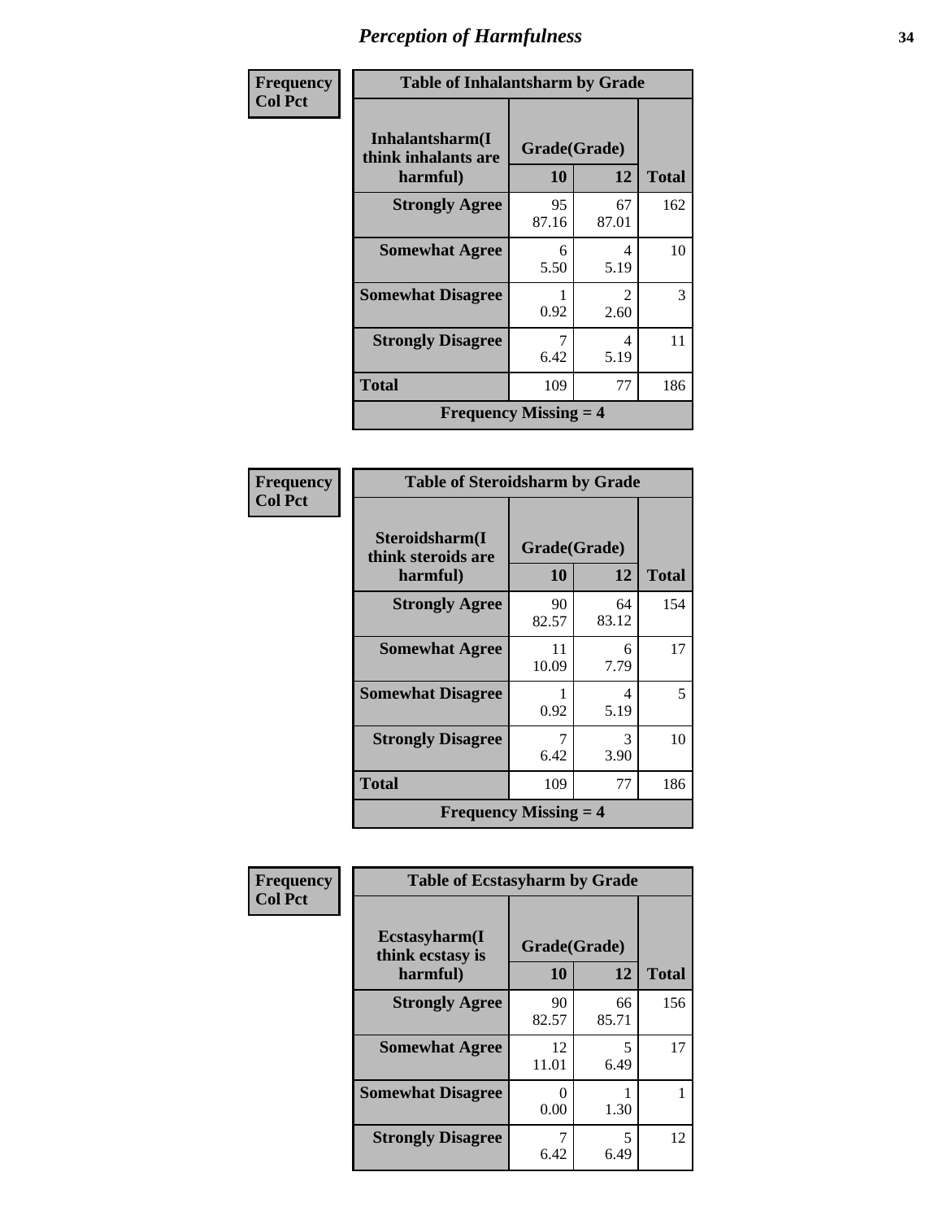# Perception of Harmfulness

**Frequency / Col Pct**

| Table of Inhalantsharm by Grade | | | |
|---|---|---|---|
| **Inhalantsharm(I think inhalants are harmful)** | **Grade(Grade)** | | **Total** |
| | **10** | **12** | |
| **Strongly Agree** | 95<br>87.16 | 67<br>87.01 | 162 |
| **Somewhat Agree** | 6<br>5.50 | 4<br>5.19 | 10 |
| **Somewhat Disagree** | 1<br>0.92 | 2<br>2.60 | 3 |
| **Strongly Disagree** | 7<br>6.42 | 4<br>5.19 | 11 |
| **Total** | 109 | 77 | 186 |
| **Frequency Missing = 4** | | | |

**Frequency / Col Pct**

| Table of Steroidsharm by Grade | | | |
|---|---|---|---|
| **Steroidsharm(I think steroids are harmful)** | **Grade(Grade)** | | **Total** |
| | **10** | **12** | |
| **Strongly Agree** | 90<br>82.57 | 64<br>83.12 | 154 |
| **Somewhat Agree** | 11<br>10.09 | 6<br>7.79 | 17 |
| **Somewhat Disagree** | 1<br>0.92 | 4<br>5.19 | 5 |
| **Strongly Disagree** | 7<br>6.42 | 3<br>3.90 | 10 |
| **Total** | 109 | 77 | 186 |
| **Frequency Missing = 4** | | | |

**Frequency / Col Pct**

| Table of Ecstasyharm by Grade | | | |
|---|---|---|---|
| **Ecstasyharm(I think ecstasy is harmful)** | **Grade(Grade)** | | **Total** |
| | **10** | **12** | |
| **Strongly Agree** | 90<br>82.57 | 66<br>85.71 | 156 |
| **Somewhat Agree** | 12<br>11.01 | 5<br>6.49 | 17 |
| **Somewhat Disagree** | 0<br>0.00 | 1<br>1.30 | 1 |
| **Strongly Disagree** | 7<br>6.42 | 5<br>6.49 | 12 |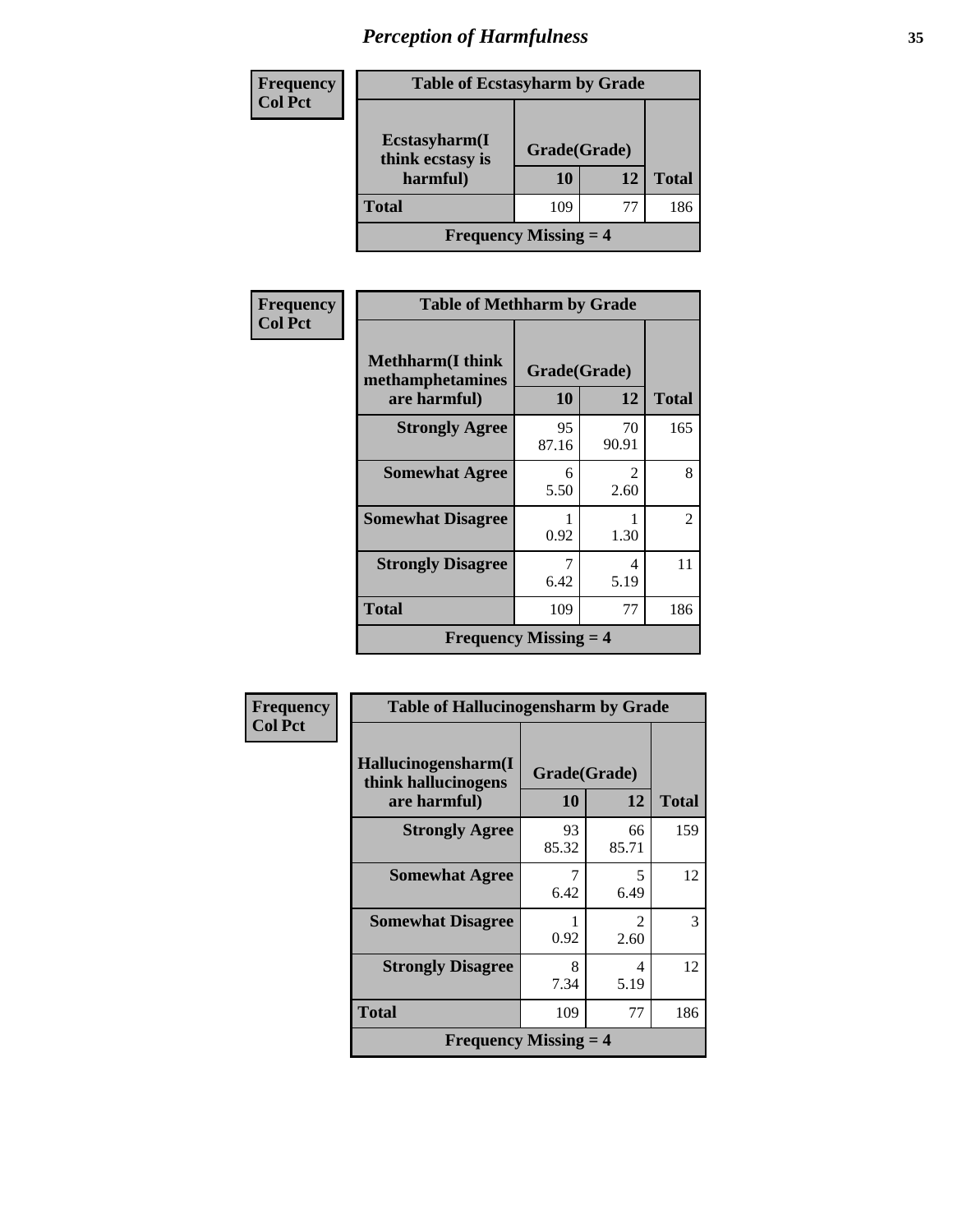# Perception of Harmfulness

| Frequency<br>Col Pct | Table of Ecstasyharm by Grade | | |
|---|---|---|---|
| Ecstasyharm(I think ecstasy is harmful) | Grade(Grade) | | |
| | 10 | 12 | Total |
| Total | 109 | 77 | 186 |
| Frequency Missing = 4 | | | |

| Frequency<br>Col Pct | Table of Methharm by Grade | | |
|---|---|---|---|
| Methharm(I think methamphetamines are harmful) | Grade(Grade) | | |
| | 10 | 12 | Total |
| Strongly Agree | 95<br>87.16 | 70<br>90.91 | 165 |
| Somewhat Agree | 6<br>5.50 | 2<br>2.60 | 8 |
| Somewhat Disagree | 1<br>0.92 | 1<br>1.30 | 2 |
| Strongly Disagree | 7<br>6.42 | 4<br>5.19 | 11 |
| Total | 109 | 77 | 186 |
| Frequency Missing = 4 | | | |

| Frequency<br>Col Pct | Table of Hallucinogensharm by Grade | | |
|---|---|---|---|
| Hallucinogensharm(I think hallucinogens are harmful) | Grade(Grade) | | |
| | 10 | 12 | Total |
| Strongly Agree | 93<br>85.32 | 66<br>85.71 | 159 |
| Somewhat Agree | 7<br>6.42 | 5<br>6.49 | 12 |
| Somewhat Disagree | 1<br>0.92 | 2<br>2.60 | 3 |
| Strongly Disagree | 8<br>7.34 | 4<br>5.19 | 12 |
| Total | 109 | 77 | 186 |
| Frequency Missing = 4 | | | |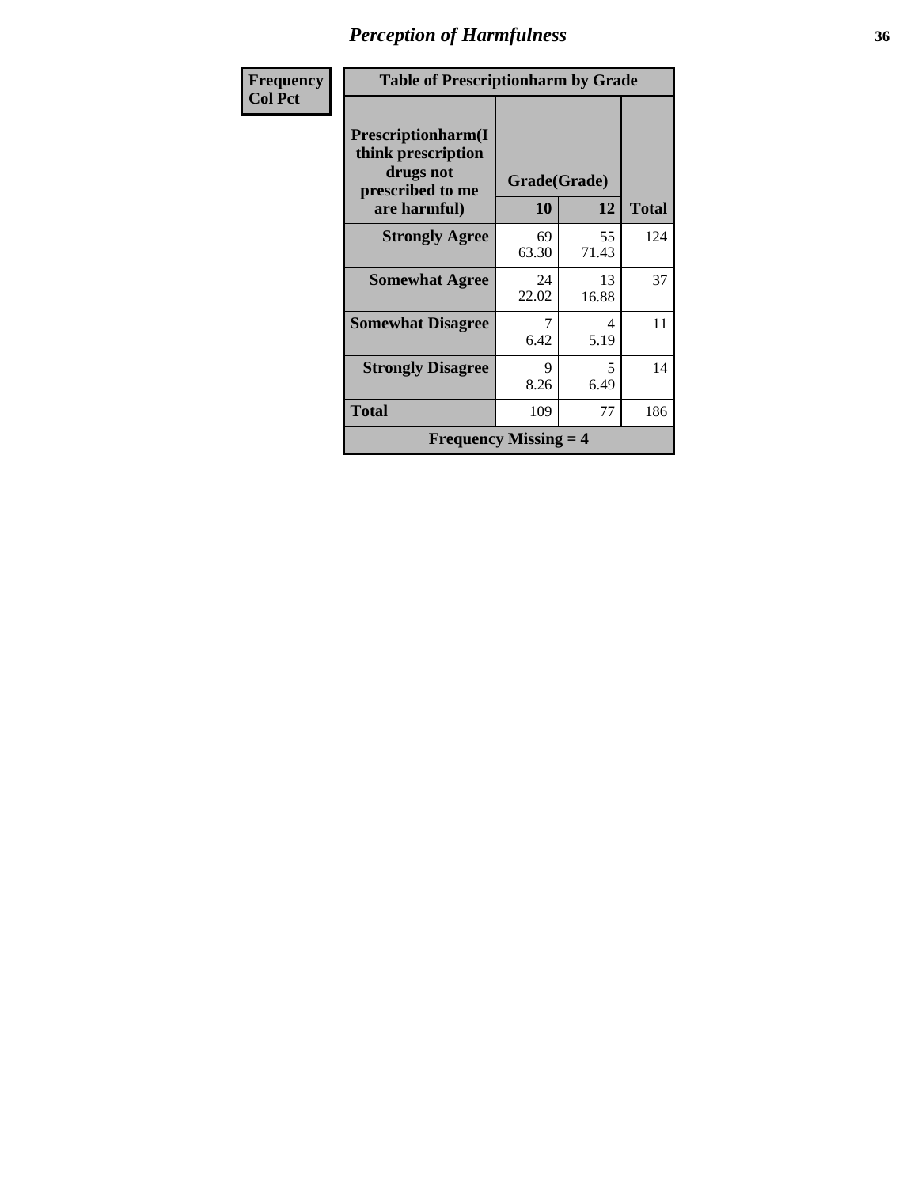# Perception of Harmfulness

| Frequency Col Pct | Table of Prescriptionharm by Grade | | |
|---|---|---|---|
| **Prescriptionharm(I think prescription drugs not prescribed to me are harmful)** | **Grade(Grade)** | | |
| | **10** | **12** | **Total** |
| **Strongly Agree** | 69<br>63.30 | 55<br>71.43 | 124 |
| **Somewhat Agree** | 24<br>22.02 | 13<br>16.88 | 37 |
| **Somewhat Disagree** | 7<br>6.42 | 4<br>5.19 | 11 |
| **Strongly Disagree** | 9<br>8.26 | 5<br>6.49 | 14 |
| **Total** | 109 | 77 | 186 |
| **Frequency Missing = 4** | | | |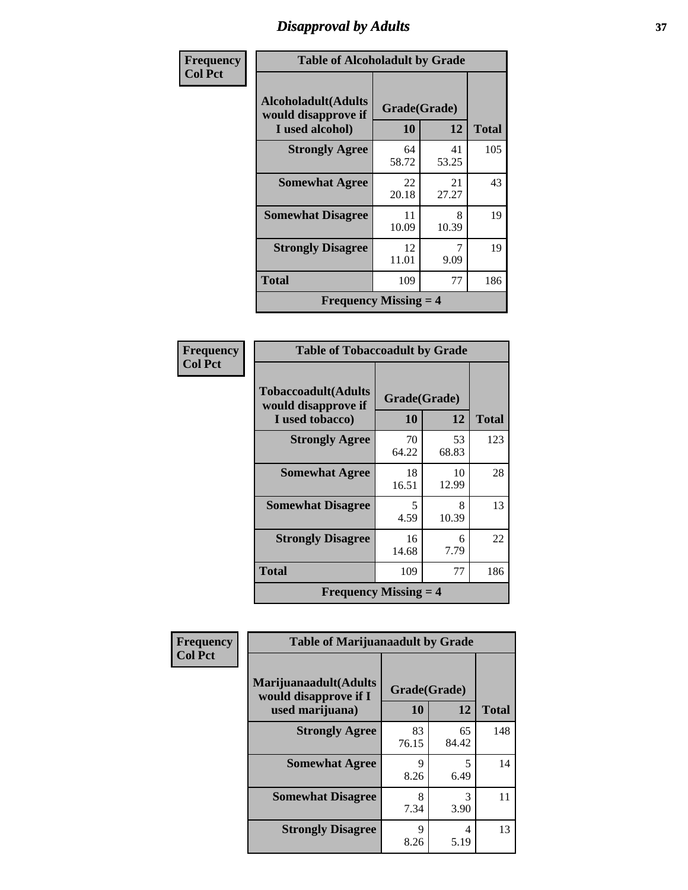# Disapproval by Adults

**Frequency**
**Col Pct**

| Table of Alcoholadult by Grade | | | |
|---|---|---|---|
| Alcoholadult(Adults would disapprove if I used alcohol) | Grade(Grade) | | Total |
| | 10 | 12 | |
| **Strongly Agree** | 64<br>58.72 | 41<br>53.25 | 105 |
| **Somewhat Agree** | 22<br>20.18 | 21<br>27.27 | 43 |
| **Somewhat Disagree** | 11<br>10.09 | 8<br>10.39 | 19 |
| **Strongly Disagree** | 12<br>11.01 | 7<br>9.09 | 19 |
| **Total** | 109 | 77 | 186 |
| **Frequency Missing = 4** | | | |

**Frequency**
**Col Pct**

| Table of Tobaccoadult by Grade | | | |
|---|---|---|---|
| Tobaccoadult(Adults would disapprove if I used tobacco) | Grade(Grade) | | Total |
| | 10 | 12 | |
| **Strongly Agree** | 70<br>64.22 | 53<br>68.83 | 123 |
| **Somewhat Agree** | 18<br>16.51 | 10<br>12.99 | 28 |
| **Somewhat Disagree** | 5<br>4.59 | 8<br>10.39 | 13 |
| **Strongly Disagree** | 16<br>14.68 | 6<br>7.79 | 22 |
| **Total** | 109 | 77 | 186 |
| **Frequency Missing = 4** | | | |

**Frequency**
**Col Pct**

| Table of Marijuanaadult by Grade | | | |
|---|---|---|---|
| Marijuanaadult(Adults would disapprove if I used marijuana) | Grade(Grade) | | Total |
| | 10 | 12 | |
| **Strongly Agree** | 83<br>76.15 | 65<br>84.42 | 148 |
| **Somewhat Agree** | 9<br>8.26 | 5<br>6.49 | 14 |
| **Somewhat Disagree** | 8<br>7.34 | 3<br>3.90 | 11 |
| **Strongly Disagree** | 9<br>8.26 | 4<br>5.19 | 13 |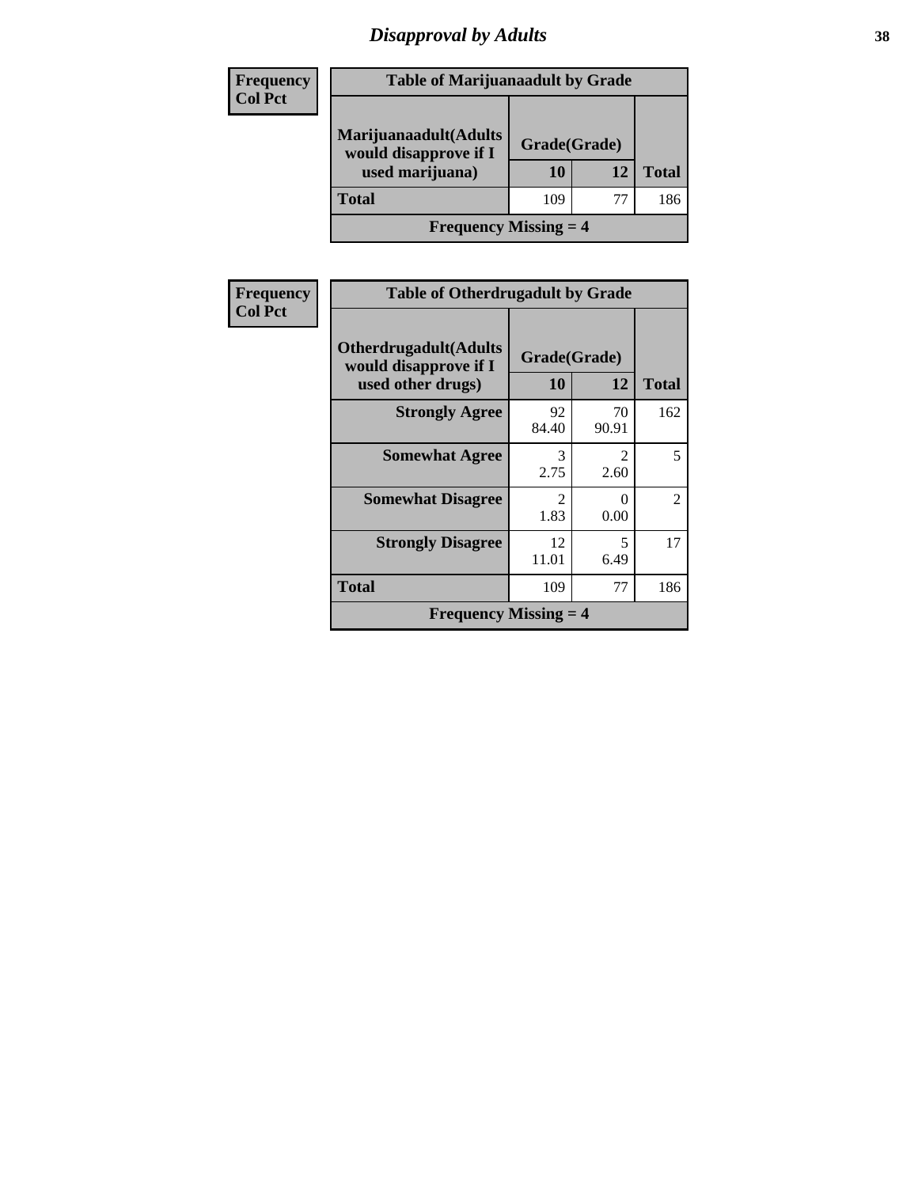# Disapproval by Adults

| Frequency Col Pct | Table of Marijuanaadult by Grade | | |
|---|---|---|---|
| | **Marijuanaadult(Adults would disapprove if I used marijuana)** | **Grade(Grade)** | |
| | | **10** | **12** | **Total** |
| | **Total** | 109 | 77 | 186 |
| | **Frequency Missing = 4** | | | |

| Frequency Col Pct | Table of Otherdrugadult by Grade | | | |
|---|---|---|---|---|
| | **Otherdrugadult(Adults would disapprove if I used other drugs)** | **Grade(Grade)** | | |
| | | **10** | **12** | **Total** |
| | **Strongly Agree** | 92<br>84.40 | 70<br>90.91 | 162 |
| | **Somewhat Agree** | 3<br>2.75 | 2<br>2.60 | 5 |
| | **Somewhat Disagree** | 2<br>1.83 | 0<br>0.00 | 2 |
| | **Strongly Disagree** | 12<br>11.01 | 5<br>6.49 | 17 |
| | **Total** | 109 | 77 | 186 |
| | **Frequency Missing = 4** | | | |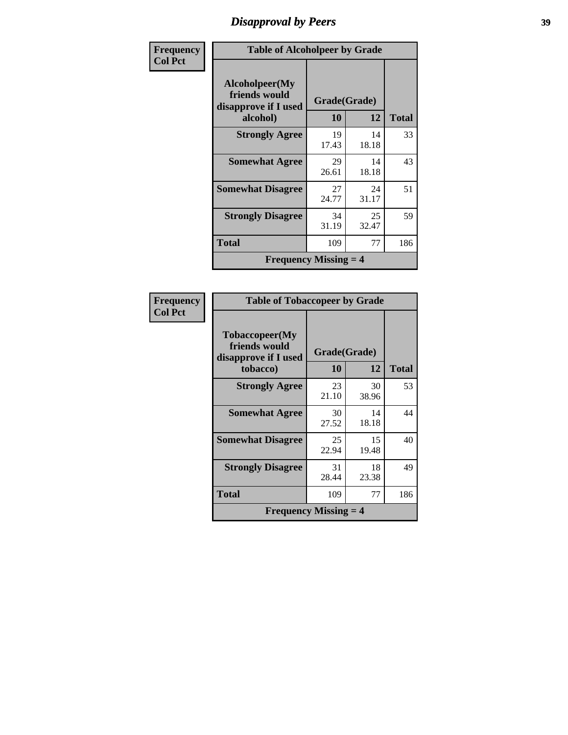# Disapproval by Peers

| Frequency<br>Col Pct | Table of Alcoholpeer by Grade | | |
|---|---|---|---|
| Alcoholpeer(My friends would disapprove if I used alcohol) | Grade(Grade) | | |
| | 10 | 12 | Total |
| Strongly Agree | 19<br>17.43 | 14<br>18.18 | 33 |
| Somewhat Agree | 29<br>26.61 | 14<br>18.18 | 43 |
| Somewhat Disagree | 27<br>24.77 | 24<br>31.17 | 51 |
| Strongly Disagree | 34<br>31.19 | 25<br>32.47 | 59 |
| Total | 109 | 77 | 186 |
| Frequency Missing = 4 | | | |

| Frequency<br>Col Pct | Table of Tobaccopeer by Grade | | |
|---|---|---|---|
| Tobaccopeer(My friends would disapprove if I used tobacco) | Grade(Grade) | | |
| | 10 | 12 | Total |
| Strongly Agree | 23<br>21.10 | 30<br>38.96 | 53 |
| Somewhat Agree | 30<br>27.52 | 14<br>18.18 | 44 |
| Somewhat Disagree | 25<br>22.94 | 15<br>19.48 | 40 |
| Strongly Disagree | 31<br>28.44 | 18<br>23.38 | 49 |
| Total | 109 | 77 | 186 |
| Frequency Missing = 4 | | | |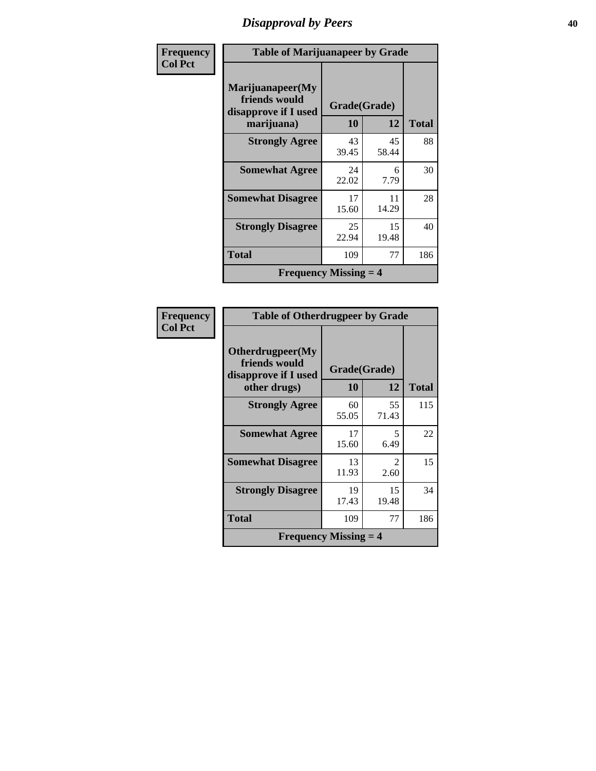## Disapproval by Peers

**Frequency**
**Col Pct**

| Table of Marijuanapeer by Grade | | | |
|---|---|---|---|
| **Marijuanapeer(My friends would disapprove if I used marijuana)** | **Grade(Grade)** | | |
| | **10** | **12** | **Total** |
| **Strongly Agree** | 43<br>39.45 | 45<br>58.44 | 88 |
| **Somewhat Agree** | 24<br>22.02 | 6<br>7.79 | 30 |
| **Somewhat Disagree** | 17<br>15.60 | 11<br>14.29 | 28 |
| **Strongly Disagree** | 25<br>22.94 | 15<br>19.48 | 40 |
| **Total** | 109 | 77 | 186 |
| **Frequency Missing = 4** | | | |

**Frequency**
**Col Pct**

| Table of Otherdrugpeer by Grade | | | |
|---|---|---|---|
| **Otherdrugpeer(My friends would disapprove if I used other drugs)** | **Grade(Grade)** | | |
| | **10** | **12** | **Total** |
| **Strongly Agree** | 60<br>55.05 | 55<br>71.43 | 115 |
| **Somewhat Agree** | 17<br>15.60 | 5<br>6.49 | 22 |
| **Somewhat Disagree** | 13<br>11.93 | 2<br>2.60 | 15 |
| **Strongly Disagree** | 19<br>17.43 | 15<br>19.48 | 34 |
| **Total** | 109 | 77 | 186 |
| **Frequency Missing = 4** | | | |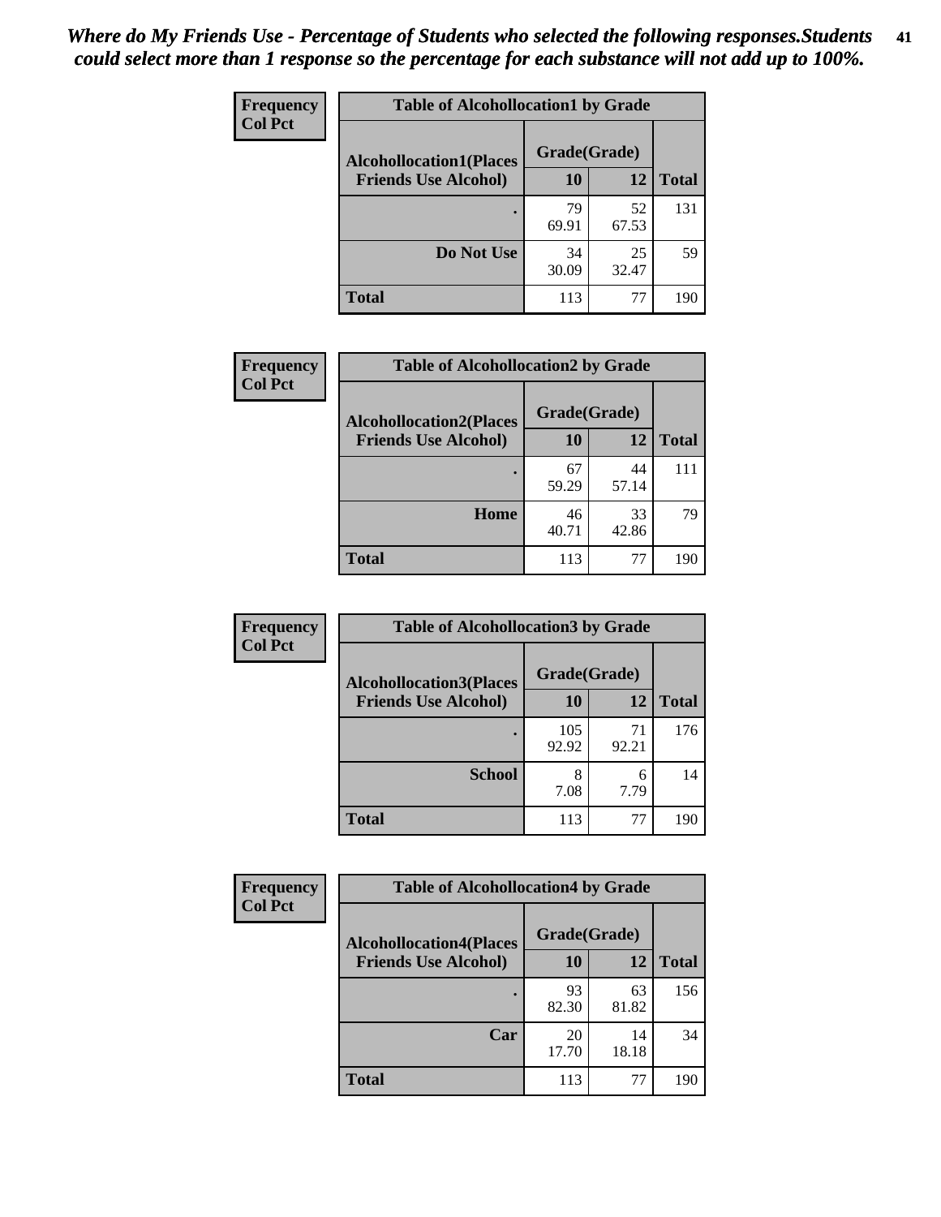*Where do My Friends Use - Percentage of Students who selected the following responses.Students could select more than 1 response so the percentage for each substance will not add up to 100%.*

**Frequency**
**Col Pct**

| Table of Alcohollocation1 by Grade | | | |
|---|---|---|---|
| **Alcohollocation1(Places Friends Use Alcohol)** | **Grade(Grade)** | | |
| | **10** | **12** | **Total** |
| **.** | 79<br>69.91 | 52<br>67.53 | 131 |
| **Do Not Use** | 34<br>30.09 | 25<br>32.47 | 59 |
| **Total** | 113 | 77 | 190 |

**Frequency**
**Col Pct**

| Table of Alcohollocation2 by Grade | | | |
|---|---|---|---|
| **Alcohollocation2(Places Friends Use Alcohol)** | **Grade(Grade)** | | |
| | **10** | **12** | **Total** |
| **.** | 67<br>59.29 | 44<br>57.14 | 111 |
| **Home** | 46<br>40.71 | 33<br>42.86 | 79 |
| **Total** | 113 | 77 | 190 |

**Frequency**
**Col Pct**

| Table of Alcohollocation3 by Grade | | | |
|---|---|---|---|
| **Alcohollocation3(Places Friends Use Alcohol)** | **Grade(Grade)** | | |
| | **10** | **12** | **Total** |
| **.** | 105<br>92.92 | 71<br>92.21 | 176 |
| **School** | 8<br>7.08 | 6<br>7.79 | 14 |
| **Total** | 113 | 77 | 190 |

**Frequency**
**Col Pct**

| Table of Alcohollocation4 by Grade | | | |
|---|---|---|---|
| **Alcohollocation4(Places Friends Use Alcohol)** | **Grade(Grade)** | | |
| | **10** | **12** | **Total** |
| **.** | 93<br>82.30 | 63<br>81.82 | 156 |
| **Car** | 20<br>17.70 | 14<br>18.18 | 34 |
| **Total** | 113 | 77 | 190 |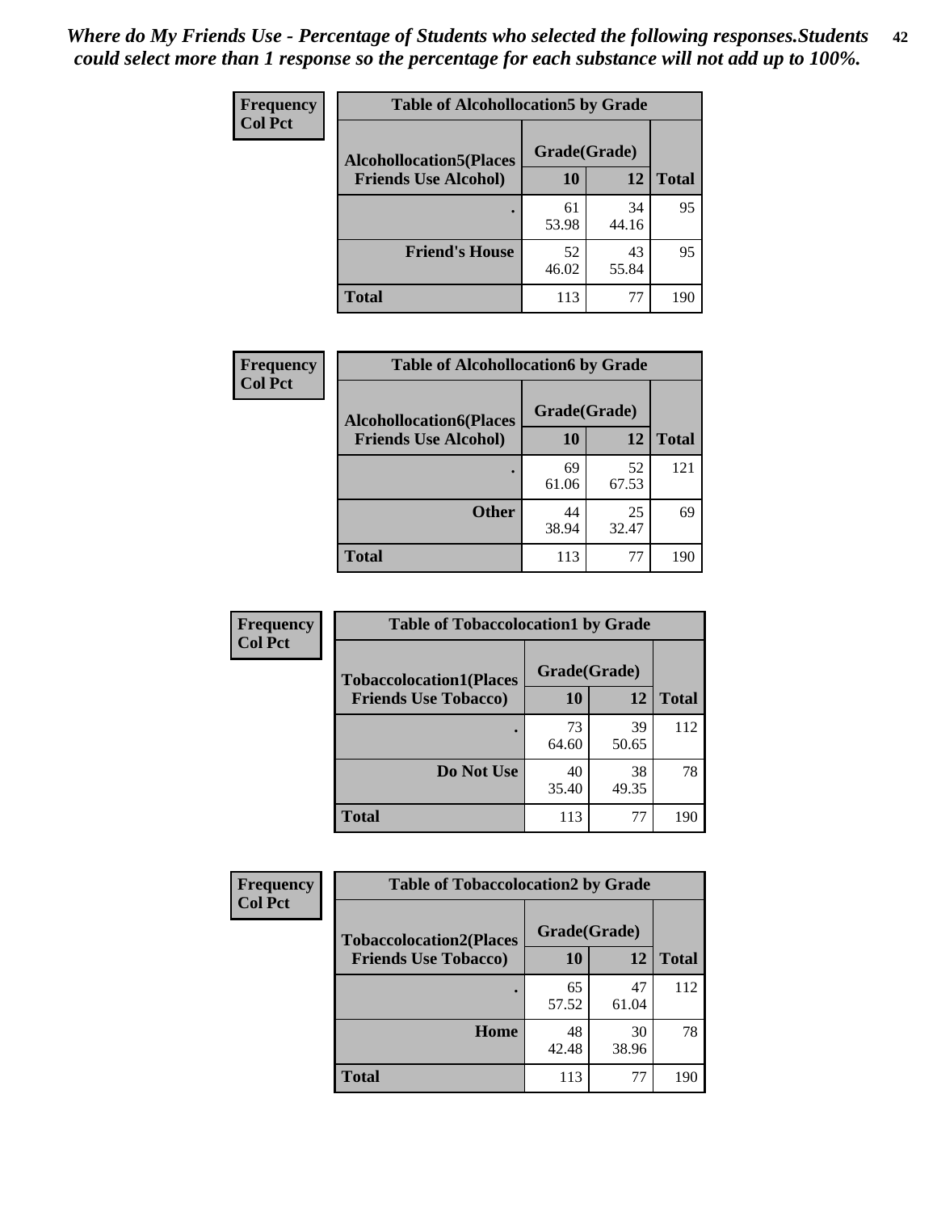*Where do My Friends Use - Percentage of Students who selected the following responses.Students could select more than 1 response so the percentage for each substance will not add up to 100%.*

**Table of Alcohollocation5 by Grade**

Frequency / Col Pct

| Alcohollocation5(Places Friends Use Alcohol) | Grade(Grade) 10 | 12 | Total |
|---|---|---|---|
| . | 61<br>53.98 | 34<br>44.16 | 95 |
| Friend's House | 52<br>46.02 | 43<br>55.84 | 95 |
| Total | 113 | 77 | 190 |

**Table of Alcohollocation6 by Grade**

Frequency / Col Pct

| Alcohollocation6(Places Friends Use Alcohol) | Grade(Grade) 10 | 12 | Total |
|---|---|---|---|
| . | 69<br>61.06 | 52<br>67.53 | 121 |
| Other | 44<br>38.94 | 25<br>32.47 | 69 |
| Total | 113 | 77 | 190 |

**Table of Tobaccolocation1 by Grade**

Frequency / Col Pct

| Tobaccolocation1(Places Friends Use Tobacco) | Grade(Grade) 10 | 12 | Total |
|---|---|---|---|
| . | 73<br>64.60 | 39<br>50.65 | 112 |
| Do Not Use | 40<br>35.40 | 38<br>49.35 | 78 |
| Total | 113 | 77 | 190 |

**Table of Tobaccolocation2 by Grade**

Frequency / Col Pct

| Tobaccolocation2(Places Friends Use Tobacco) | Grade(Grade) 10 | 12 | Total |
|---|---|---|---|
| . | 65<br>57.52 | 47<br>61.04 | 112 |
| Home | 48<br>42.48 | 30<br>38.96 | 78 |
| Total | 113 | 77 | 190 |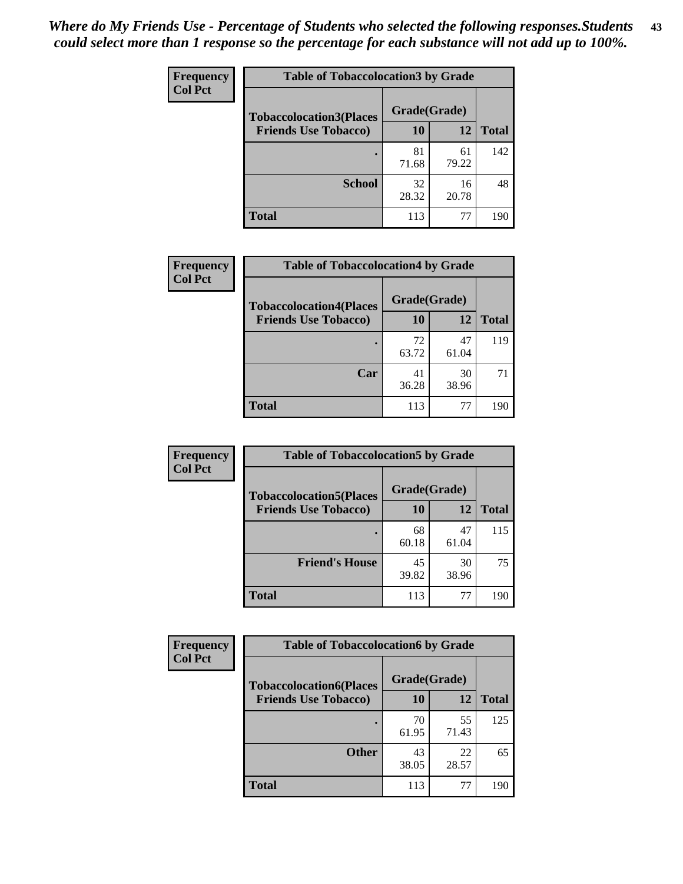*Where do My Friends Use - Percentage of Students who selected the following responses.Students could select more than 1 response so the percentage for each substance will not add up to 100%.*

**Frequency**
**Col Pct**

| Table of Tobaccolocation3 by Grade | | | |
|---|---|---|---|
| **Tobaccolocation3(Places Friends Use Tobacco)** | **Grade(Grade)** | | **Total** |
| | **10** | **12** | |
| **.** | 81<br>71.68 | 61<br>79.22 | 142 |
| **School** | 32<br>28.32 | 16<br>20.78 | 48 |
| **Total** | 113 | 77 | 190 |

**Frequency**
**Col Pct**

| Table of Tobaccolocation4 by Grade | | | |
|---|---|---|---|
| **Tobaccolocation4(Places Friends Use Tobacco)** | **Grade(Grade)** | | **Total** |
| | **10** | **12** | |
| **.** | 72<br>63.72 | 47<br>61.04 | 119 |
| **Car** | 41<br>36.28 | 30<br>38.96 | 71 |
| **Total** | 113 | 77 | 190 |

**Frequency**
**Col Pct**

| Table of Tobaccolocation5 by Grade | | | |
|---|---|---|---|
| **Tobaccolocation5(Places Friends Use Tobacco)** | **Grade(Grade)** | | **Total** |
| | **10** | **12** | |
| **.** | 68<br>60.18 | 47<br>61.04 | 115 |
| **Friend's House** | 45<br>39.82 | 30<br>38.96 | 75 |
| **Total** | 113 | 77 | 190 |

**Frequency**
**Col Pct**

| Table of Tobaccolocation6 by Grade | | | |
|---|---|---|---|
| **Tobaccolocation6(Places Friends Use Tobacco)** | **Grade(Grade)** | | **Total** |
| | **10** | **12** | |
| **.** | 70<br>61.95 | 55<br>71.43 | 125 |
| **Other** | 43<br>38.05 | 22<br>28.57 | 65 |
| **Total** | 113 | 77 | 190 |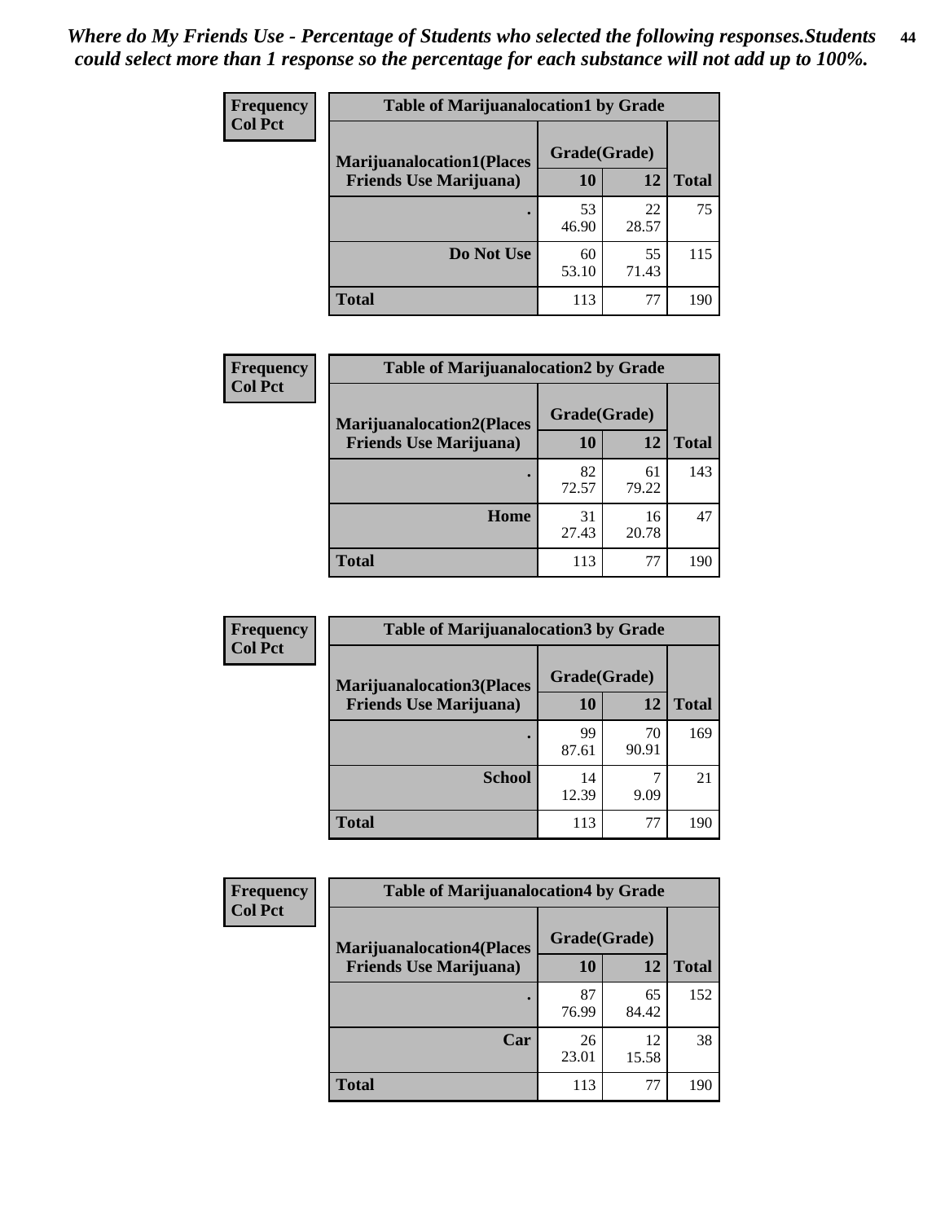*Where do My Friends Use - Percentage of Students who selected the following responses.Students could select more than 1 response so the percentage for each substance will not add up to 100%.*

**Frequency**
**Col Pct**

| Table of Marijuanalocation1 by Grade | | | |
|---|---|---|---|
| **Marijuanalocation1(Places Friends Use Marijuana)** | **Grade(Grade)** | | **Total** |
| | **10** | **12** | |
| . | 53<br>46.90 | 22<br>28.57 | 75 |
| **Do Not Use** | 60<br>53.10 | 55<br>71.43 | 115 |
| **Total** | 113 | 77 | 190 |

**Frequency**
**Col Pct**

| Table of Marijuanalocation2 by Grade | | | |
|---|---|---|---|
| **Marijuanalocation2(Places Friends Use Marijuana)** | **Grade(Grade)** | | **Total** |
| | **10** | **12** | |
| . | 82<br>72.57 | 61<br>79.22 | 143 |
| **Home** | 31<br>27.43 | 16<br>20.78 | 47 |
| **Total** | 113 | 77 | 190 |

**Frequency**
**Col Pct**

| Table of Marijuanalocation3 by Grade | | | |
|---|---|---|---|
| **Marijuanalocation3(Places Friends Use Marijuana)** | **Grade(Grade)** | | **Total** |
| | **10** | **12** | |
| . | 99<br>87.61 | 70<br>90.91 | 169 |
| **School** | 14<br>12.39 | 7<br>9.09 | 21 |
| **Total** | 113 | 77 | 190 |

**Frequency**
**Col Pct**

| Table of Marijuanalocation4 by Grade | | | |
|---|---|---|---|
| **Marijuanalocation4(Places Friends Use Marijuana)** | **Grade(Grade)** | | **Total** |
| | **10** | **12** | |
| . | 87<br>76.99 | 65<br>84.42 | 152 |
| **Car** | 26<br>23.01 | 12<br>15.58 | 38 |
| **Total** | 113 | 77 | 190 |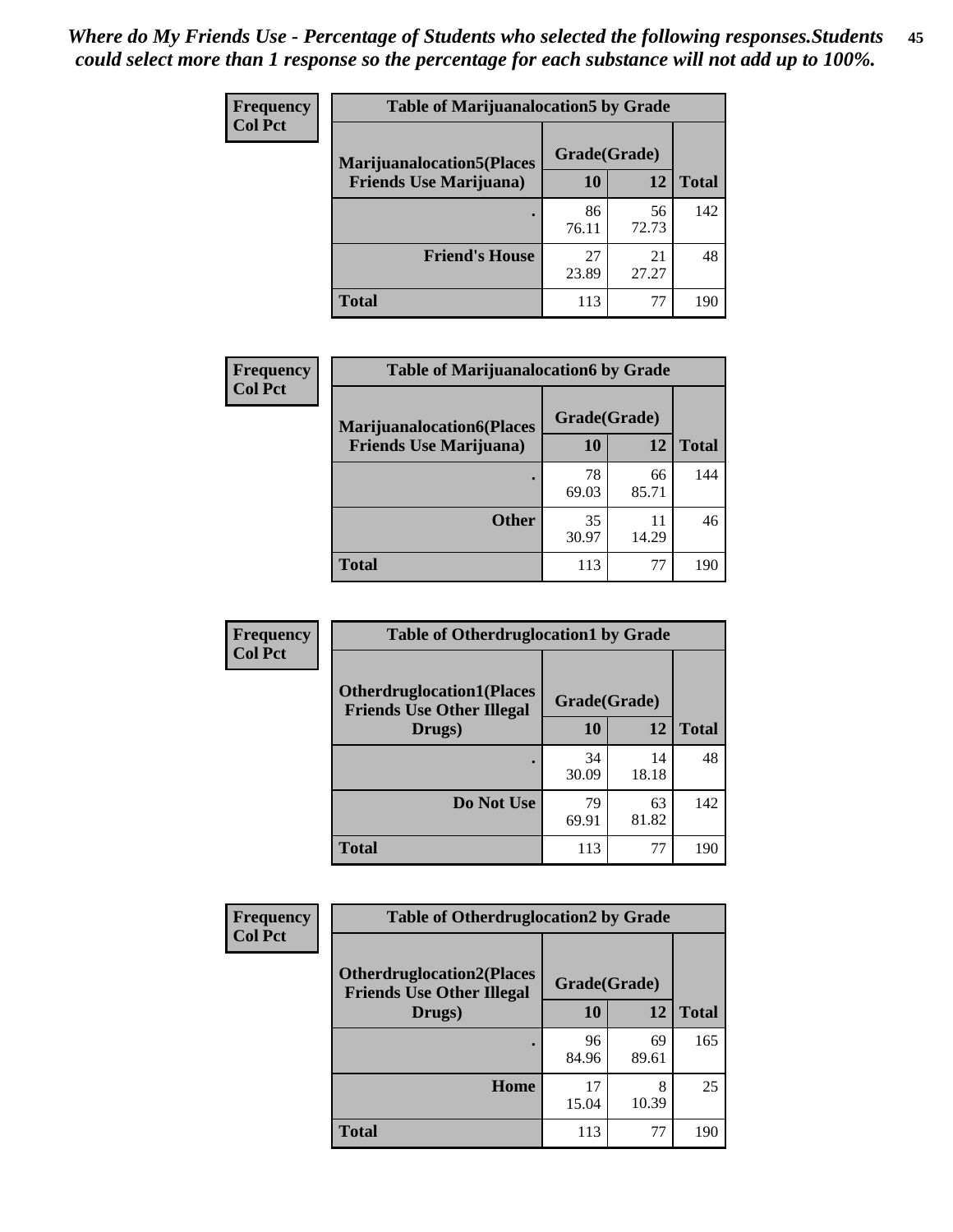*Where do My Friends Use - Percentage of Students who selected the following responses.Students could select more than 1 response so the percentage for each substance will not add up to 100%.*

**Frequency / Col Pct**

| Table of Marijuanalocation5 by Grade | | | |
|---|---|---|---|
| **Marijuanalocation5(Places Friends Use Marijuana)** | **Grade(Grade)** | | **Total** |
| | **10** | **12** | |
| **.** | 86<br>76.11 | 56<br>72.73 | 142 |
| **Friend's House** | 27<br>23.89 | 21<br>27.27 | 48 |
| **Total** | 113 | 77 | 190 |

**Frequency / Col Pct**

| Table of Marijuanalocation6 by Grade | | | |
|---|---|---|---|
| **Marijuanalocation6(Places Friends Use Marijuana)** | **Grade(Grade)** | | **Total** |
| | **10** | **12** | |
| **.** | 78<br>69.03 | 66<br>85.71 | 144 |
| **Other** | 35<br>30.97 | 11<br>14.29 | 46 |
| **Total** | 113 | 77 | 190 |

**Frequency / Col Pct**

| Table of Otherdruglocation1 by Grade | | | |
|---|---|---|---|
| **Otherdruglocation1(Places Friends Use Other Illegal Drugs)** | **Grade(Grade)** | | **Total** |
| | **10** | **12** | |
| **.** | 34<br>30.09 | 14<br>18.18 | 48 |
| **Do Not Use** | 79<br>69.91 | 63<br>81.82 | 142 |
| **Total** | 113 | 77 | 190 |

**Frequency / Col Pct**

| Table of Otherdruglocation2 by Grade | | | |
|---|---|---|---|
| **Otherdruglocation2(Places Friends Use Other Illegal Drugs)** | **Grade(Grade)** | | **Total** |
| | **10** | **12** | |
| **.** | 96<br>84.96 | 69<br>89.61 | 165 |
| **Home** | 17<br>15.04 | 8<br>10.39 | 25 |
| **Total** | 113 | 77 | 190 |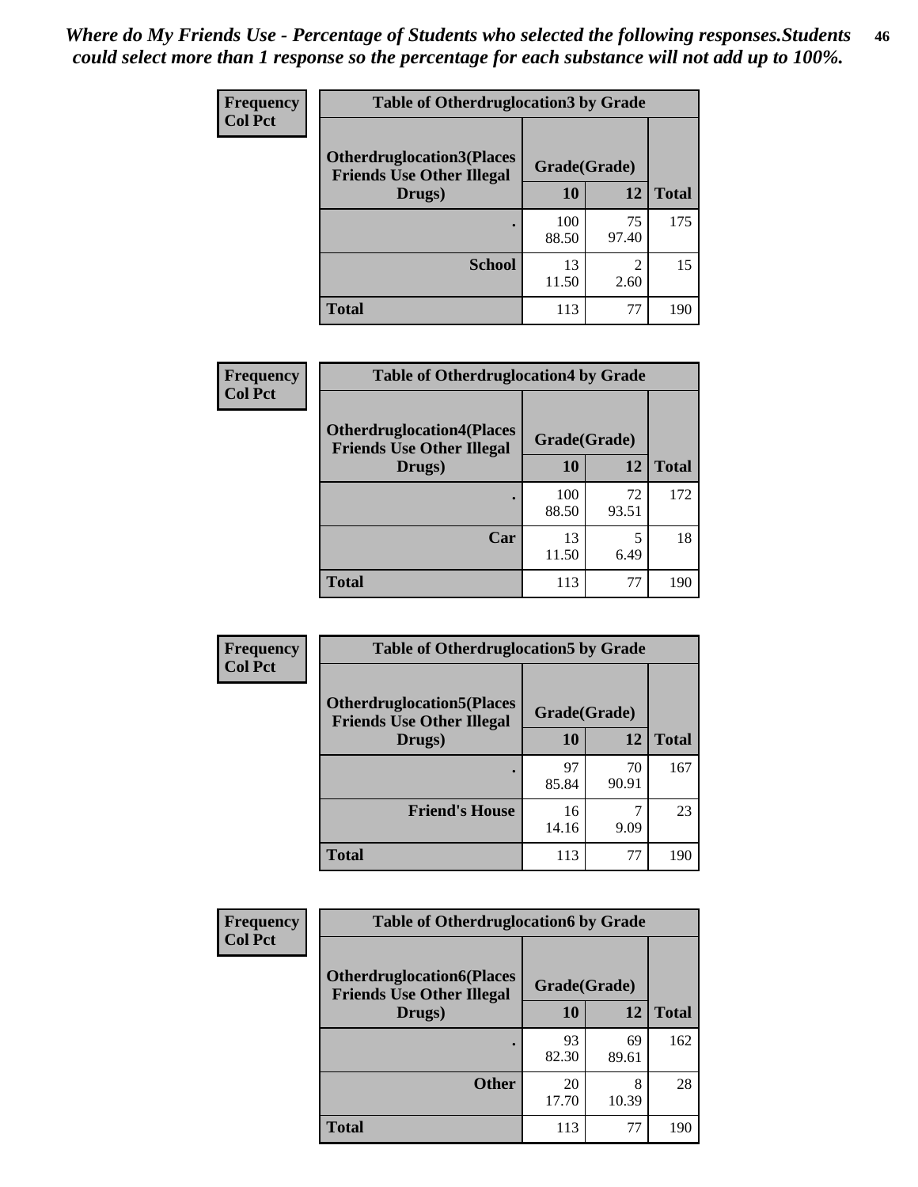*Where do My Friends Use - Percentage of Students who selected the following responses.Students could select more than 1 response so the percentage for each substance will not add up to 100%.*

**Frequency**
**Col Pct**

| Table of Otherdruglocation3 by Grade | | | |
|---|---|---|---|
| **Otherdruglocation3(Places Friends Use Other Illegal Drugs)** | **Grade(Grade)** | | |
| | **10** | **12** | **Total** |
| **.** | 100<br>88.50 | 75<br>97.40 | 175 |
| **School** | 13<br>11.50 | 2<br>2.60 | 15 |
| **Total** | 113 | 77 | 190 |

**Frequency**
**Col Pct**

| Table of Otherdruglocation4 by Grade | | | |
|---|---|---|---|
| **Otherdruglocation4(Places Friends Use Other Illegal Drugs)** | **Grade(Grade)** | | |
| | **10** | **12** | **Total** |
| **.** | 100<br>88.50 | 72<br>93.51 | 172 |
| **Car** | 13<br>11.50 | 5<br>6.49 | 18 |
| **Total** | 113 | 77 | 190 |

**Frequency**
**Col Pct**

| Table of Otherdruglocation5 by Grade | | | |
|---|---|---|---|
| **Otherdruglocation5(Places Friends Use Other Illegal Drugs)** | **Grade(Grade)** | | |
| | **10** | **12** | **Total** |
| **.** | 97<br>85.84 | 70<br>90.91 | 167 |
| **Friend's House** | 16<br>14.16 | 7<br>9.09 | 23 |
| **Total** | 113 | 77 | 190 |

**Frequency**
**Col Pct**

| Table of Otherdruglocation6 by Grade | | | |
|---|---|---|---|
| **Otherdruglocation6(Places Friends Use Other Illegal Drugs)** | **Grade(Grade)** | | |
| | **10** | **12** | **Total** |
| **.** | 93<br>82.30 | 69<br>89.61 | 162 |
| **Other** | 20<br>17.70 | 8<br>10.39 | 28 |
| **Total** | 113 | 77 | 190 |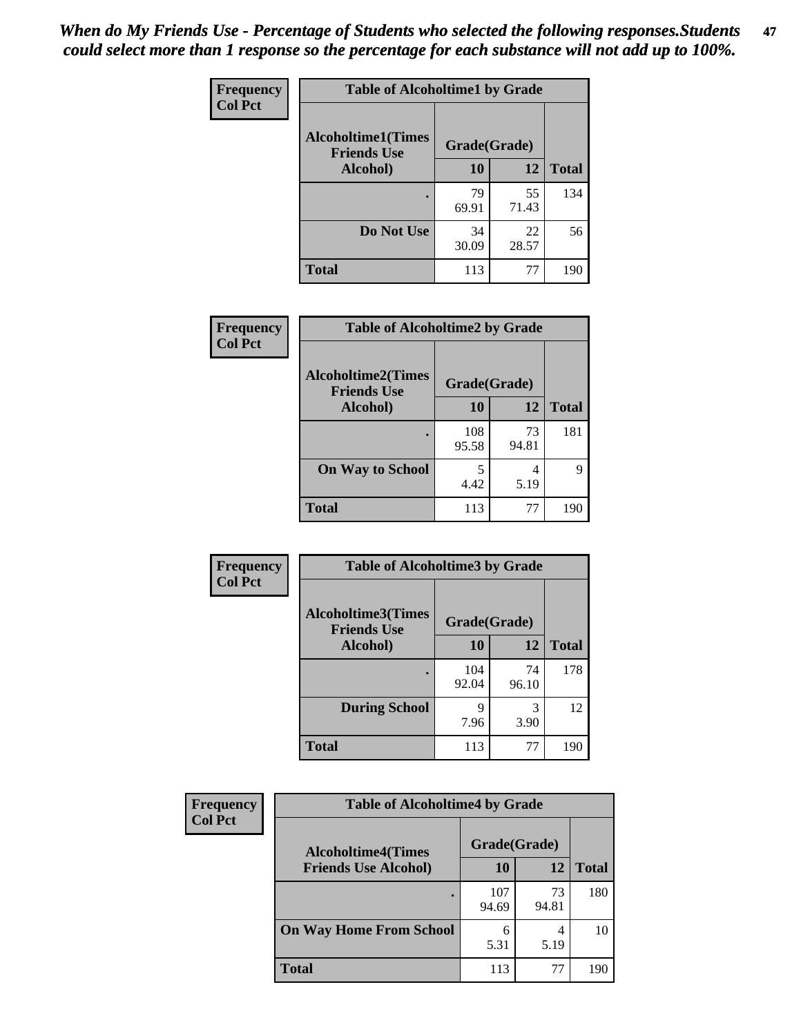*When do My Friends Use - Percentage of Students who selected the following responses.Students could select more than 1 response so the percentage for each substance will not add up to 100%.*

**Frequency**
**Col Pct**

| Table of Alcoholtime1 by Grade | | | |
|---|---|---|---|
| Alcoholtime1(Times Friends Use Alcohol) | Grade(Grade) | | |
| | 10 | 12 | Total |
| . | 79<br>69.91 | 55<br>71.43 | 134 |
| Do Not Use | 34<br>30.09 | 22<br>28.57 | 56 |
| Total | 113 | 77 | 190 |

**Frequency**
**Col Pct**

| Table of Alcoholtime2 by Grade | | | |
|---|---|---|---|
| Alcoholtime2(Times Friends Use Alcohol) | Grade(Grade) | | |
| | 10 | 12 | Total |
| . | 108<br>95.58 | 73<br>94.81 | 181 |
| On Way to School | 5<br>4.42 | 4<br>5.19 | 9 |
| Total | 113 | 77 | 190 |

**Frequency**
**Col Pct**

| Table of Alcoholtime3 by Grade | | | |
|---|---|---|---|
| Alcoholtime3(Times Friends Use Alcohol) | Grade(Grade) | | |
| | 10 | 12 | Total |
| . | 104<br>92.04 | 74<br>96.10 | 178 |
| During School | 9<br>7.96 | 3<br>3.90 | 12 |
| Total | 113 | 77 | 190 |

**Frequency**
**Col Pct**

| Table of Alcoholtime4 by Grade | | | |
|---|---|---|---|
| Alcoholtime4(Times Friends Use Alcohol) | Grade(Grade) | | |
| | 10 | 12 | Total |
| . | 107<br>94.69 | 73<br>94.81 | 180 |
| On Way Home From School | 6<br>5.31 | 4<br>5.19 | 10 |
| Total | 113 | 77 | 190 |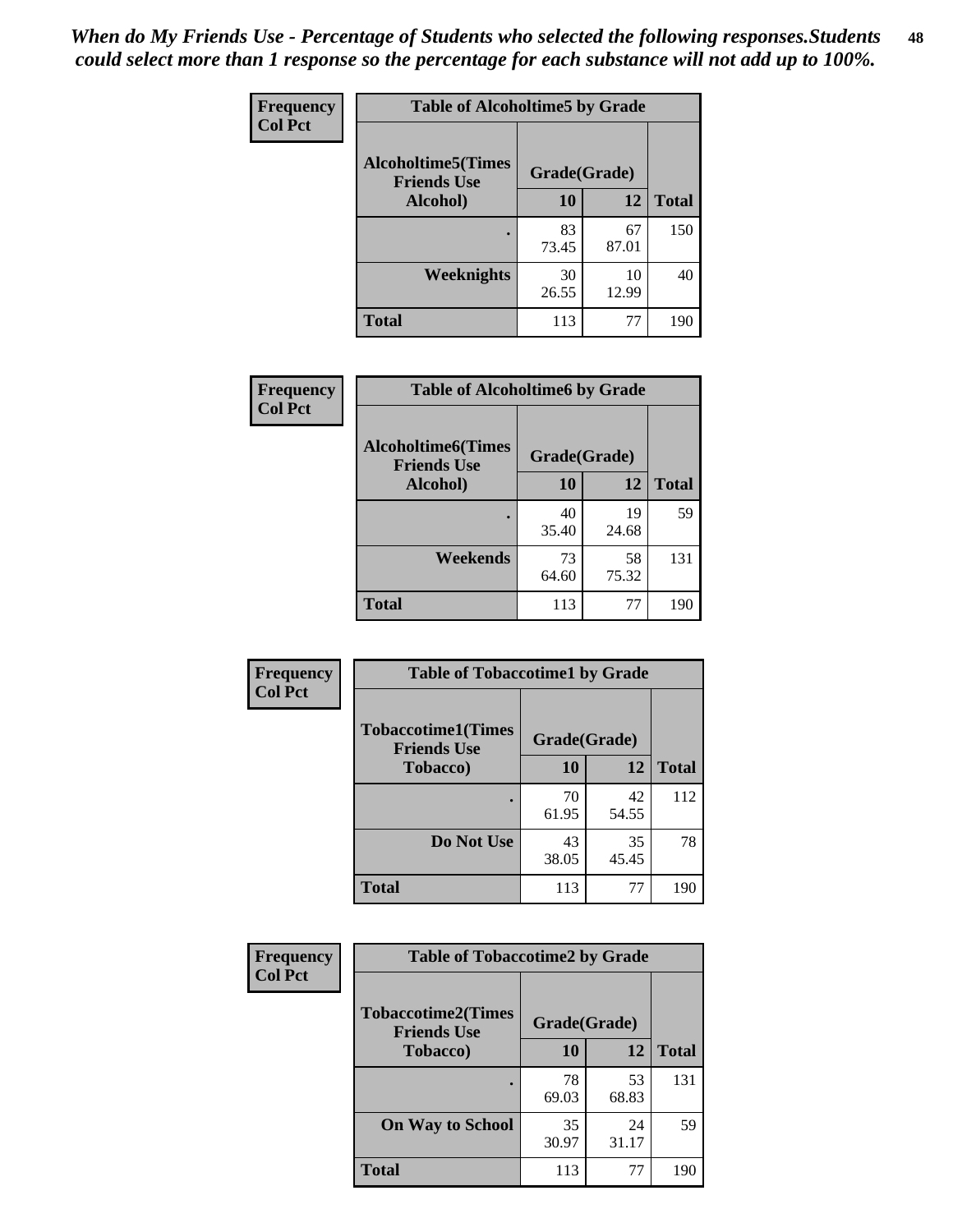*When do My Friends Use - Percentage of Students who selected the following responses.Students could select more than 1 response so the percentage for each substance will not add up to 100%.*

**Frequency**
**Col Pct**

| Table of Alcoholtime5 by Grade | | | |
|---|---|---|---|
| **Alcoholtime5(Times Friends Use Alcohol)** | **Grade(Grade)** | | **Total** |
| | **10** | **12** | |
| **.** | 83<br>73.45 | 67<br>87.01 | 150 |
| **Weeknights** | 30<br>26.55 | 10<br>12.99 | 40 |
| **Total** | 113 | 77 | 190 |

**Frequency**
**Col Pct**

| Table of Alcoholtime6 by Grade | | | |
|---|---|---|---|
| **Alcoholtime6(Times Friends Use Alcohol)** | **Grade(Grade)** | | **Total** |
| | **10** | **12** | |
| **.** | 40<br>35.40 | 19<br>24.68 | 59 |
| **Weekends** | 73<br>64.60 | 58<br>75.32 | 131 |
| **Total** | 113 | 77 | 190 |

**Frequency**
**Col Pct**

| Table of Tobaccotime1 by Grade | | | |
|---|---|---|---|
| **Tobaccotime1(Times Friends Use Tobacco)** | **Grade(Grade)** | | **Total** |
| | **10** | **12** | |
| **.** | 70<br>61.95 | 42<br>54.55 | 112 |
| **Do Not Use** | 43<br>38.05 | 35<br>45.45 | 78 |
| **Total** | 113 | 77 | 190 |

**Frequency**
**Col Pct**

| Table of Tobaccotime2 by Grade | | | |
|---|---|---|---|
| **Tobaccotime2(Times Friends Use Tobacco)** | **Grade(Grade)** | | **Total** |
| | **10** | **12** | |
| **.** | 78<br>69.03 | 53<br>68.83 | 131 |
| **On Way to School** | 35<br>30.97 | 24<br>31.17 | 59 |
| **Total** | 113 | 77 | 190 |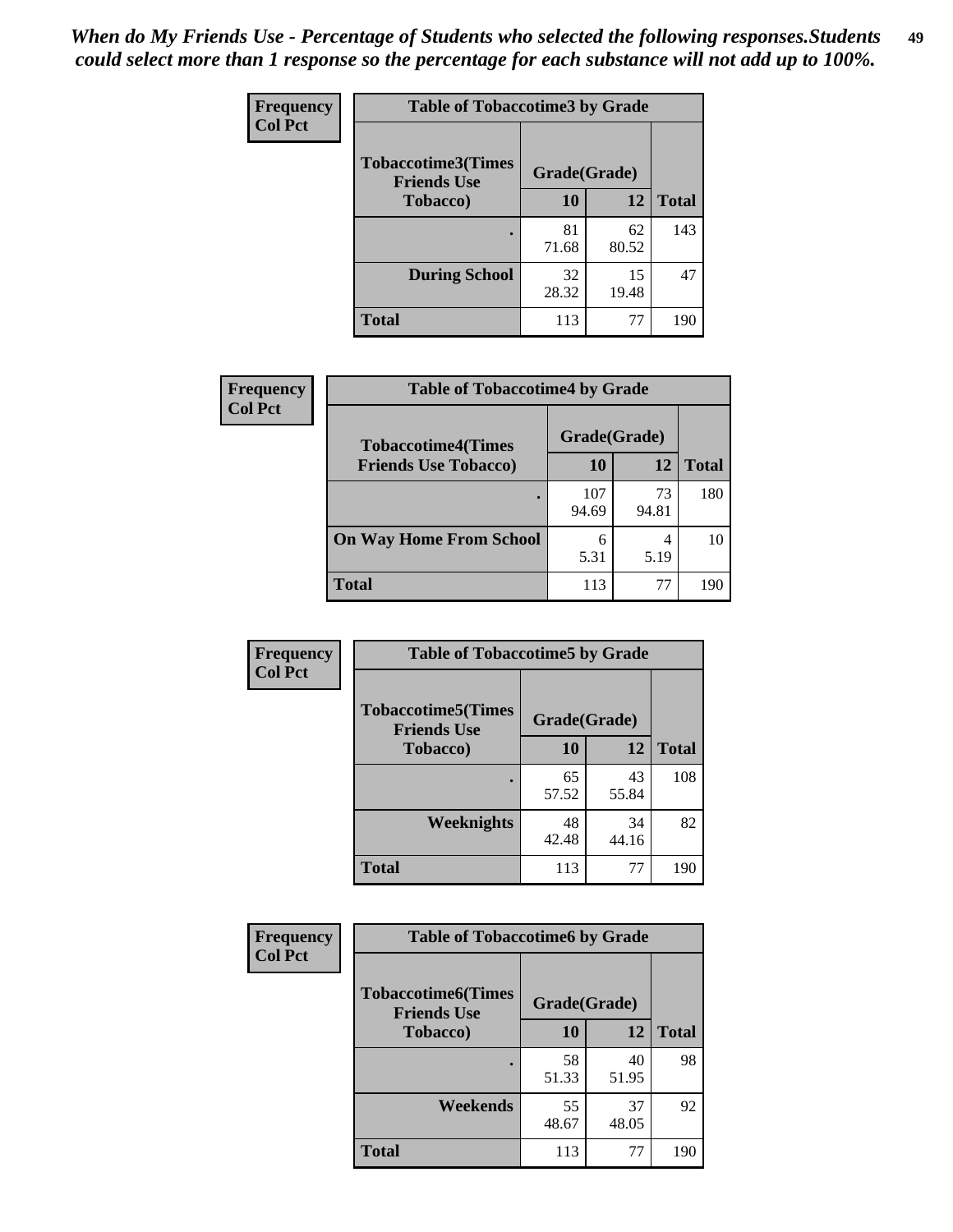*When do My Friends Use - Percentage of Students who selected the following responses.Students could select more than 1 response so the percentage for each substance will not add up to 100%.*

**Frequency / Col Pct**

**Table of Tobaccotime3 by Grade**

| Tobaccotime3(Times Friends Use Tobacco) | Grade(Grade) 10 | 12 | Total |
|---|---|---|---|
| . | 81<br>71.68 | 62<br>80.52 | 143 |
| During School | 32<br>28.32 | 15<br>19.48 | 47 |
| Total | 113 | 77 | 190 |

**Frequency / Col Pct**

**Table of Tobaccotime4 by Grade**

| Tobaccotime4(Times Friends Use Tobacco) | Grade(Grade) 10 | 12 | Total |
|---|---|---|---|
| . | 107<br>94.69 | 73<br>94.81 | 180 |
| On Way Home From School | 6<br>5.31 | 4<br>5.19 | 10 |
| Total | 113 | 77 | 190 |

**Frequency / Col Pct**

**Table of Tobaccotime5 by Grade**

| Tobaccotime5(Times Friends Use Tobacco) | Grade(Grade) 10 | 12 | Total |
|---|---|---|---|
| . | 65<br>57.52 | 43<br>55.84 | 108 |
| Weeknights | 48<br>42.48 | 34<br>44.16 | 82 |
| Total | 113 | 77 | 190 |

**Frequency / Col Pct**

**Table of Tobaccotime6 by Grade**

| Tobaccotime6(Times Friends Use Tobacco) | Grade(Grade) 10 | 12 | Total |
|---|---|---|---|
| . | 58<br>51.33 | 40<br>51.95 | 98 |
| Weekends | 55<br>48.67 | 37<br>48.05 | 92 |
| Total | 113 | 77 | 190 |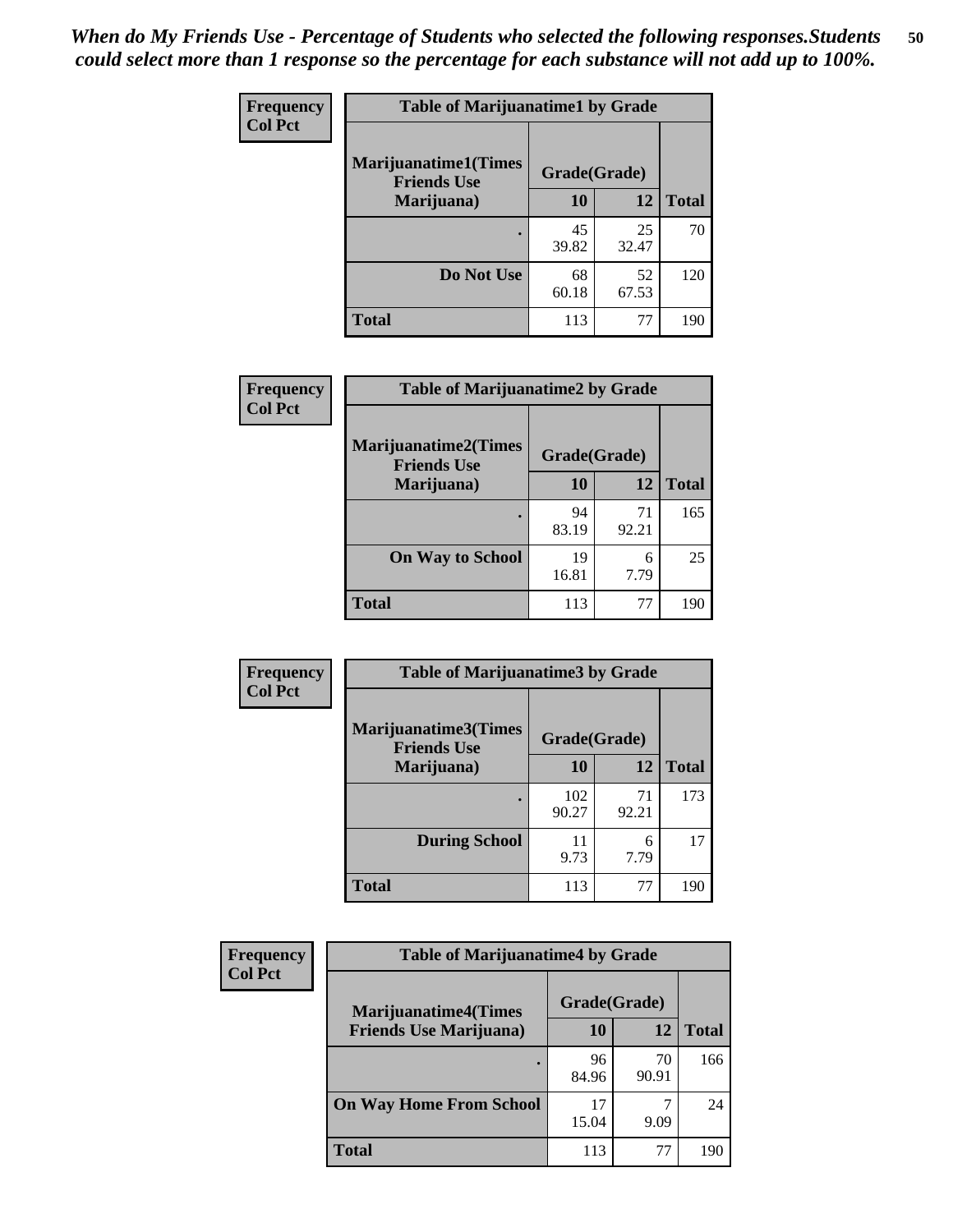*When do My Friends Use - Percentage of Students who selected the following responses.Students could select more than 1 response so the percentage for each substance will not add up to 100%.*

**Frequency**
**Col Pct**

| Table of Marijuanatime1 by Grade | | | |
|---|---|---|---|
| **Marijuanatime1(Times Friends Use Marijuana)** | **Grade(Grade)** | | |
| | **10** | **12** | **Total** |
| **.** | 45<br>39.82 | 25<br>32.47 | 70 |
| **Do Not Use** | 68<br>60.18 | 52<br>67.53 | 120 |
| **Total** | 113 | 77 | 190 |

**Frequency**
**Col Pct**

| Table of Marijuanatime2 by Grade | | | |
|---|---|---|---|
| **Marijuanatime2(Times Friends Use Marijuana)** | **Grade(Grade)** | | |
| | **10** | **12** | **Total** |
| **.** | 94<br>83.19 | 71<br>92.21 | 165 |
| **On Way to School** | 19<br>16.81 | 6<br>7.79 | 25 |
| **Total** | 113 | 77 | 190 |

**Frequency**
**Col Pct**

| Table of Marijuanatime3 by Grade | | | |
|---|---|---|---|
| **Marijuanatime3(Times Friends Use Marijuana)** | **Grade(Grade)** | | |
| | **10** | **12** | **Total** |
| **.** | 102<br>90.27 | 71<br>92.21 | 173 |
| **During School** | 11<br>9.73 | 6<br>7.79 | 17 |
| **Total** | 113 | 77 | 190 |

**Frequency**
**Col Pct**

| Table of Marijuanatime4 by Grade | | | |
|---|---|---|---|
| **Marijuanatime4(Times Friends Use Marijuana)** | **Grade(Grade)** | | |
| | **10** | **12** | **Total** |
| **.** | 96<br>84.96 | 70<br>90.91 | 166 |
| **On Way Home From School** | 17<br>15.04 | 7<br>9.09 | 24 |
| **Total** | 113 | 77 | 190 |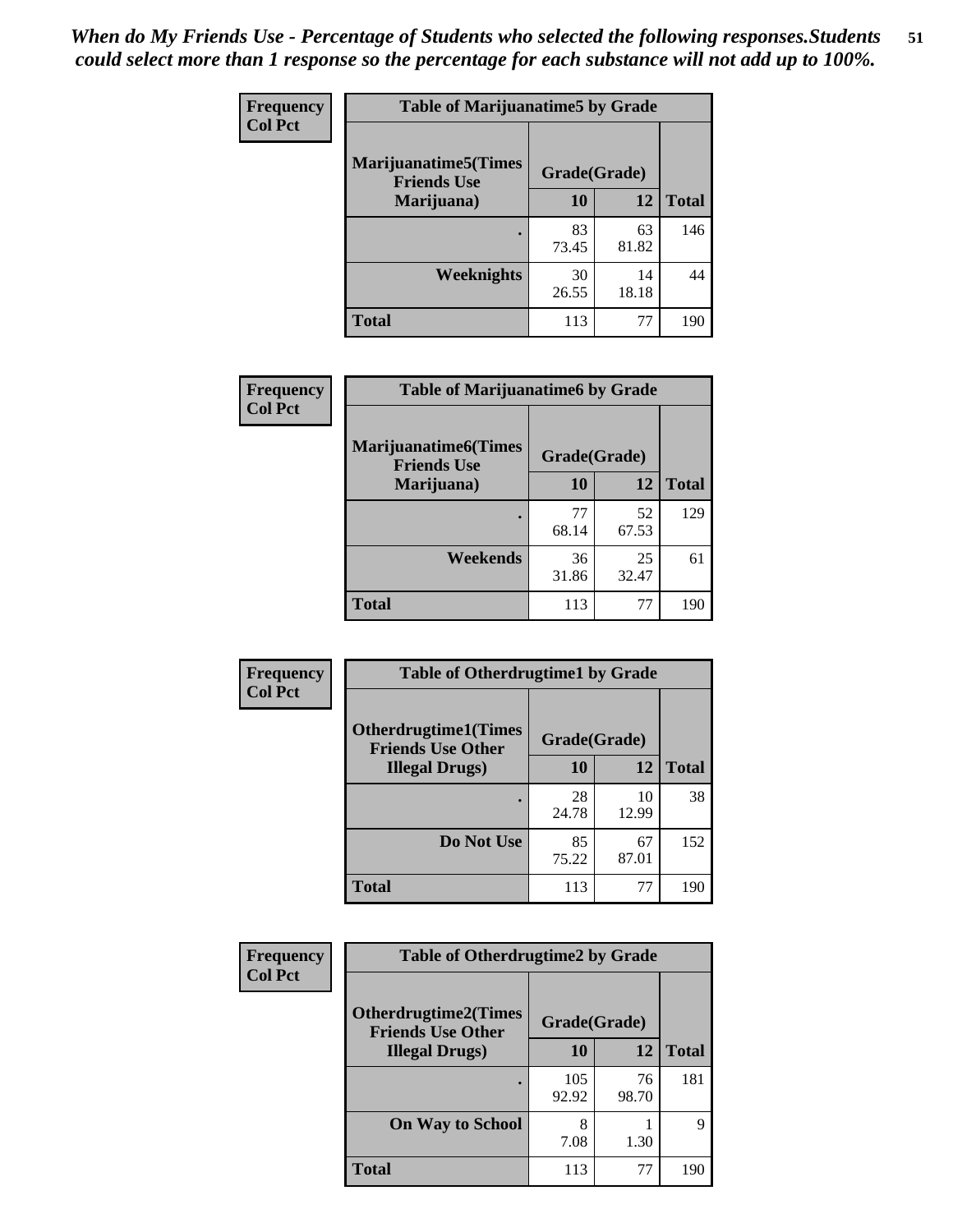*When do My Friends Use - Percentage of Students who selected the following responses.Students could select more than 1 response so the percentage for each substance will not add up to 100%.*

**Frequency**
**Col Pct**

**Table of Marijuanatime5 by Grade**

| Marijuanatime5(Times Friends Use Marijuana) | Grade(Grade) | | Total |
|---|---|---|---|
| | 10 | 12 | |
| . | 83<br>73.45 | 63<br>81.82 | 146 |
| Weeknights | 30<br>26.55 | 14<br>18.18 | 44 |
| Total | 113 | 77 | 190 |

**Frequency**
**Col Pct**

**Table of Marijuanatime6 by Grade**

| Marijuanatime6(Times Friends Use Marijuana) | Grade(Grade) | | Total |
|---|---|---|---|
| | 10 | 12 | |
| . | 77<br>68.14 | 52<br>67.53 | 129 |
| Weekends | 36<br>31.86 | 25<br>32.47 | 61 |
| Total | 113 | 77 | 190 |

**Frequency**
**Col Pct**

**Table of Otherdrugtime1 by Grade**

| Otherdrugtime1(Times Friends Use Other Illegal Drugs) | Grade(Grade) | | Total |
|---|---|---|---|
| | 10 | 12 | |
| . | 28<br>24.78 | 10<br>12.99 | 38 |
| Do Not Use | 85<br>75.22 | 67<br>87.01 | 152 |
| Total | 113 | 77 | 190 |

**Frequency**
**Col Pct**

**Table of Otherdrugtime2 by Grade**

| Otherdrugtime2(Times Friends Use Other Illegal Drugs) | Grade(Grade) | | Total |
|---|---|---|---|
| | 10 | 12 | |
| . | 105<br>92.92 | 76<br>98.70 | 181 |
| On Way to School | 8<br>7.08 | 1<br>1.30 | 9 |
| Total | 113 | 77 | 190 |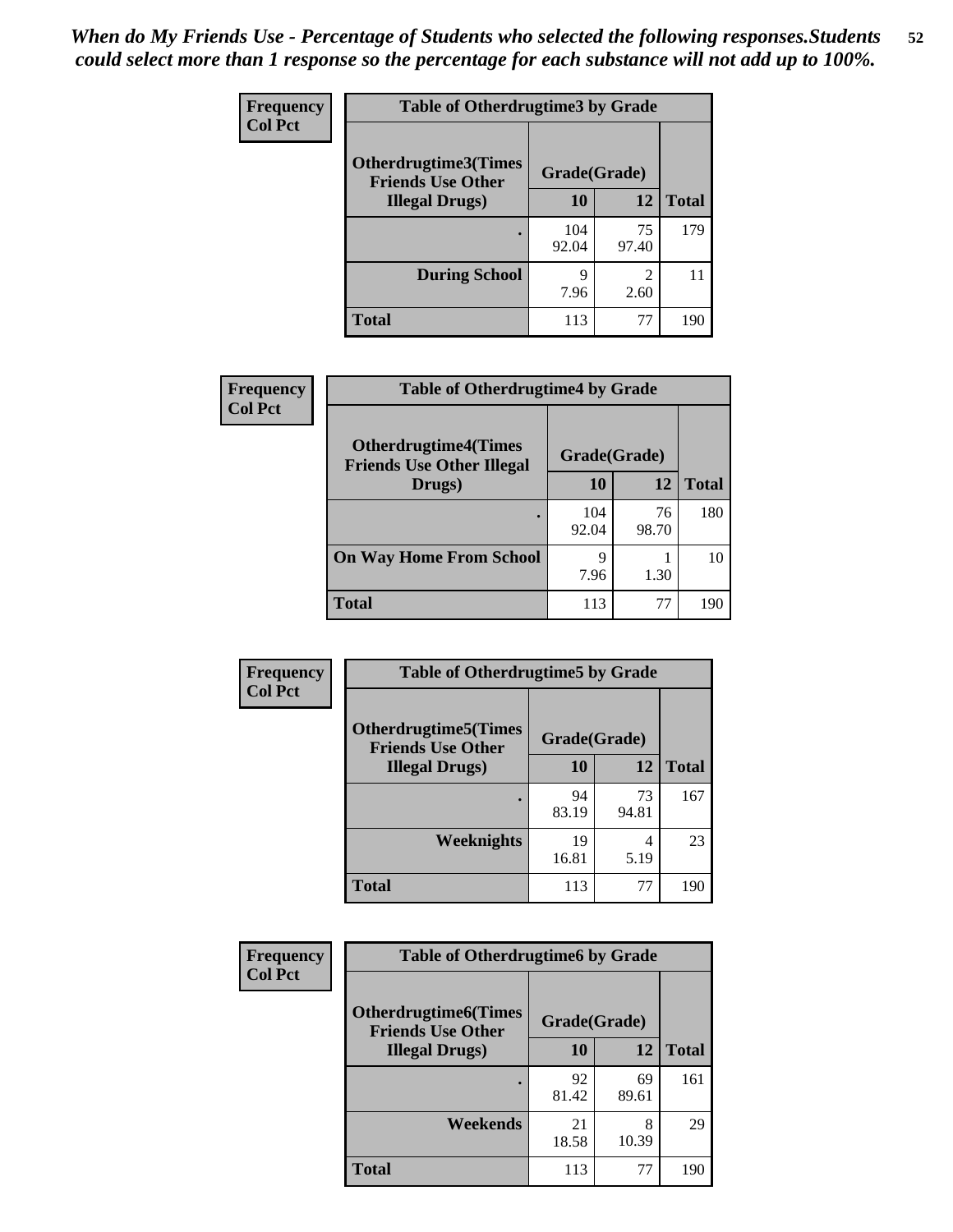*When do My Friends Use - Percentage of Students who selected the following responses.Students could select more than 1 response so the percentage for each substance will not add up to 100%.*

**Frequency**
**Col Pct**

| Table of Otherdrugtime3 by Grade | | | |
|---|---|---|---|
| **Otherdrugtime3(Times Friends Use Other Illegal Drugs)** | **Grade(Grade)** | | |
| | **10** | **12** | **Total** |
| **.** | 104<br>92.04 | 75<br>97.40 | 179 |
| **During School** | 9<br>7.96 | 2<br>2.60 | 11 |
| **Total** | 113 | 77 | 190 |

**Frequency**
**Col Pct**

| Table of Otherdrugtime4 by Grade | | | |
|---|---|---|---|
| **Otherdrugtime4(Times Friends Use Other Illegal Drugs)** | **Grade(Grade)** | | |
| | **10** | **12** | **Total** |
| **.** | 104<br>92.04 | 76<br>98.70 | 180 |
| **On Way Home From School** | 9<br>7.96 | 1<br>1.30 | 10 |
| **Total** | 113 | 77 | 190 |

**Frequency**
**Col Pct**

| Table of Otherdrugtime5 by Grade | | | |
|---|---|---|---|
| **Otherdrugtime5(Times Friends Use Other Illegal Drugs)** | **Grade(Grade)** | | |
| | **10** | **12** | **Total** |
| **.** | 94<br>83.19 | 73<br>94.81 | 167 |
| **Weeknights** | 19<br>16.81 | 4<br>5.19 | 23 |
| **Total** | 113 | 77 | 190 |

**Frequency**
**Col Pct**

| Table of Otherdrugtime6 by Grade | | | |
|---|---|---|---|
| **Otherdrugtime6(Times Friends Use Other Illegal Drugs)** | **Grade(Grade)** | | |
| | **10** | **12** | **Total** |
| **.** | 92<br>81.42 | 69<br>89.61 | 161 |
| **Weekends** | 21<br>18.58 | 8<br>10.39 | 29 |
| **Total** | 113 | 77 | 190 |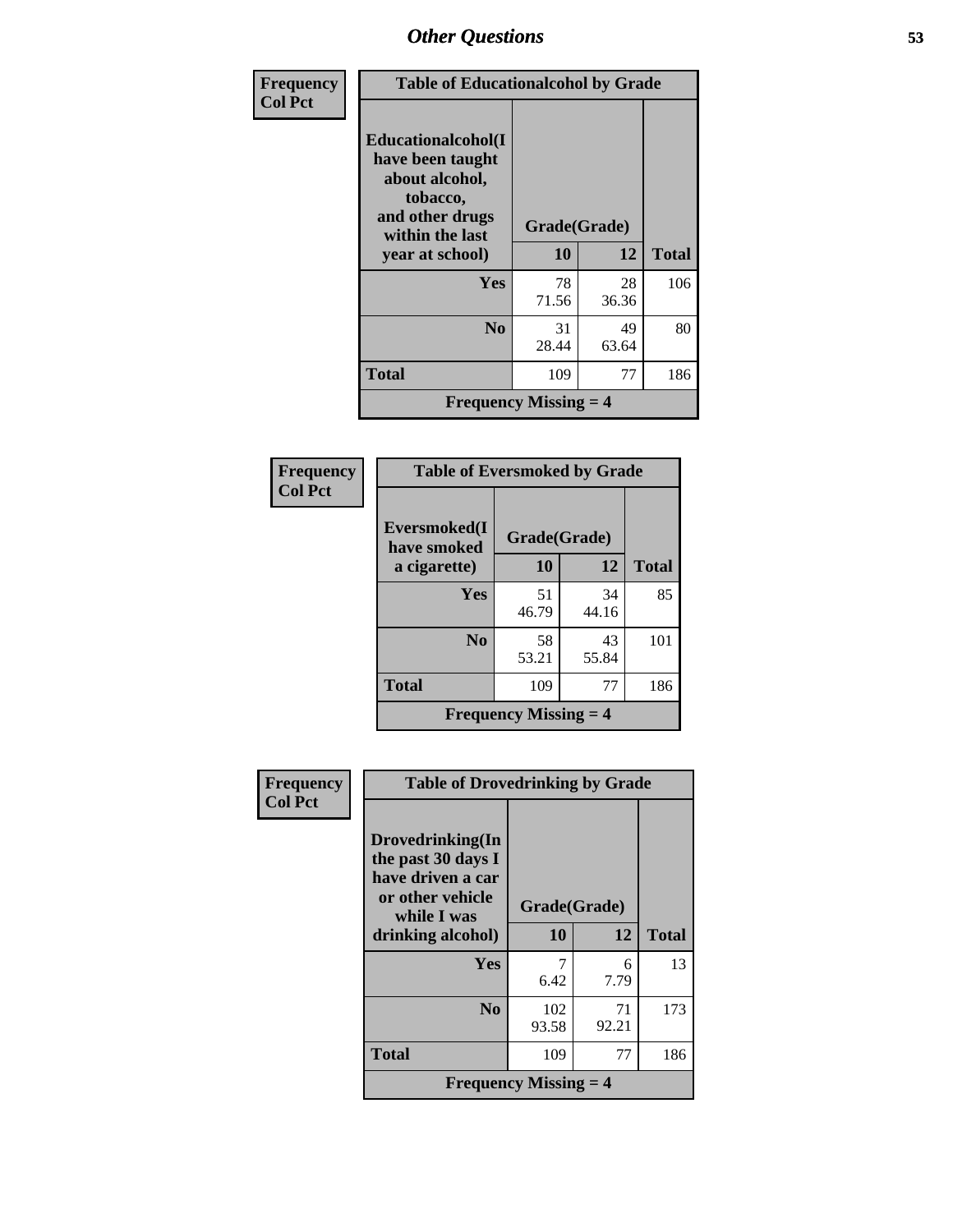| Frequency Col Pct | Table of Educationalcohol by Grade | | |
|---|---|---|---|
| Educationalcohol(I have been taught about alcohol, tobacco, and other drugs within the last year at school) | Grade(Grade) | | |
| | 10 | 12 | Total |
| Yes | 78<br>71.56 | 28<br>36.36 | 106 |
| No | 31<br>28.44 | 49<br>63.64 | 80 |
| Total | 109 | 77 | 186 |
| Frequency Missing = 4 | | | |

| Frequency Col Pct | Table of Eversmoked by Grade | | |
|---|---|---|---|
| Eversmoked(I have smoked a cigarette) | Grade(Grade) | | |
| | 10 | 12 | Total |
| Yes | 51<br>46.79 | 34<br>44.16 | 85 |
| No | 58<br>53.21 | 43<br>55.84 | 101 |
| Total | 109 | 77 | 186 |
| Frequency Missing = 4 | | | |

| Frequency Col Pct | Table of Drovedrinking by Grade | | |
|---|---|---|---|
| Drovedrinking(In the past 30 days I have driven a car or other vehicle while I was drinking alcohol) | Grade(Grade) | | |
| | 10 | 12 | Total |
| Yes | 7<br>6.42 | 6<br>7.79 | 13 |
| No | 102<br>93.58 | 71<br>92.21 | 173 |
| Total | 109 | 77 | 186 |
| Frequency Missing = 4 | | | |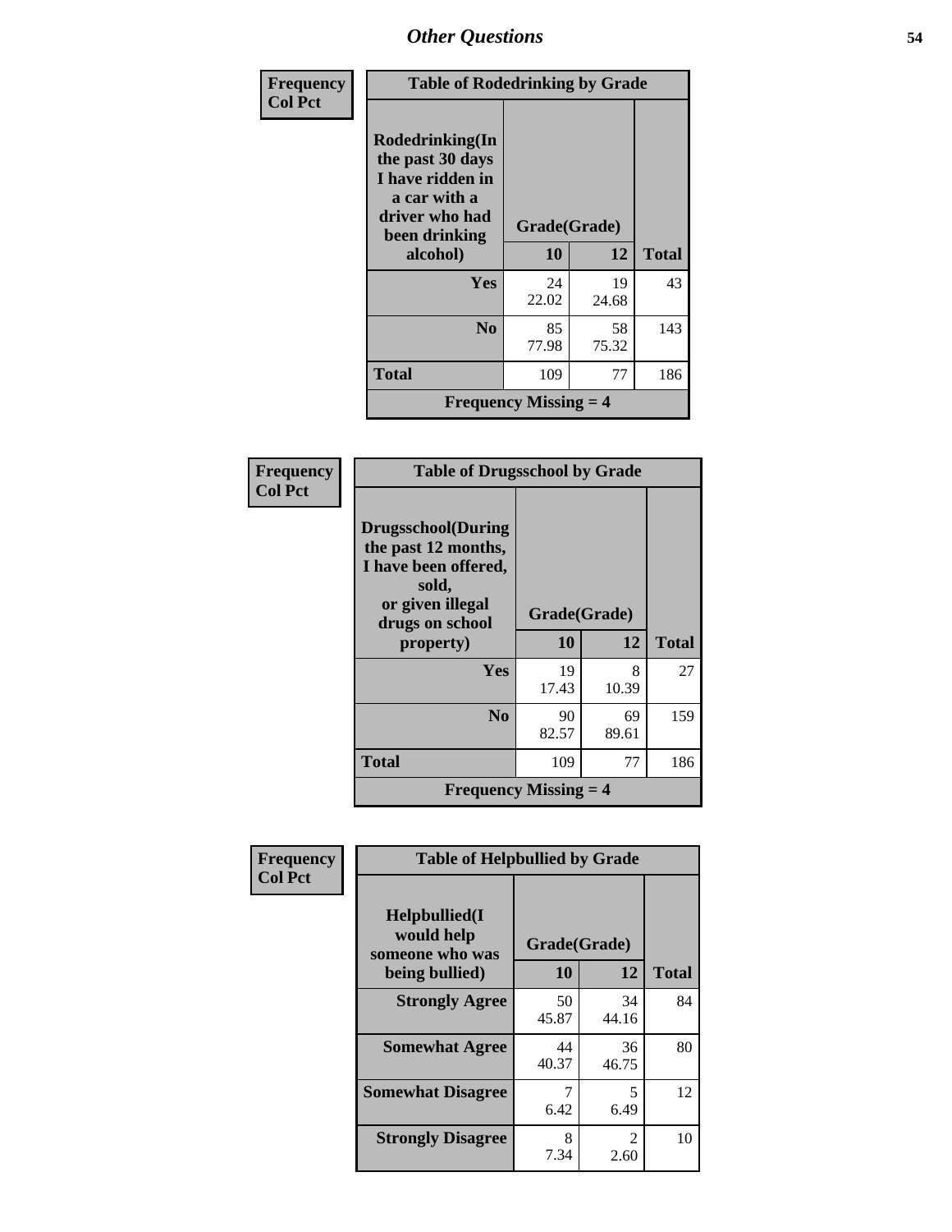# Other Questions

**Frequency**
**Col Pct**

| Table of Rodedrinking by Grade | | | |
|---|---|---|---|
| **Rodedrinking(In the past 30 days I have ridden in a car with a driver who had been drinking alcohol)** | **Grade(Grade)** | | |
| | **10** | **12** | **Total** |
| **Yes** | 24<br>22.02 | 19<br>24.68 | 43 |
| **No** | 85<br>77.98 | 58<br>75.32 | 143 |
| **Total** | 109 | 77 | 186 |
| **Frequency Missing = 4** | | | |

**Frequency**
**Col Pct**

| Table of Drugsschool by Grade | | | |
|---|---|---|---|
| **Drugsschool(During the past 12 months, I have been offered, sold, or given illegal drugs on school property)** | **Grade(Grade)** | | |
| | **10** | **12** | **Total** |
| **Yes** | 19<br>17.43 | 8<br>10.39 | 27 |
| **No** | 90<br>82.57 | 69<br>89.61 | 159 |
| **Total** | 109 | 77 | 186 |
| **Frequency Missing = 4** | | | |

**Frequency**
**Col Pct**

| Table of Helpbullied by Grade | | | |
|---|---|---|---|
| **Helpbullied(I would help someone who was being bullied)** | **Grade(Grade)** | | |
| | **10** | **12** | **Total** |
| **Strongly Agree** | 50<br>45.87 | 34<br>44.16 | 84 |
| **Somewhat Agree** | 44<br>40.37 | 36<br>46.75 | 80 |
| **Somewhat Disagree** | 7<br>6.42 | 5<br>6.49 | 12 |
| **Strongly Disagree** | 8<br>7.34 | 2<br>2.60 | 10 |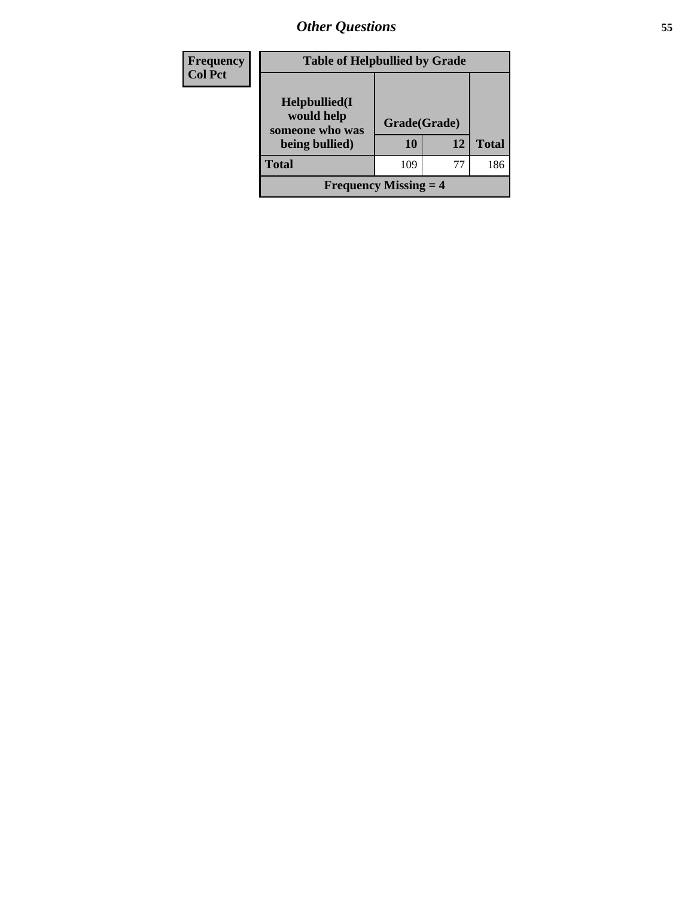| Frequency Col Pct | Table of Helpbullied by Grade | | | |
|---|---|---|---|---|
| | Helpbullied(I would help someone who was being bullied) | Grade(Grade) | | |
| | | 10 | 12 | Total |
| | Total | 109 | 77 | 186 |
| | Frequency Missing = 4 | | | |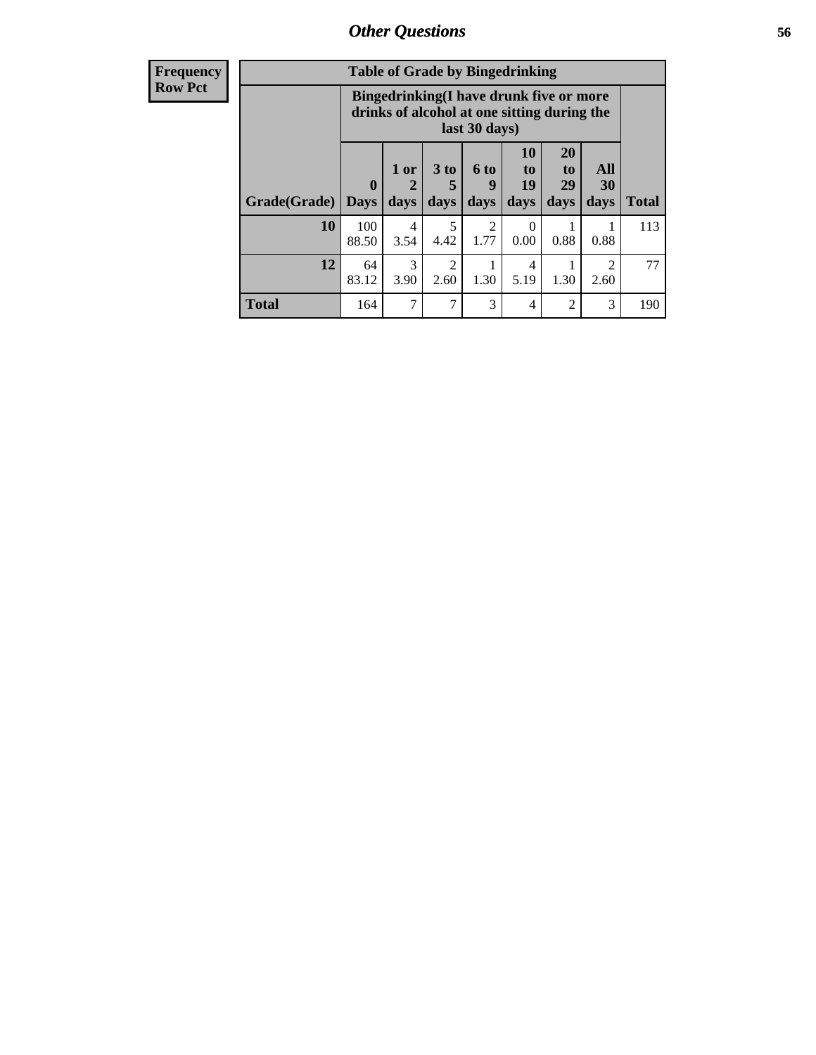## Other Questions

| Frequency Row Pct | Table of Grade by Bingedrinking | | | | | | | |
|---|---|---|---|---|---|---|---|---|
| | Bingedrinking(I have drunk five or more drinks of alcohol at one sitting during the last 30 days) | | | | | | | |
| Grade(Grade) | 0 Days | 1 or 2 days | 3 to 5 days | 6 to 9 days | 10 to 19 days | 20 to 29 days | All 30 days | Total |
| 10 | 100<br>88.50 | 4<br>3.54 | 5<br>4.42 | 2<br>1.77 | 0<br>0.00 | 1<br>0.88 | 1<br>0.88 | 113 |
| 12 | 64<br>83.12 | 3<br>3.90 | 2<br>2.60 | 1<br>1.30 | 4<br>5.19 | 1<br>1.30 | 2<br>2.60 | 77 |
| Total | 164 | 7 | 7 | 3 | 4 | 2 | 3 | 190 |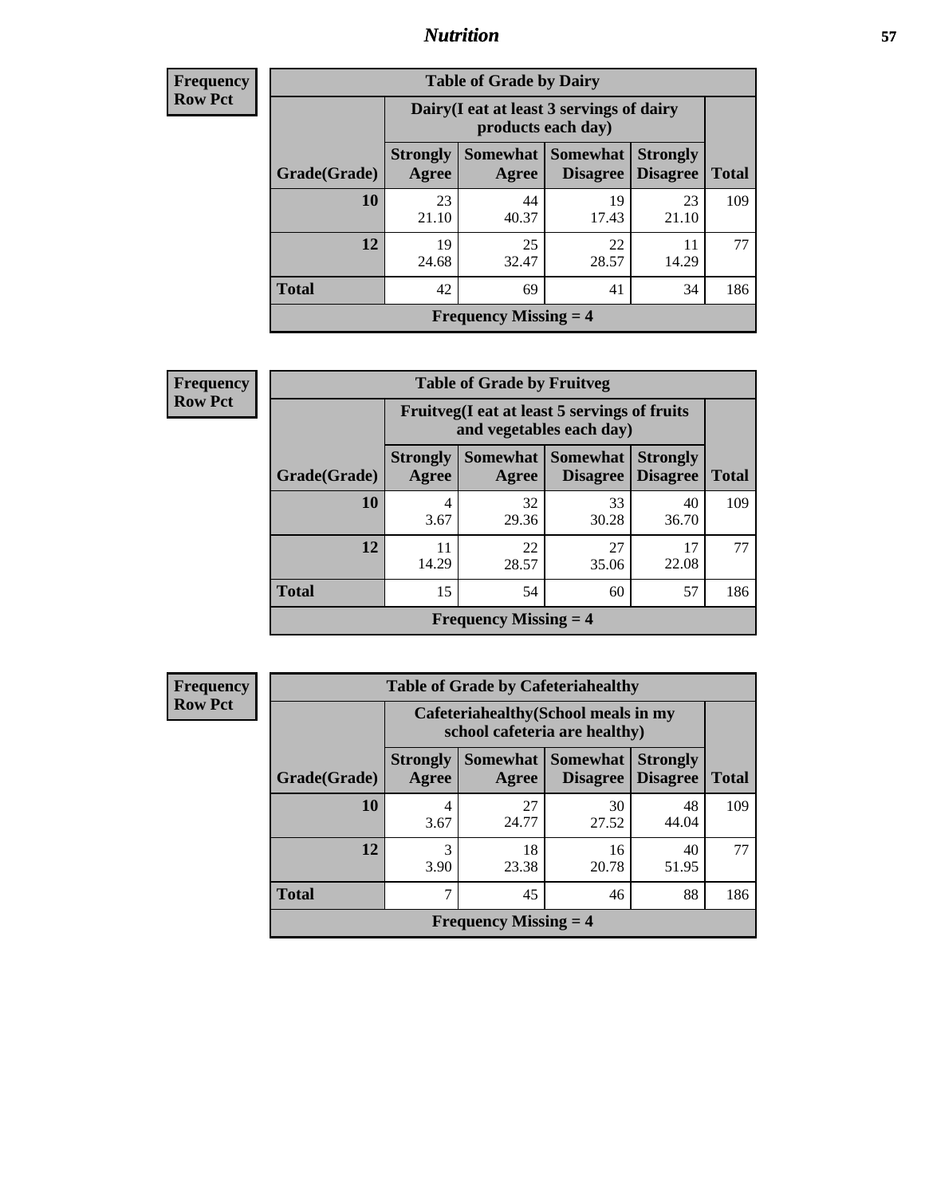| Frequency<br>Row Pct |
|---|

**Table of Grade by Dairy**

| Grade(Grade) | Dairy(I eat at least 3 servings of dairy products each day) | | | | Total |
|---|---|---|---|---|---|
| | Strongly Agree | Somewhat Agree | Somewhat Disagree | Strongly Disagree | |
| 10 | 23<br>21.10 | 44<br>40.37 | 19<br>17.43 | 23<br>21.10 | 109 |
| 12 | 19<br>24.68 | 25<br>32.47 | 22<br>28.57 | 11<br>14.29 | 77 |
| Total | 42 | 69 | 41 | 34 | 186 |
| Frequency Missing = 4 | | | | | |

| Frequency<br>Row Pct |
|---|

**Table of Grade by Fruitveg**

| Grade(Grade) | Fruitveg(I eat at least 5 servings of fruits and vegetables each day) | | | | Total |
|---|---|---|---|---|---|
| | Strongly Agree | Somewhat Agree | Somewhat Disagree | Strongly Disagree | |
| 10 | 4<br>3.67 | 32<br>29.36 | 33<br>30.28 | 40<br>36.70 | 109 |
| 12 | 11<br>14.29 | 22<br>28.57 | 27<br>35.06 | 17<br>22.08 | 77 |
| Total | 15 | 54 | 60 | 57 | 186 |
| Frequency Missing = 4 | | | | | |

| Frequency<br>Row Pct |
|---|

**Table of Grade by Cafeteriahealthy**

| Grade(Grade) | Cafeteriahealthy(School meals in my school cafeteria are healthy) | | | | Total |
|---|---|---|---|---|---|
| | Strongly Agree | Somewhat Agree | Somewhat Disagree | Strongly Disagree | |
| 10 | 4<br>3.67 | 27<br>24.77 | 30<br>27.52 | 48<br>44.04 | 109 |
| 12 | 3<br>3.90 | 18<br>23.38 | 16<br>20.78 | 40<br>51.95 | 77 |
| Total | 7 | 45 | 46 | 88 | 186 |
| Frequency Missing = 4 | | | | | |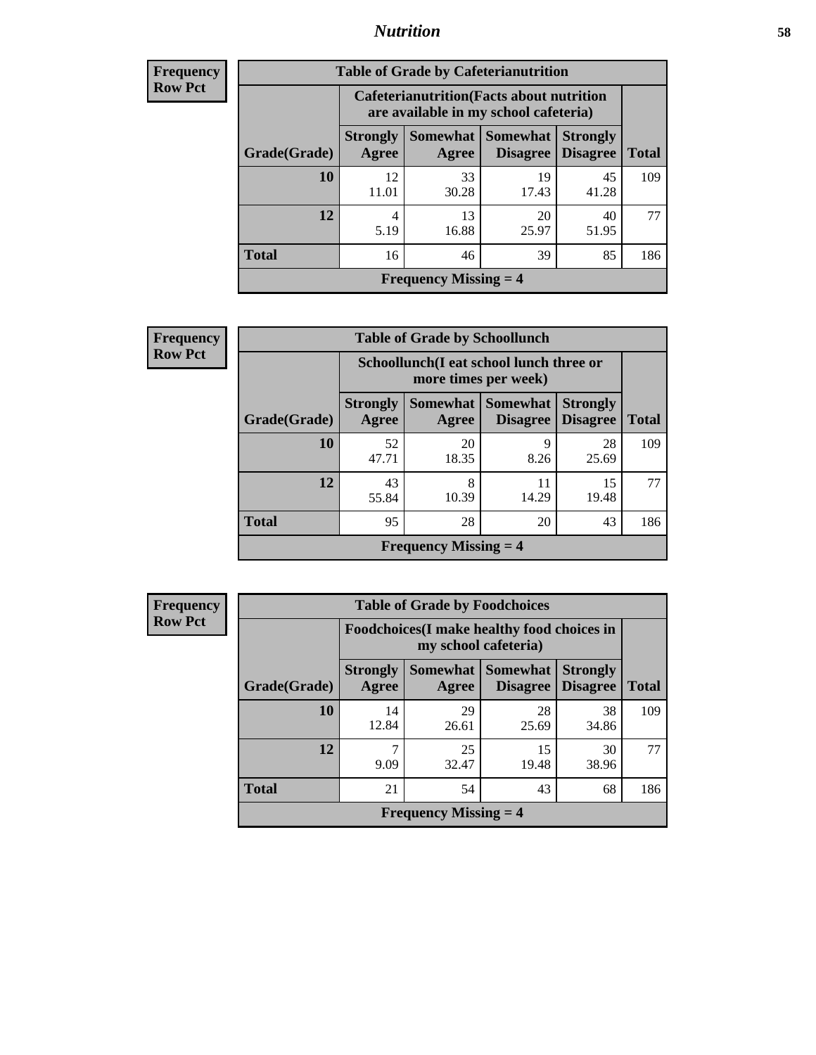**Frequency**
**Row Pct**

| Table of Grade by Cafeterianutrition | | | | | |
|---|---|---|---|---|---|
| | Cafeterianutrition(Facts about nutrition are available in my school cafeteria) | | | | |
| Grade(Grade) | Strongly Agree | Somewhat Agree | Somewhat Disagree | Strongly Disagree | Total |
| 10 | 12<br>11.01 | 33<br>30.28 | 19<br>17.43 | 45<br>41.28 | 109 |
| 12 | 4<br>5.19 | 13<br>16.88 | 20<br>25.97 | 40<br>51.95 | 77 |
| Total | 16 | 46 | 39 | 85 | 186 |
| Frequency Missing = 4 | | | | | |

**Frequency**
**Row Pct**

| Table of Grade by Schoollunch | | | | | |
|---|---|---|---|---|---|
| | Schoollunch(I eat school lunch three or more times per week) | | | | |
| Grade(Grade) | Strongly Agree | Somewhat Agree | Somewhat Disagree | Strongly Disagree | Total |
| 10 | 52<br>47.71 | 20<br>18.35 | 9<br>8.26 | 28<br>25.69 | 109 |
| 12 | 43<br>55.84 | 8<br>10.39 | 11<br>14.29 | 15<br>19.48 | 77 |
| Total | 95 | 28 | 20 | 43 | 186 |
| Frequency Missing = 4 | | | | | |

**Frequency**
**Row Pct**

| Table of Grade by Foodchoices | | | | | |
|---|---|---|---|---|---|
| | Foodchoices(I make healthy food choices in my school cafeteria) | | | | |
| Grade(Grade) | Strongly Agree | Somewhat Agree | Somewhat Disagree | Strongly Disagree | Total |
| 10 | 14<br>12.84 | 29<br>26.61 | 28<br>25.69 | 38<br>34.86 | 109 |
| 12 | 7<br>9.09 | 25<br>32.47 | 15<br>19.48 | 30<br>38.96 | 77 |
| Total | 21 | 54 | 43 | 68 | 186 |
| Frequency Missing = 4 | | | | | |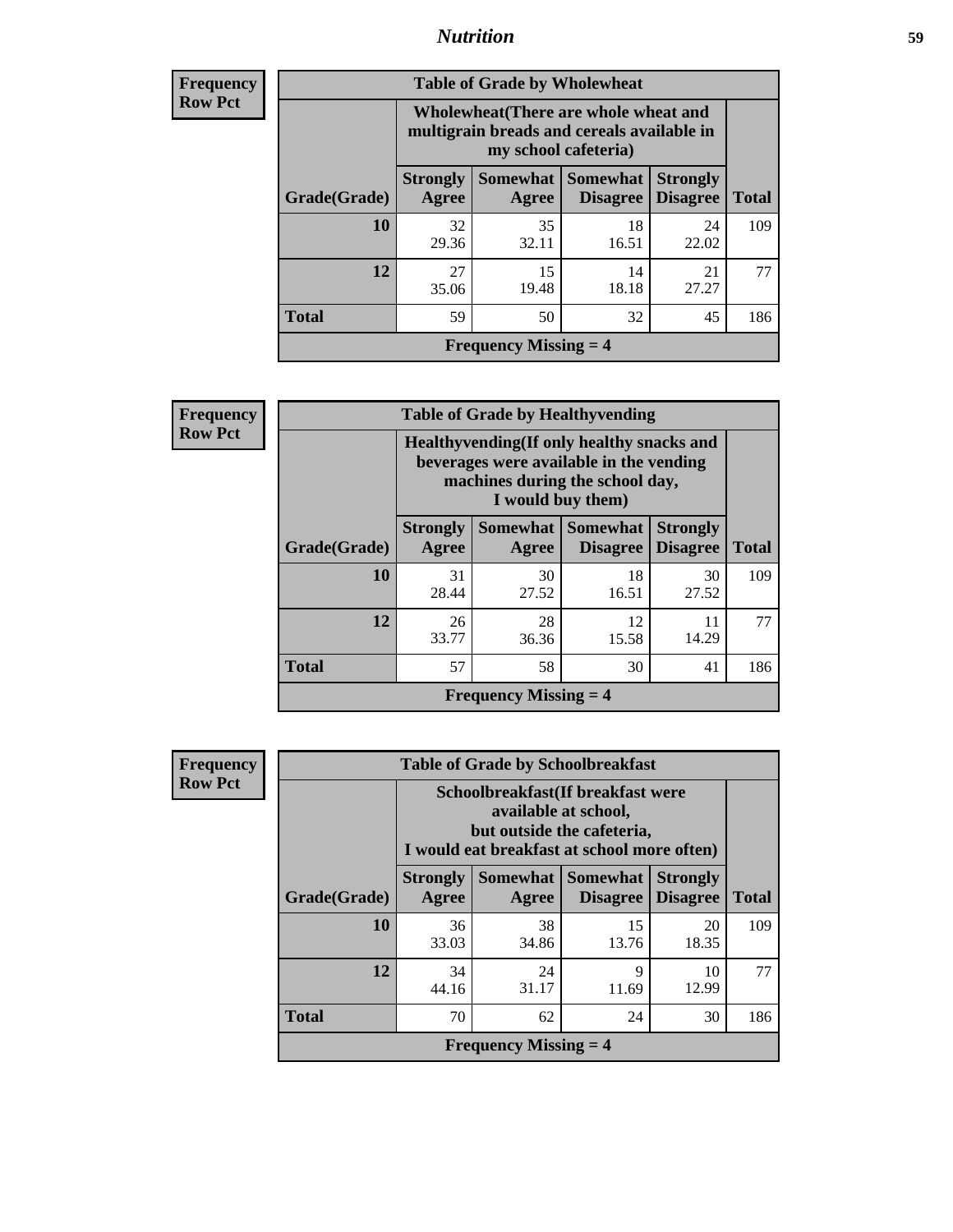**Frequency**
**Row Pct**

| Table of Grade by Wholewheat | | | | | |
|---|---|---|---|---|---|
| | Wholewheat(There are whole wheat and multigrain breads and cereals available in my school cafeteria) | | | | |
| Grade(Grade) | Strongly Agree | Somewhat Agree | Somewhat Disagree | Strongly Disagree | Total |
| 10 | 32<br>29.36 | 35<br>32.11 | 18<br>16.51 | 24<br>22.02 | 109 |
| 12 | 27<br>35.06 | 15<br>19.48 | 14<br>18.18 | 21<br>27.27 | 77 |
| Total | 59 | 50 | 32 | 45 | 186 |
| Frequency Missing = 4 | | | | | |

**Frequency**
**Row Pct**

| Table of Grade by Healthyvending | | | | | |
|---|---|---|---|---|---|
| | Healthyvending(If only healthy snacks and beverages were available in the vending machines during the school day, I would buy them) | | | | |
| Grade(Grade) | Strongly Agree | Somewhat Agree | Somewhat Disagree | Strongly Disagree | Total |
| 10 | 31<br>28.44 | 30<br>27.52 | 18<br>16.51 | 30<br>27.52 | 109 |
| 12 | 26<br>33.77 | 28<br>36.36 | 12<br>15.58 | 11<br>14.29 | 77 |
| Total | 57 | 58 | 30 | 41 | 186 |
| Frequency Missing = 4 | | | | | |

**Frequency**
**Row Pct**

| Table of Grade by Schoolbreakfast | | | | | |
|---|---|---|---|---|---|
| | Schoolbreakfast(If breakfast were available at school, but outside the cafeteria, I would eat breakfast at school more often) | | | | |
| Grade(Grade) | Strongly Agree | Somewhat Agree | Somewhat Disagree | Strongly Disagree | Total |
| 10 | 36<br>33.03 | 38<br>34.86 | 15<br>13.76 | 20<br>18.35 | 109 |
| 12 | 34<br>44.16 | 24<br>31.17 | 9<br>11.69 | 10<br>12.99 | 77 |
| Total | 70 | 62 | 24 | 30 | 186 |
| Frequency Missing = 4 | | | | | |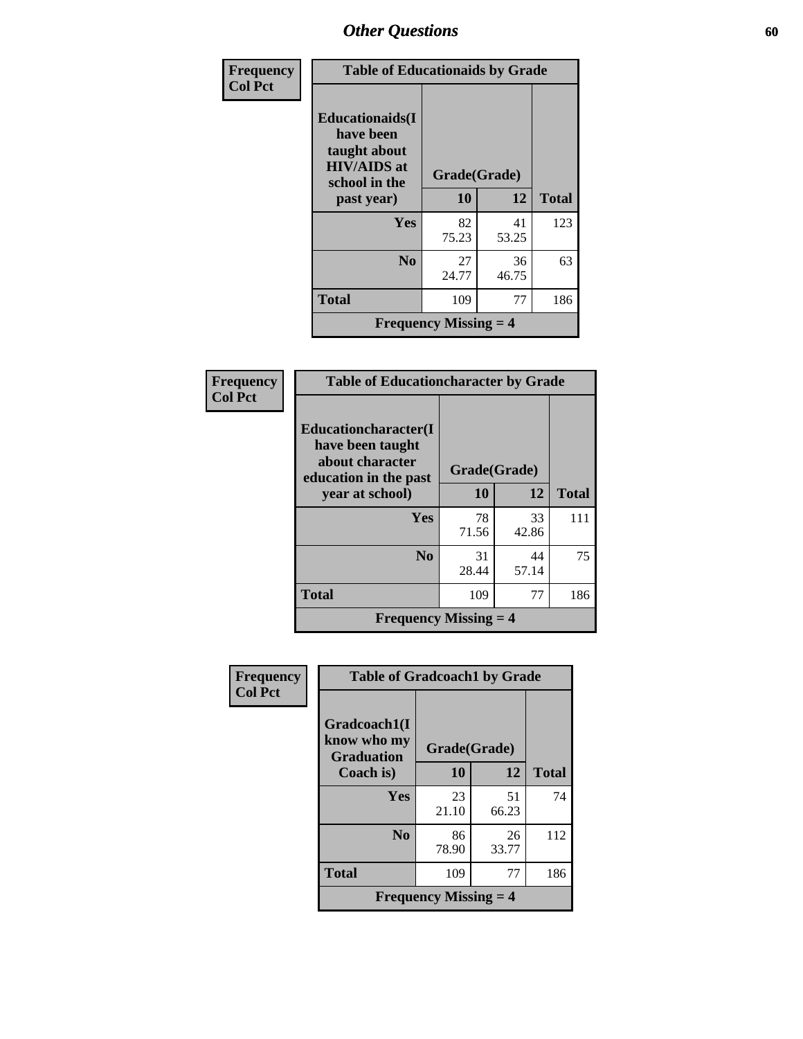# Other Questions

| Frequency Col Pct | Table of Educationaids by Grade | | |
|---|---|---|---|
| Educationaids(I have been taught about HIV/AIDS at school in the past year) | Grade(Grade) | | |
| | 10 | 12 | Total |
| Yes | 82<br>75.23 | 41<br>53.25 | 123 |
| No | 27<br>24.77 | 36<br>46.75 | 63 |
| Total | 109 | 77 | 186 |
| Frequency Missing = 4 | | | |

| Frequency Col Pct | Table of Educationcharacter by Grade | | |
|---|---|---|---|
| Educationcharacter(I have been taught about character education in the past year at school) | Grade(Grade) | | |
| | 10 | 12 | Total |
| Yes | 78<br>71.56 | 33<br>42.86 | 111 |
| No | 31<br>28.44 | 44<br>57.14 | 75 |
| Total | 109 | 77 | 186 |
| Frequency Missing = 4 | | | |

| Frequency Col Pct | Table of Gradcoach1 by Grade | | |
|---|---|---|---|
| Gradcoach1(I know who my Graduation Coach is) | Grade(Grade) | | |
| | 10 | 12 | Total |
| Yes | 23<br>21.10 | 51<br>66.23 | 74 |
| No | 86<br>78.90 | 26<br>33.77 | 112 |
| Total | 109 | 77 | 186 |
| Frequency Missing = 4 | | | |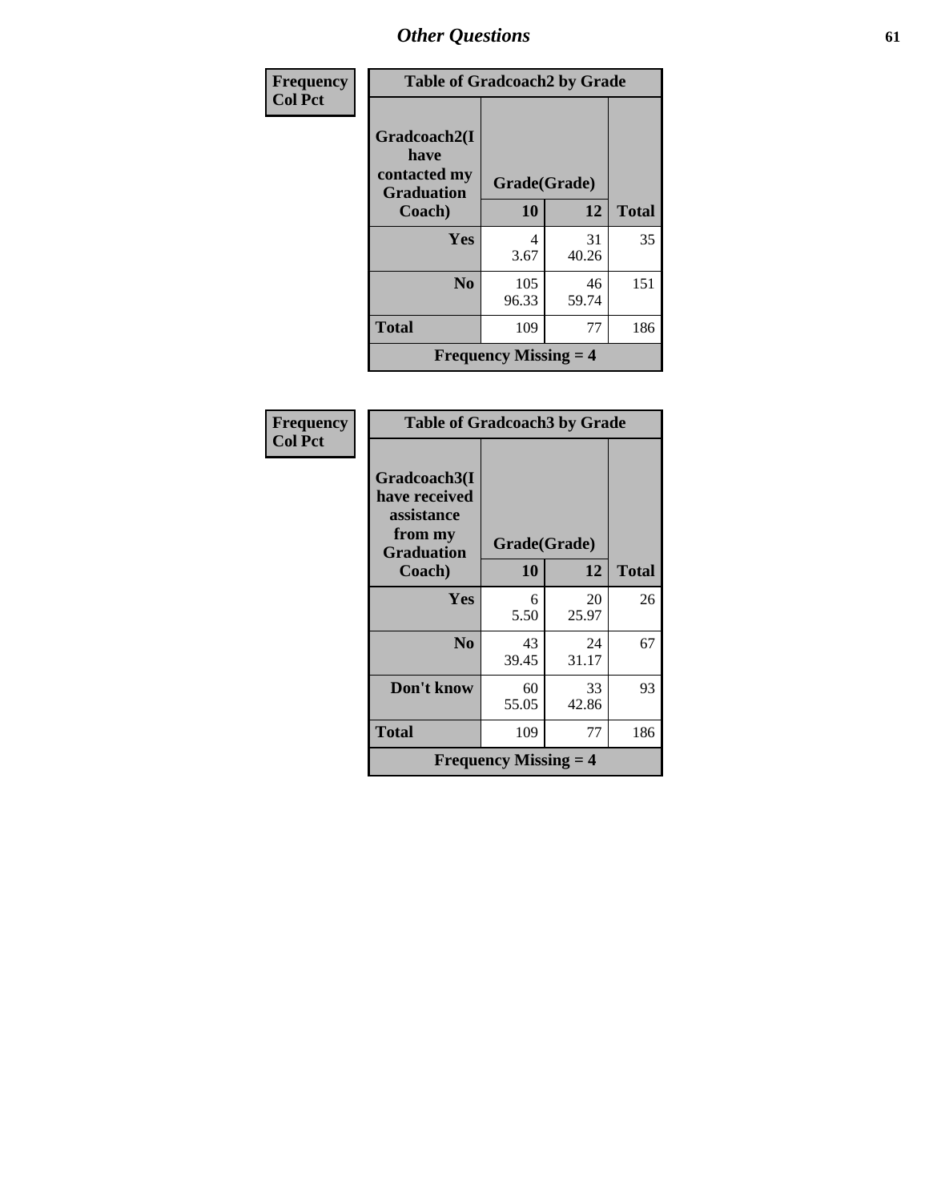# Other Questions

| Frequency<br>Col Pct | Table of Gradcoach2 by Grade | | |
|---|---|---|---|
| **Gradcoach2(I have contacted my Graduation Coach)** | **Grade(Grade)** | | |
| | **10** | **12** | **Total** |
| **Yes** | 4<br>3.67 | 31<br>40.26 | 35 |
| **No** | 105<br>96.33 | 46<br>59.74 | 151 |
| **Total** | 109 | 77 | 186 |
| **Frequency Missing = 4** | | | |

| Frequency<br>Col Pct | Table of Gradcoach3 by Grade | | |
|---|---|---|---|
| **Gradcoach3(I have received assistance from my Graduation Coach)** | **Grade(Grade)** | | |
| | **10** | **12** | **Total** |
| **Yes** | 6<br>5.50 | 20<br>25.97 | 26 |
| **No** | 43<br>39.45 | 24<br>31.17 | 67 |
| **Don't know** | 60<br>55.05 | 33<br>42.86 | 93 |
| **Total** | 109 | 77 | 186 |
| **Frequency Missing = 4** | | | |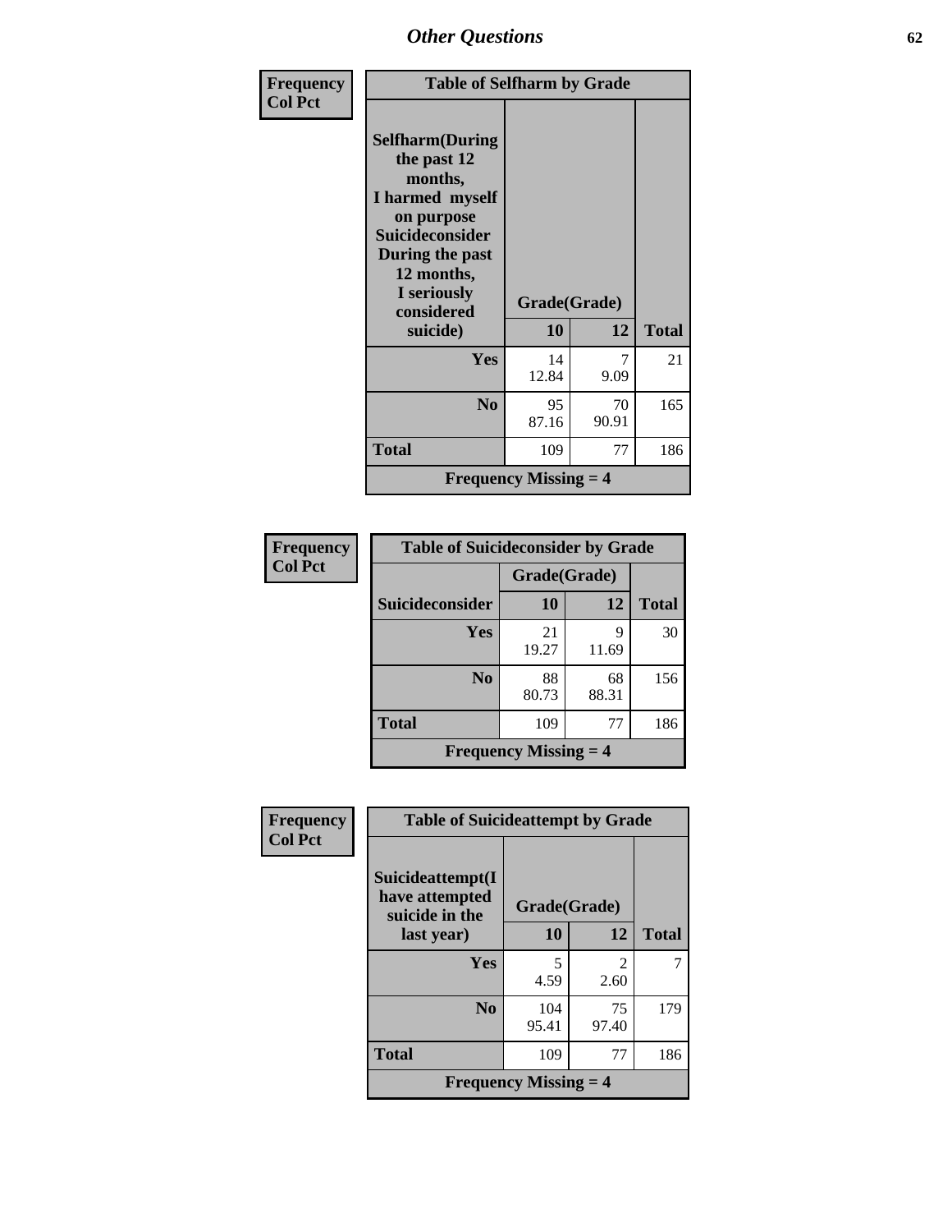## Other Questions

**Frequency**
**Col Pct**

| Table of Selfharm by Grade | | | |
|---|---|---|---|
| Selfharm(During the past 12 months, I harmed myself on purpose Suicideconsider During the past 12 months, I seriously considered suicide) | Grade(Grade) | | |
| | 10 | 12 | Total |
| Yes | 14<br>12.84 | 7<br>9.09 | 21 |
| No | 95<br>87.16 | 70<br>90.91 | 165 |
| Total | 109 | 77 | 186 |
| Frequency Missing = 4 | | | |

**Frequency**
**Col Pct**

| Table of Suicideconsider by Grade | | | |
|---|---|---|---|
| | Grade(Grade) | | |
| Suicideconsider | 10 | 12 | Total |
| Yes | 21<br>19.27 | 9<br>11.69 | 30 |
| No | 88<br>80.73 | 68<br>88.31 | 156 |
| Total | 109 | 77 | 186 |
| Frequency Missing = 4 | | | |

**Frequency**
**Col Pct**

| Table of Suicideattempt by Grade | | | |
|---|---|---|---|
| Suicideattempt(I have attempted suicide in the last year) | Grade(Grade) | | |
| | 10 | 12 | Total |
| Yes | 5<br>4.59 | 2<br>2.60 | 7 |
| No | 104<br>95.41 | 75<br>97.40 | 179 |
| Total | 109 | 77 | 186 |
| Frequency Missing = 4 | | | |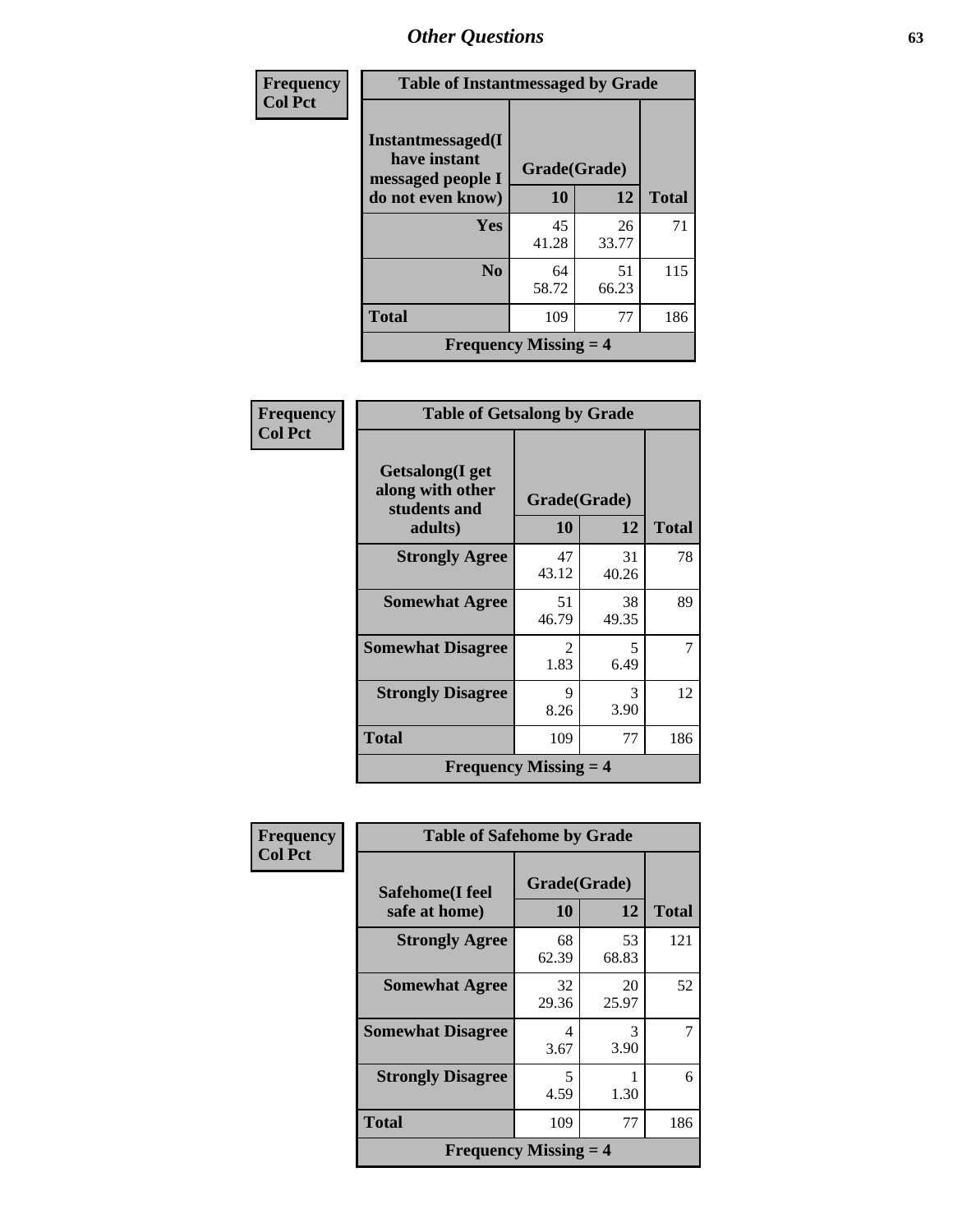| Frequency<br>Col Pct | Table of Instantmessaged by Grade | | |
|---|---|---|---|
| **Instantmessaged(I have instant messaged people I do not even know)** | **Grade(Grade)** | | |
| | **10** | **12** | **Total** |
| **Yes** | 45<br>41.28 | 26<br>33.77 | 71 |
| **No** | 64<br>58.72 | 51<br>66.23 | 115 |
| **Total** | 109 | 77 | 186 |
| **Frequency Missing = 4** | | | |

| Frequency<br>Col Pct | Table of Getsalong by Grade | | |
|---|---|---|---|
| **Getsalong(I get along with other students and adults)** | **Grade(Grade)** | | |
| | **10** | **12** | **Total** |
| **Strongly Agree** | 47<br>43.12 | 31<br>40.26 | 78 |
| **Somewhat Agree** | 51<br>46.79 | 38<br>49.35 | 89 |
| **Somewhat Disagree** | 2<br>1.83 | 5<br>6.49 | 7 |
| **Strongly Disagree** | 9<br>8.26 | 3<br>3.90 | 12 |
| **Total** | 109 | 77 | 186 |
| **Frequency Missing = 4** | | | |

| Frequency<br>Col Pct | Table of Safehome by Grade | | |
|---|---|---|---|
| **Safehome(I feel safe at home)** | **Grade(Grade)** | | |
| | **10** | **12** | **Total** |
| **Strongly Agree** | 68<br>62.39 | 53<br>68.83 | 121 |
| **Somewhat Agree** | 32<br>29.36 | 20<br>25.97 | 52 |
| **Somewhat Disagree** | 4<br>3.67 | 3<br>3.90 | 7 |
| **Strongly Disagree** | 5<br>4.59 | 1<br>1.30 | 6 |
| **Total** | 109 | 77 | 186 |
| **Frequency Missing = 4** | | | |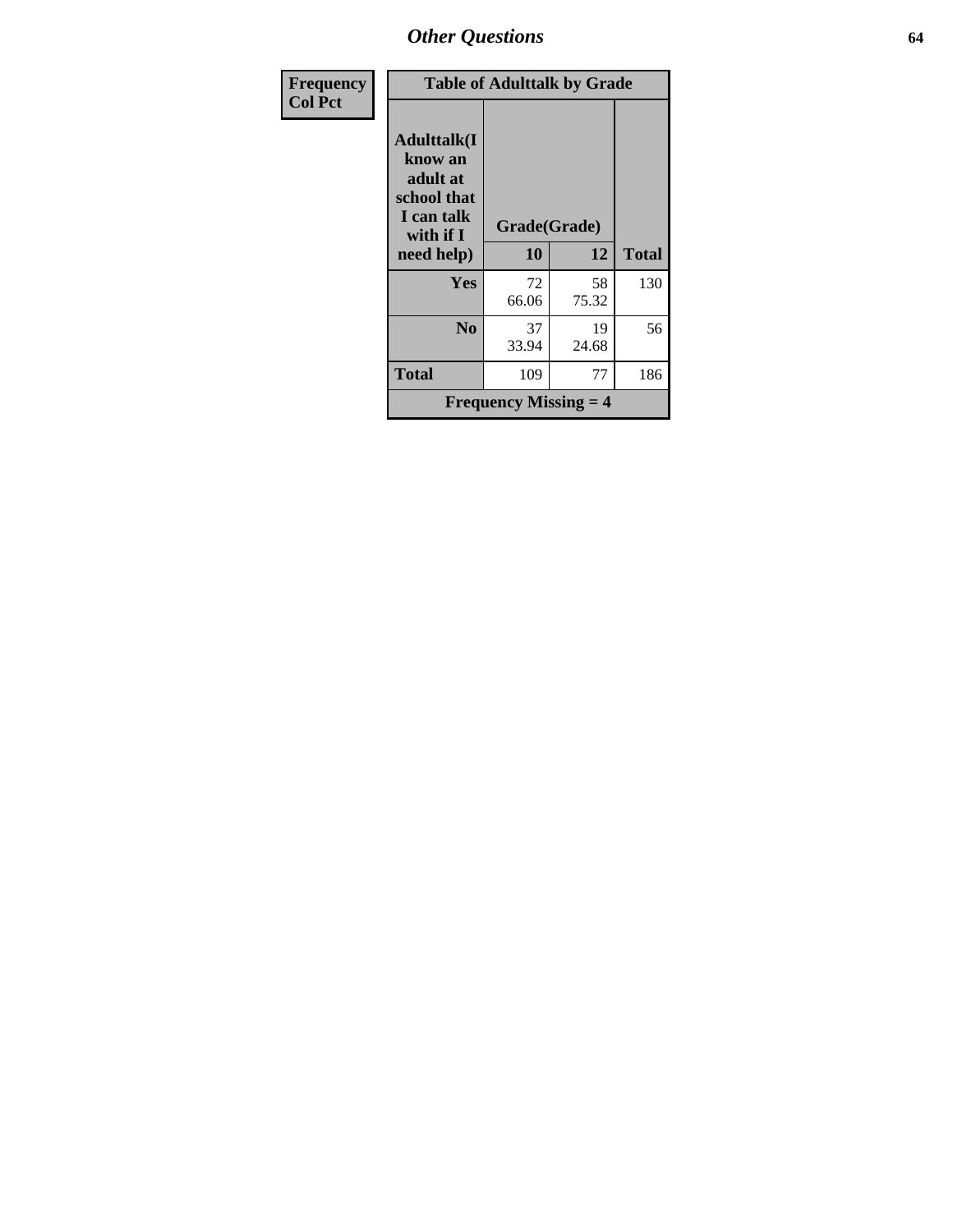## Other Questions

| Frequency Col Pct | Table of Adulttalk by Grade | | |
|---|---|---|---|
| Adulttalk(I know an adult at school that I can talk with if I need help) | Grade(Grade) | | |
| | 10 | 12 | Total |
| Yes | 72<br>66.06 | 58<br>75.32 | 130 |
| No | 37<br>33.94 | 19<br>24.68 | 56 |
| Total | 109 | 77 | 186 |
| Frequency Missing = 4 | | | |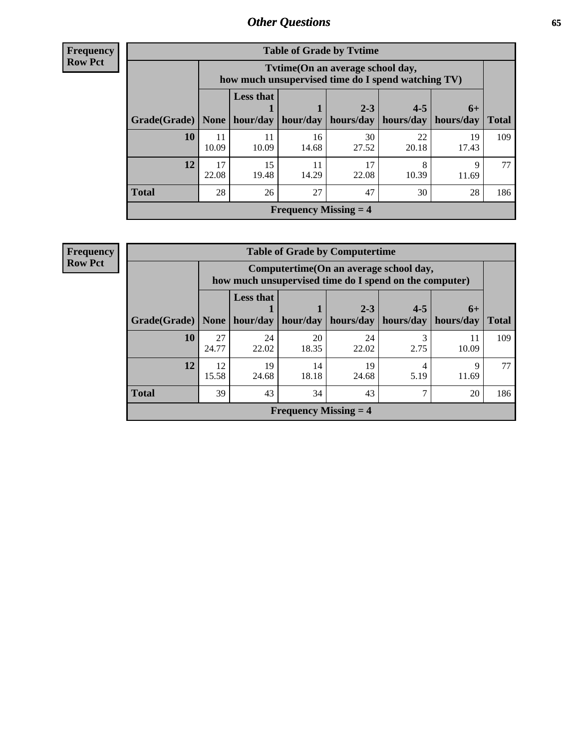| Frequency Row Pct |
|---|

| Table of Grade by Tvtime | | | | | | | |
|---|---|---|---|---|---|---|---|
| | Tvtime(On an average school day, how much unsupervised time do I spend watching TV) | | | | | | |
| Grade(Grade) | None | Less that 1 hour/day | 1 hour/day | 2-3 hours/day | 4-5 hours/day | 6+ hours/day | Total |
| 10 | 11<br>10.09 | 11<br>10.09 | 16<br>14.68 | 30<br>27.52 | 22<br>20.18 | 19<br>17.43 | 109 |
| 12 | 17<br>22.08 | 15<br>19.48 | 11<br>14.29 | 17<br>22.08 | 8<br>10.39 | 9<br>11.69 | 77 |
| Total | 28 | 26 | 27 | 47 | 30 | 28 | 186 |
| Frequency Missing = 4 | | | | | | | |

| Frequency Row Pct |
|---|

| Table of Grade by Computertime | | | | | | | |
|---|---|---|---|---|---|---|---|
| | Computertime(On an average school day, how much unsupervised time do I spend on the computer) | | | | | | |
| Grade(Grade) | None | Less that 1 hour/day | 1 hour/day | 2-3 hours/day | 4-5 hours/day | 6+ hours/day | Total |
| 10 | 27<br>24.77 | 24<br>22.02 | 20<br>18.35 | 24<br>22.02 | 3<br>2.75 | 11<br>10.09 | 109 |
| 12 | 12<br>15.58 | 19<br>24.68 | 14<br>18.18 | 19<br>24.68 | 4<br>5.19 | 9<br>11.69 | 77 |
| Total | 39 | 43 | 34 | 43 | 7 | 20 | 186 |
| Frequency Missing = 4 | | | | | | | |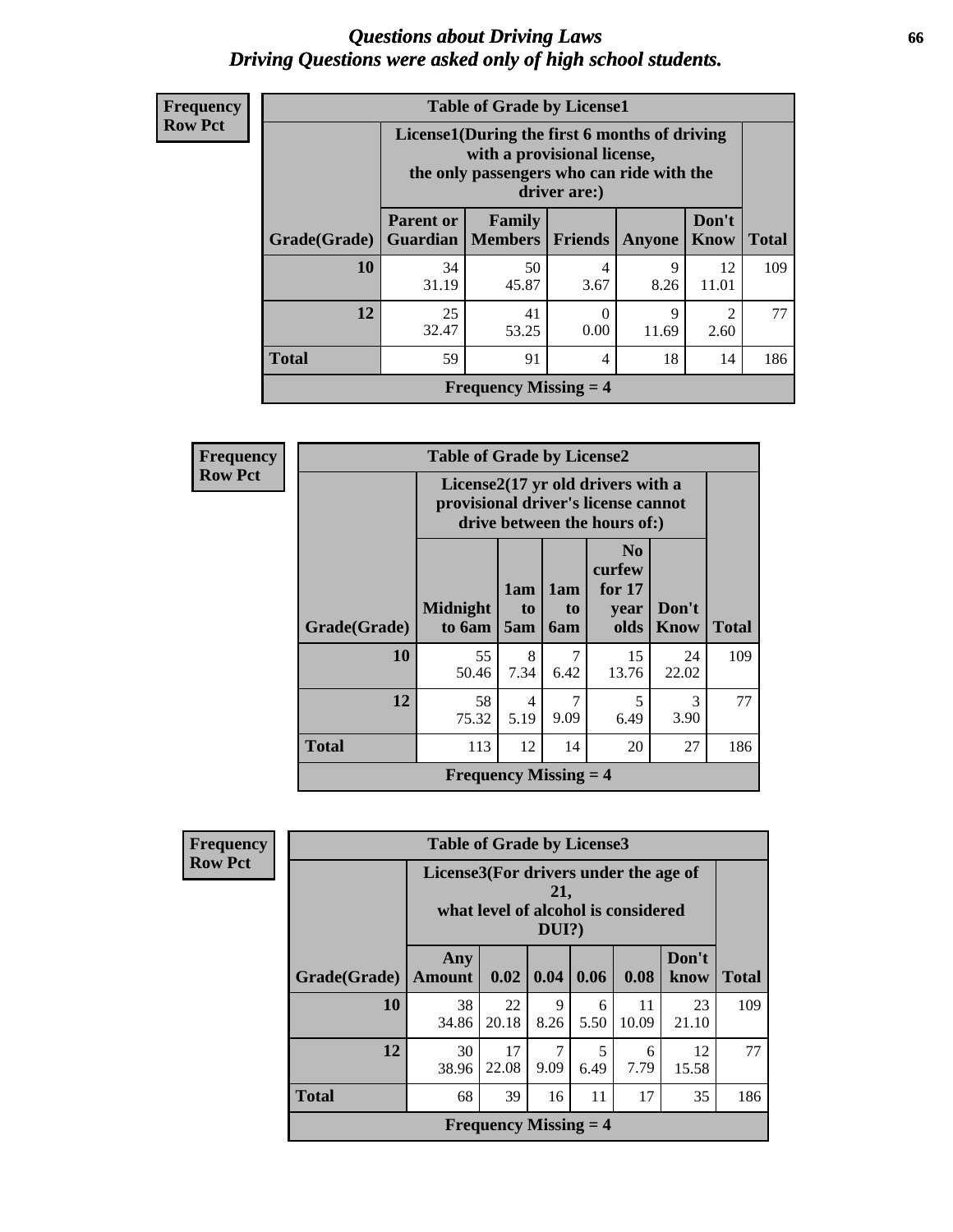# Questions about Driving Laws
## Driving Questions were asked only of high school students.

**Frequency**
**Row Pct**

| Table of Grade by License1 | | | | | | |
|---|---|---|---|---|---|---|
| | License1(During the first 6 months of driving with a provisional license, the only passengers who can ride with the driver are:) | | | | | |
| Grade(Grade) | Parent or Guardian | Family Members | Friends | Anyone | Don't Know | Total |
| 10 | 34<br>31.19 | 50<br>45.87 | 4<br>3.67 | 9<br>8.26 | 12<br>11.01 | 109 |
| 12 | 25<br>32.47 | 41<br>53.25 | 0<br>0.00 | 9<br>11.69 | 2<br>2.60 | 77 |
| Total | 59 | 91 | 4 | 18 | 14 | 186 |
| Frequency Missing = 4 | | | | | | |

**Frequency**
**Row Pct**

| Table of Grade by License2 | | | | | | |
|---|---|---|---|---|---|---|
| | License2(17 yr old drivers with a provisional driver's license cannot drive between the hours of:) | | | | | |
| Grade(Grade) | Midnight to 6am | 1am to 5am | 1am to 6am | No curfew for 17 year olds | Don't Know | Total |
| 10 | 55<br>50.46 | 8<br>7.34 | 7<br>6.42 | 15<br>13.76 | 24<br>22.02 | 109 |
| 12 | 58<br>75.32 | 4<br>5.19 | 7<br>9.09 | 5<br>6.49 | 3<br>3.90 | 77 |
| Total | 113 | 12 | 14 | 20 | 27 | 186 |
| Frequency Missing = 4 | | | | | | |

**Frequency**
**Row Pct**

| Table of Grade by License3 | | | | | | | |
|---|---|---|---|---|---|---|---|
| | License3(For drivers under the age of 21, what level of alcohol is considered DUI?) | | | | | | |
| Grade(Grade) | Any Amount | 0.02 | 0.04 | 0.06 | 0.08 | Don't know | Total |
| 10 | 38<br>34.86 | 22<br>20.18 | 9<br>8.26 | 6<br>5.50 | 11<br>10.09 | 23<br>21.10 | 109 |
| 12 | 30<br>38.96 | 17<br>22.08 | 7<br>9.09 | 5<br>6.49 | 6<br>7.79 | 12<br>15.58 | 77 |
| Total | 68 | 39 | 16 | 11 | 17 | 35 | 186 |
| Frequency Missing = 4 | | | | | | | |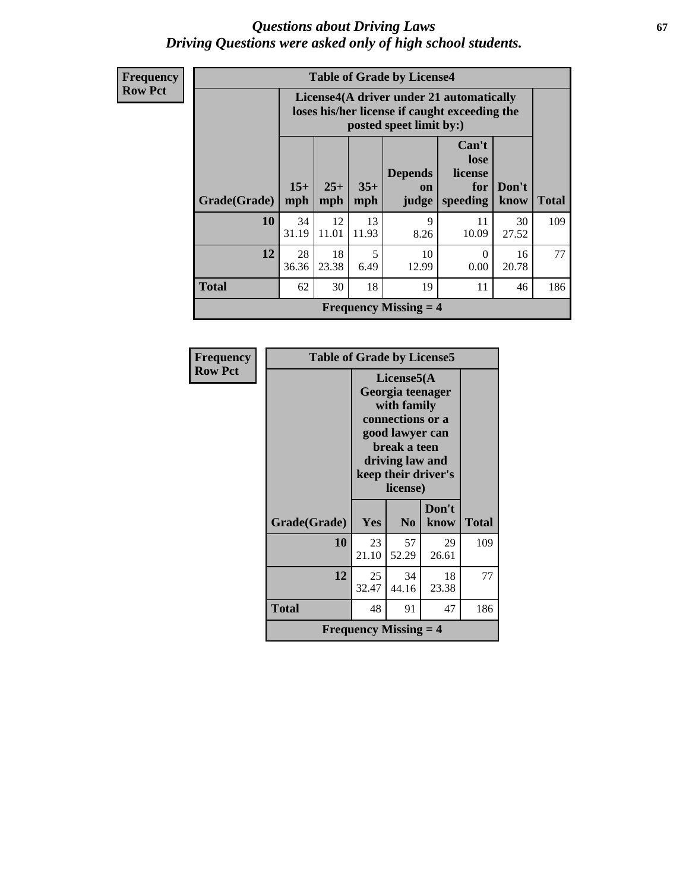# *Questions about Driving Laws*
## *Driving Questions were asked only of high school students.*

**Frequency**
**Row Pct**

**Table of Grade by License4**

| Grade(Grade) | License4(A driver under 21 automatically loses his/her license if caught exceeding the posted speet limit by:) 15+ mph | 25+ mph | 35+ mph | Depends on judge | Can't lose license for speeding | Don't know | Total |
|---|---|---|---|---|---|---|---|
| 10 | 34<br>31.19 | 12<br>11.01 | 13<br>11.93 | 9<br>8.26 | 11<br>10.09 | 30<br>27.52 | 109 |
| 12 | 28<br>36.36 | 18<br>23.38 | 5<br>6.49 | 10<br>12.99 | 0<br>0.00 | 16<br>20.78 | 77 |
| Total | 62 | 30 | 18 | 19 | 11 | 46 | 186 |

**Frequency Missing = 4**

**Frequency**
**Row Pct**

**Table of Grade by License5**

| Grade(Grade) | License5(A Georgia teenager with family connections or a good lawyer can break a teen driving law and keep their driver's license) Yes | No | Don't know | Total |
|---|---|---|---|---|
| 10 | 23<br>21.10 | 57<br>52.29 | 29<br>26.61 | 109 |
| 12 | 25<br>32.47 | 34<br>44.16 | 18<br>23.38 | 77 |
| Total | 48 | 91 | 47 | 186 |

**Frequency Missing = 4**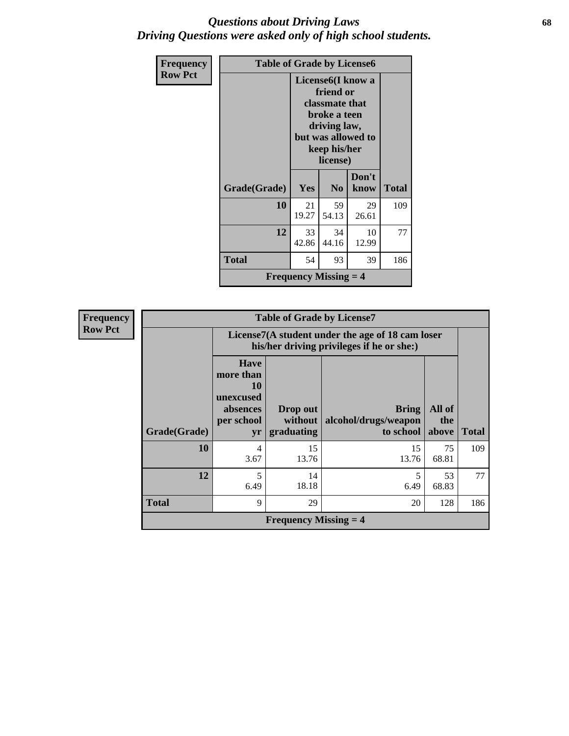# *Questions about Driving Laws*
# *Driving Questions were asked only of high school students.*

**Frequency**
**Row Pct**

| Table of Grade by License6 | | | | |
|---|---|---|---|---|
| | License6(I know a friend or classmate that broke a teen driving law, but was allowed to keep his/her license) | | | |
| Grade(Grade) | Yes | No | Don't know | Total |
| 10 | 21<br>19.27 | 59<br>54.13 | 29<br>26.61 | 109 |
| 12 | 33<br>42.86 | 34<br>44.16 | 10<br>12.99 | 77 |
| Total | 54 | 93 | 39 | 186 |
| Frequency Missing = 4 | | | | |

**Frequency**
**Row Pct**

| Table of Grade by License7 | | | | | |
|---|---|---|---|---|---|
| | License7(A student under the age of 18 cam loser his/her driving privileges if he or she:) | | | | |
| Grade(Grade) | Have more than 10 unexcused absences per school yr | Drop out without graduating | Bring alcohol/drugs/weapon to school | All of the above | Total |
| 10 | 4<br>3.67 | 15<br>13.76 | 15<br>13.76 | 75<br>68.81 | 109 |
| 12 | 5<br>6.49 | 14<br>18.18 | 5<br>6.49 | 53<br>68.83 | 77 |
| Total | 9 | 29 | 20 | 128 | 186 |
| Frequency Missing = 4 | | | | | |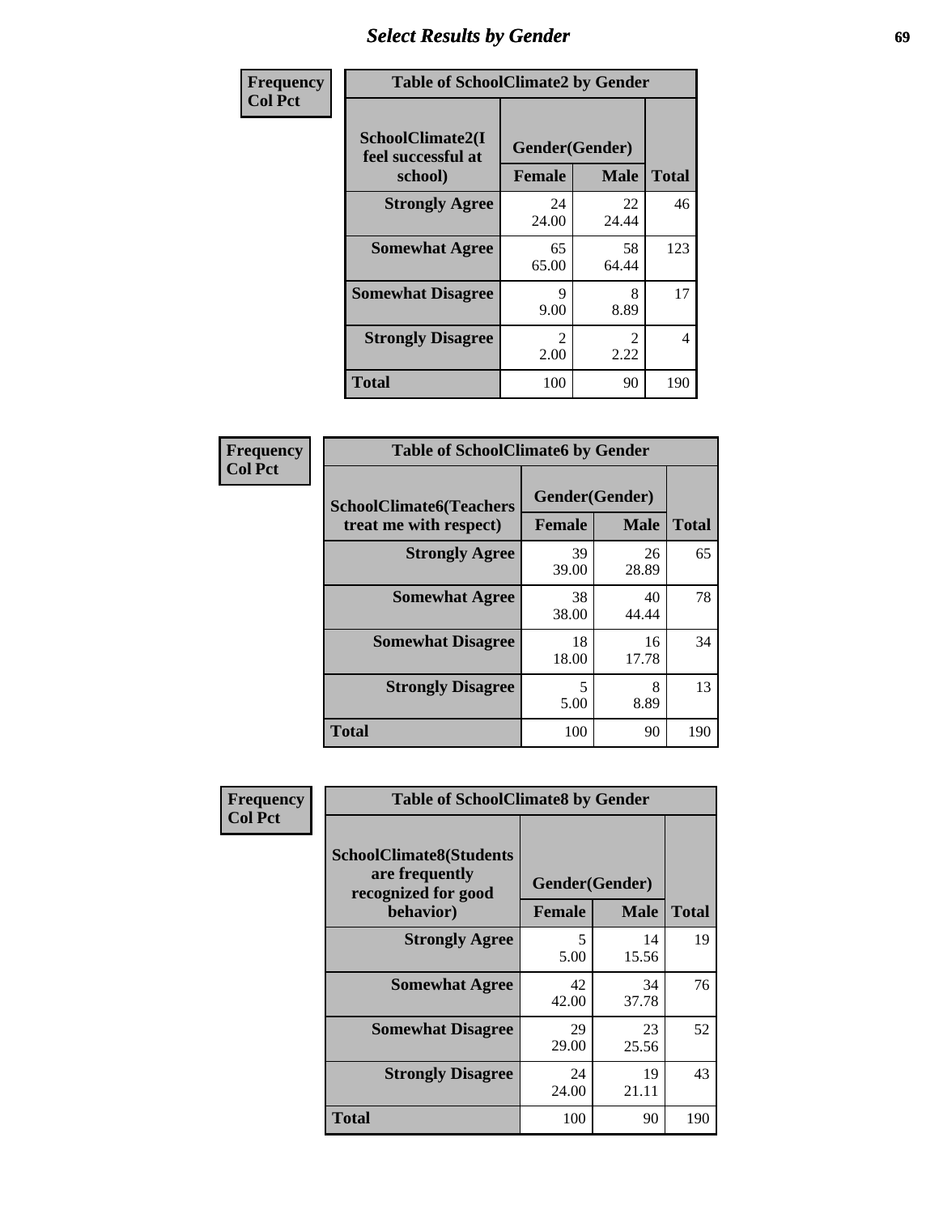## Select Results by Gender

**Frequency / Col Pct**

**Table of SchoolClimate2 by Gender**

| SchoolClimate2(I feel successful at school) | Gender(Gender) | | Total |
|---|---|---|---|
| | Female | Male | |
| Strongly Agree | 24<br>24.00 | 22<br>24.44 | 46 |
| Somewhat Agree | 65<br>65.00 | 58<br>64.44 | 123 |
| Somewhat Disagree | 9<br>9.00 | 8<br>8.89 | 17 |
| Strongly Disagree | 2<br>2.00 | 2<br>2.22 | 4 |
| Total | 100 | 90 | 190 |

**Frequency / Col Pct**

**Table of SchoolClimate6 by Gender**

| SchoolClimate6(Teachers treat me with respect) | Gender(Gender) | | Total |
|---|---|---|---|
| | Female | Male | |
| Strongly Agree | 39<br>39.00 | 26<br>28.89 | 65 |
| Somewhat Agree | 38<br>38.00 | 40<br>44.44 | 78 |
| Somewhat Disagree | 18<br>18.00 | 16<br>17.78 | 34 |
| Strongly Disagree | 5<br>5.00 | 8<br>8.89 | 13 |
| Total | 100 | 90 | 190 |

**Frequency / Col Pct**

**Table of SchoolClimate8 by Gender**

| SchoolClimate8(Students are frequently recognized for good behavior) | Gender(Gender) | | Total |
|---|---|---|---|
| | Female | Male | |
| Strongly Agree | 5<br>5.00 | 14<br>15.56 | 19 |
| Somewhat Agree | 42<br>42.00 | 34<br>37.78 | 76 |
| Somewhat Disagree | 29<br>29.00 | 23<br>25.56 | 52 |
| Strongly Disagree | 24<br>24.00 | 19<br>21.11 | 43 |
| Total | 100 | 90 | 190 |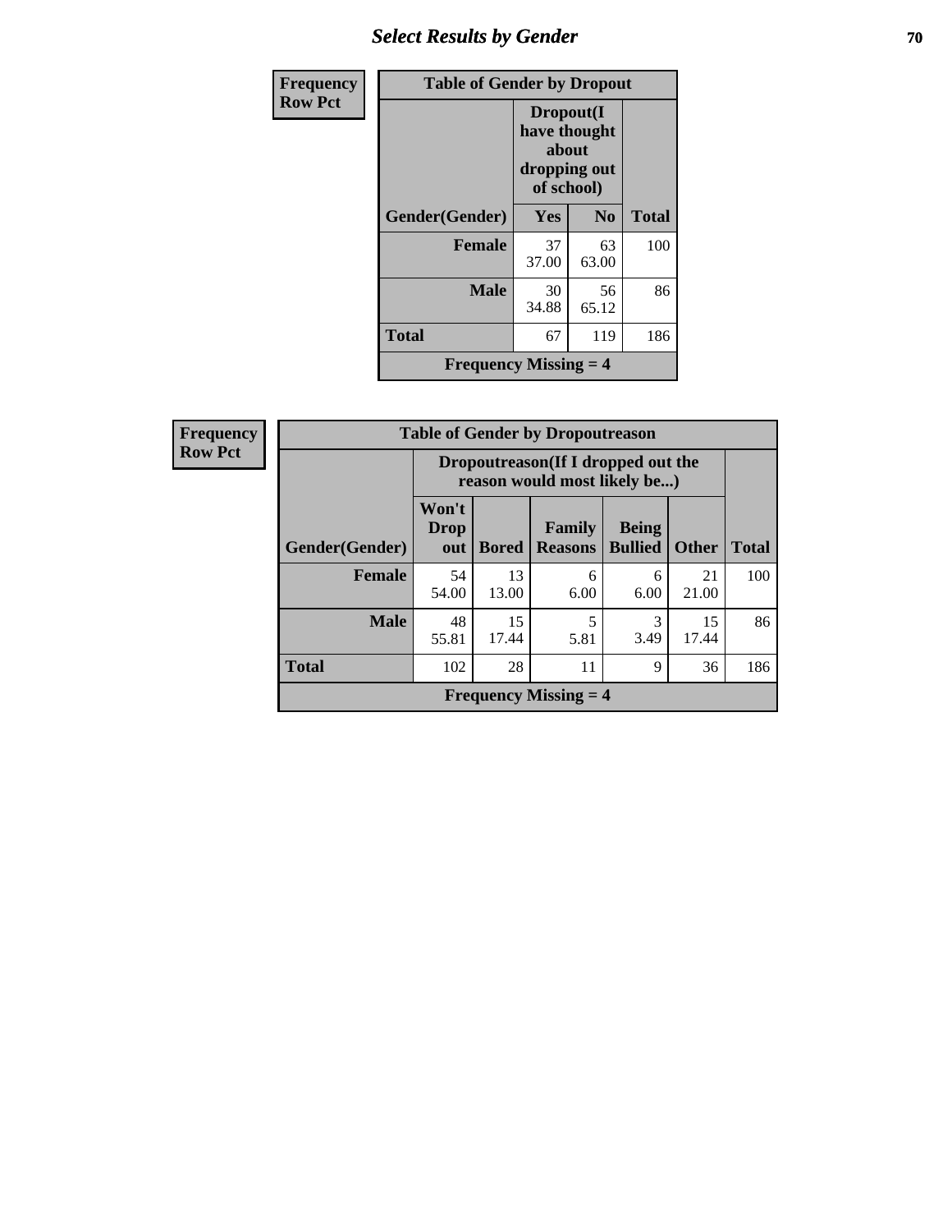| Frequency<br>Row Pct | Table of Gender by Dropout | | |
|---|---|---|---|
| | Dropout(I have thought about dropping out of school) | | |
| Gender(Gender) | Yes | No | Total |
| Female | 37<br>37.00 | 63<br>63.00 | 100 |
| Male | 30<br>34.88 | 56<br>65.12 | 86 |
| Total | 67 | 119 | 186 |
| Frequency Missing = 4 | | | |

| Frequency<br>Row Pct | Table of Gender by Dropoutreason | | | | | |
|---|---|---|---|---|---|---|
| | Dropoutreason(If I dropped out the reason would most likely be...) | | | | | |
| Gender(Gender) | Won't Drop out | Bored | Family Reasons | Being Bullied | Other | Total |
| Female | 54<br>54.00 | 13<br>13.00 | 6<br>6.00 | 6<br>6.00 | 21<br>21.00 | 100 |
| Male | 48<br>55.81 | 15<br>17.44 | 5<br>5.81 | 3<br>3.49 | 15<br>17.44 | 86 |
| Total | 102 | 28 | 11 | 9 | 36 | 186 |
| Frequency Missing = 4 | | | | | | |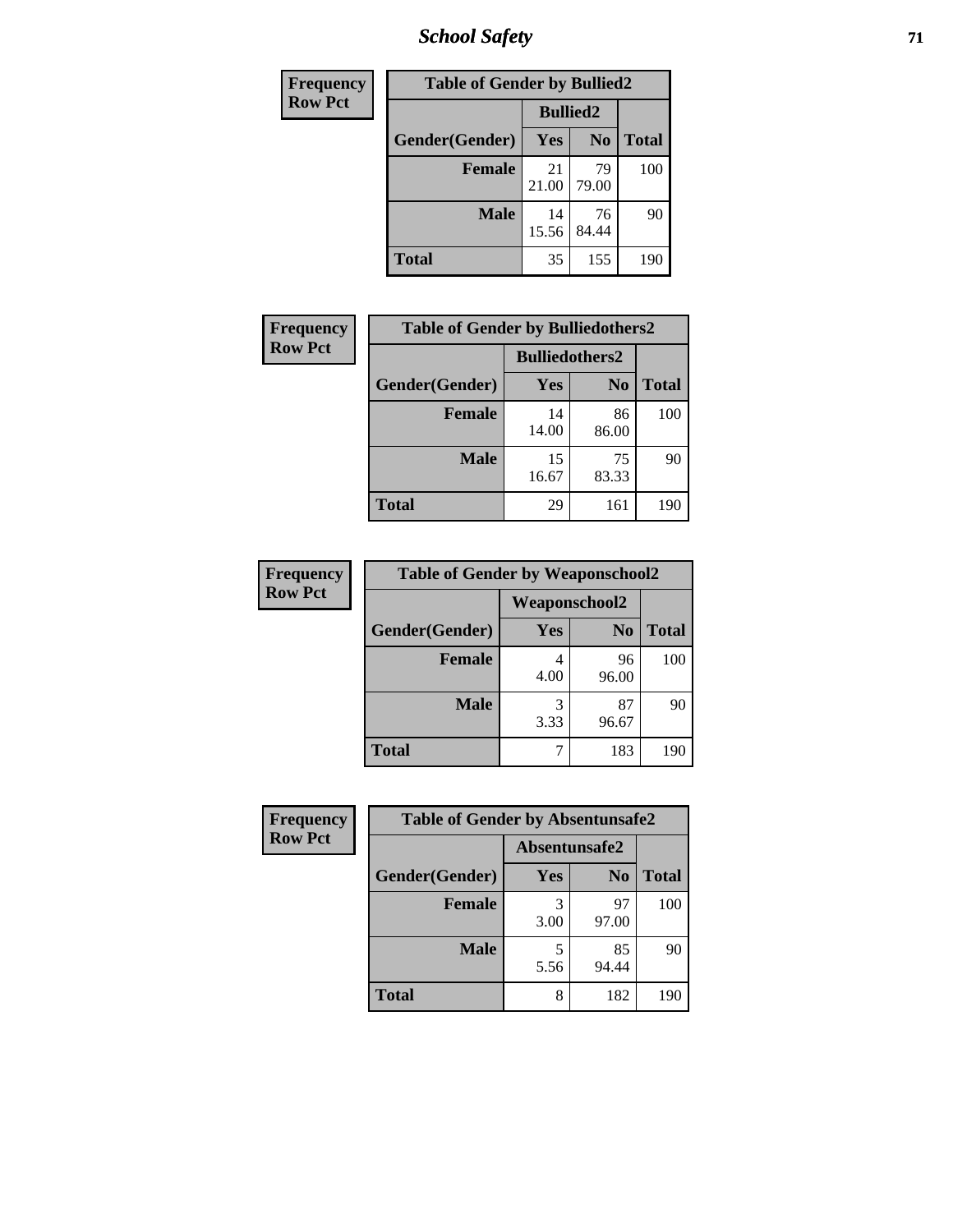# School Safety

| Frequency<br>Row Pct | | | |
|---|---|---|---|
| **Table of Gender by Bullied2** | | | |
| | **Bullied2** | | |
| **Gender(Gender)** | **Yes** | **No** | **Total** |
| **Female** | 21<br>21.00 | 79<br>79.00 | 100 |
| **Male** | 14<br>15.56 | 76<br>84.44 | 90 |
| **Total** | 35 | 155 | 190 |

| Frequency<br>Row Pct | | | |
|---|---|---|---|
| **Table of Gender by Bulliedothers2** | | | |
| | **Bulliedothers2** | | |
| **Gender(Gender)** | **Yes** | **No** | **Total** |
| **Female** | 14<br>14.00 | 86<br>86.00 | 100 |
| **Male** | 15<br>16.67 | 75<br>83.33 | 90 |
| **Total** | 29 | 161 | 190 |

| Frequency<br>Row Pct | | | |
|---|---|---|---|
| **Table of Gender by Weaponschool2** | | | |
| | **Weaponschool2** | | |
| **Gender(Gender)** | **Yes** | **No** | **Total** |
| **Female** | 4<br>4.00 | 96<br>96.00 | 100 |
| **Male** | 3<br>3.33 | 87<br>96.67 | 90 |
| **Total** | 7 | 183 | 190 |

| Frequency<br>Row Pct | | | |
|---|---|---|---|
| **Table of Gender by Absentunsafe2** | | | |
| | **Absentunsafe2** | | |
| **Gender(Gender)** | **Yes** | **No** | **Total** |
| **Female** | 3<br>3.00 | 97<br>97.00 | 100 |
| **Male** | 5<br>5.56 | 85<br>94.44 | 90 |
| **Total** | 8 | 182 | 190 |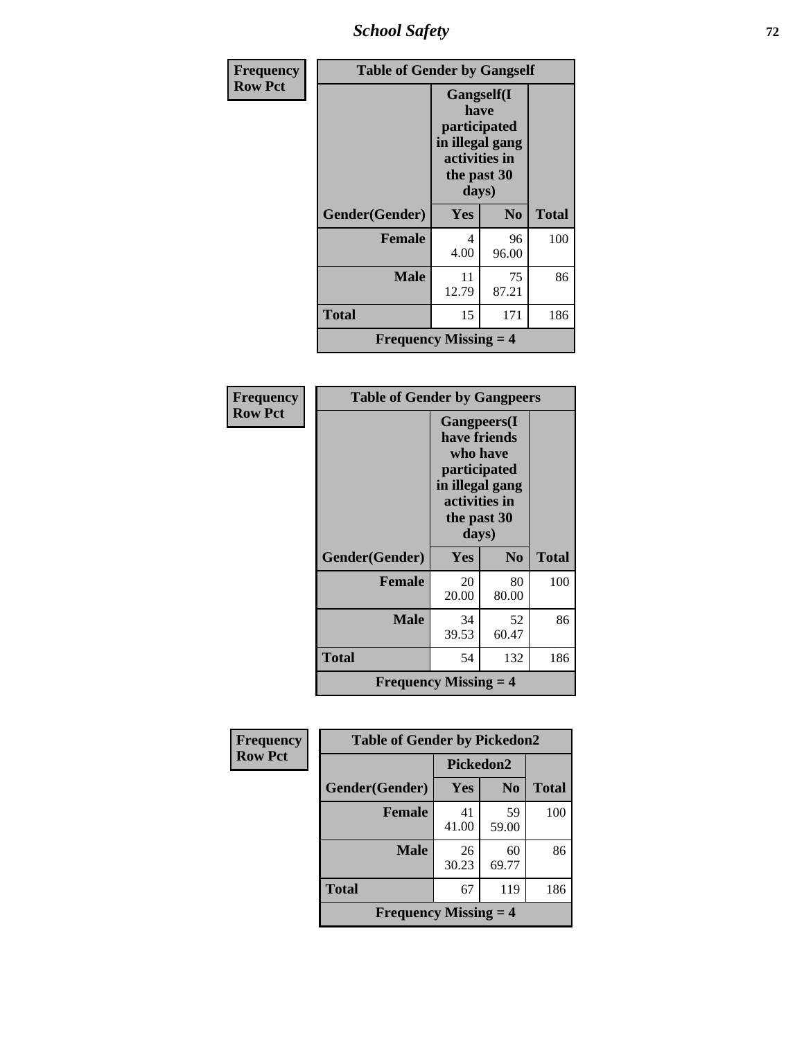| Frequency Row Pct | Table of Gender by Gangself | | |
|---|---|---|---|
| | Gangself(I have participated in illegal gang activities in the past 30 days) | | |
| Gender(Gender) | Yes | No | Total |
| Female | 4<br>4.00 | 96<br>96.00 | 100 |
| Male | 11<br>12.79 | 75<br>87.21 | 86 |
| Total | 15 | 171 | 186 |
| Frequency Missing = 4 | | | |

| Frequency Row Pct | Table of Gender by Gangpeers | | |
|---|---|---|---|
| | Gangpeers(I have friends who have participated in illegal gang activities in the past 30 days) | | |
| Gender(Gender) | Yes | No | Total |
| Female | 20<br>20.00 | 80<br>80.00 | 100 |
| Male | 34<br>39.53 | 52<br>60.47 | 86 |
| Total | 54 | 132 | 186 |
| Frequency Missing = 4 | | | |

| Frequency Row Pct | Table of Gender by Pickedon2 | | |
|---|---|---|---|
| | Pickedon2 | | |
| Gender(Gender) | Yes | No | Total |
| Female | 41<br>41.00 | 59<br>59.00 | 100 |
| Male | 26<br>30.23 | 60<br>69.77 | 86 |
| Total | 67 | 119 | 186 |
| Frequency Missing = 4 | | | |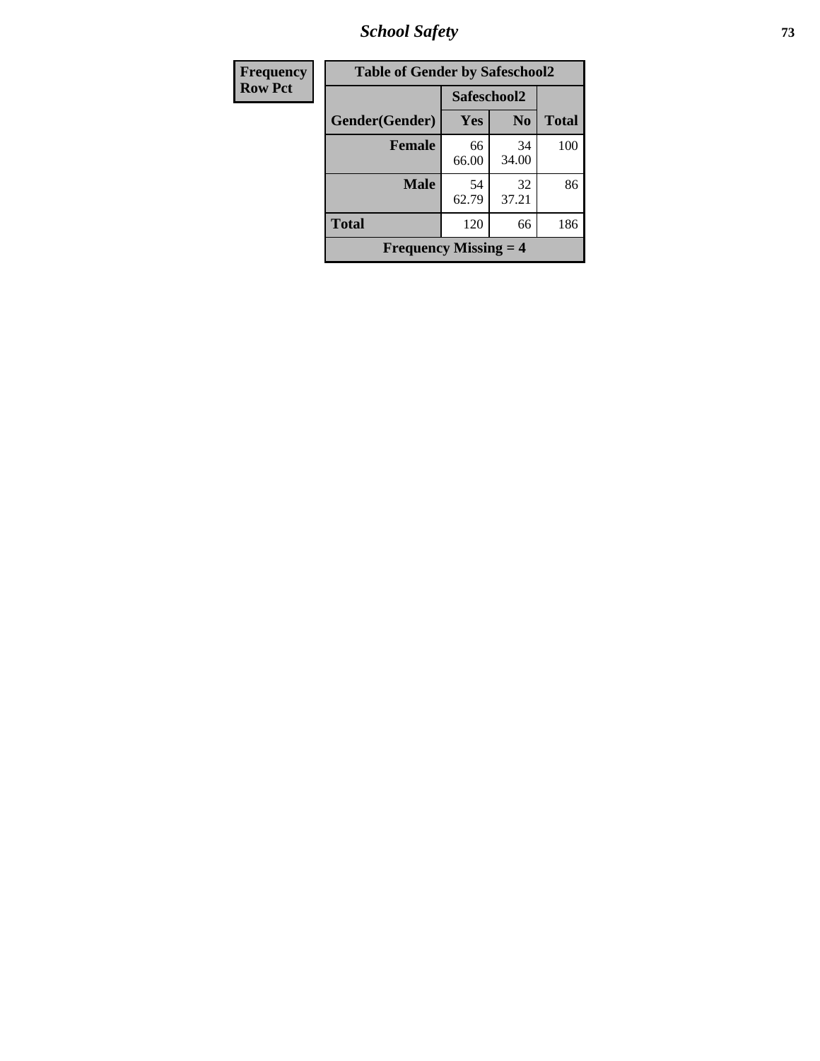| Frequency Row Pct |
|---|

**Table of Gender by Safeschool2**

| Gender(Gender) | Safeschool2 Yes | Safeschool2 No | Total |
|---|---|---|---|
| Female | 66<br>66.00 | 34<br>34.00 | 100 |
| Male | 54<br>62.79 | 32<br>37.21 | 86 |
| Total | 120 | 66 | 186 |
| Frequency Missing = 4 | | | |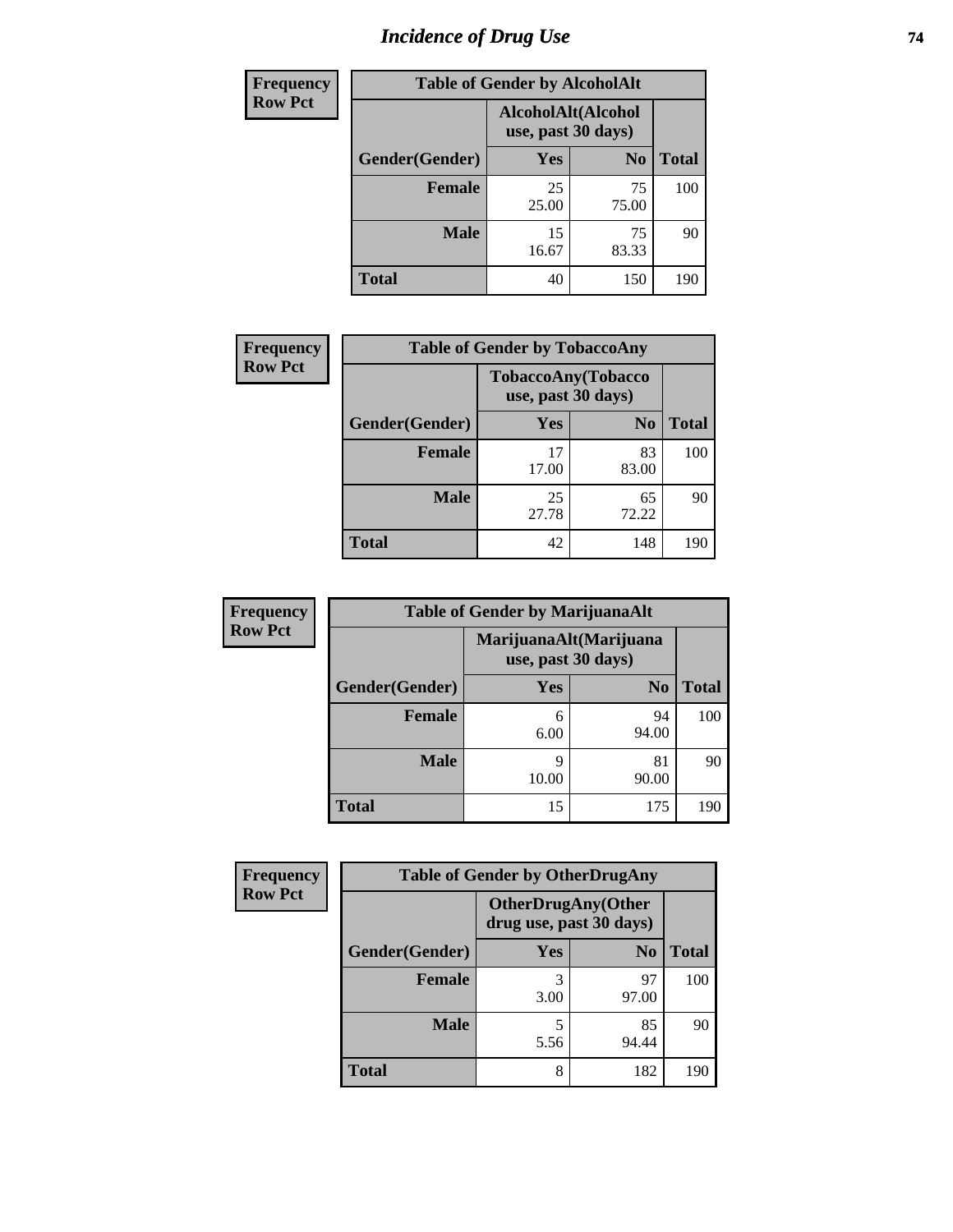# Incidence of Drug Use

Frequency
Row Pct

| Table of Gender by AlcoholAlt | | | |
|---|---|---|---|
| | AlcoholAlt(Alcohol use, past 30 days) | | |
| Gender(Gender) | Yes | No | Total |
| Female | 25<br>25.00 | 75<br>75.00 | 100 |
| Male | 15<br>16.67 | 75<br>83.33 | 90 |
| Total | 40 | 150 | 190 |

Frequency
Row Pct

| Table of Gender by TobaccoAny | | | |
|---|---|---|---|
| | TobaccoAny(Tobacco use, past 30 days) | | |
| Gender(Gender) | Yes | No | Total |
| Female | 17<br>17.00 | 83<br>83.00 | 100 |
| Male | 25<br>27.78 | 65<br>72.22 | 90 |
| Total | 42 | 148 | 190 |

Frequency
Row Pct

| Table of Gender by MarijuanaAlt | | | |
|---|---|---|---|
| | MarijuanaAlt(Marijuana use, past 30 days) | | |
| Gender(Gender) | Yes | No | Total |
| Female | 6<br>6.00 | 94<br>94.00 | 100 |
| Male | 9<br>10.00 | 81<br>90.00 | 90 |
| Total | 15 | 175 | 190 |

Frequency
Row Pct

| Table of Gender by OtherDrugAny | | | |
|---|---|---|---|
| | OtherDrugAny(Other drug use, past 30 days) | | |
| Gender(Gender) | Yes | No | Total |
| Female | 3<br>3.00 | 97<br>97.00 | 100 |
| Male | 5<br>5.56 | 85<br>94.44 | 90 |
| Total | 8 | 182 | 190 |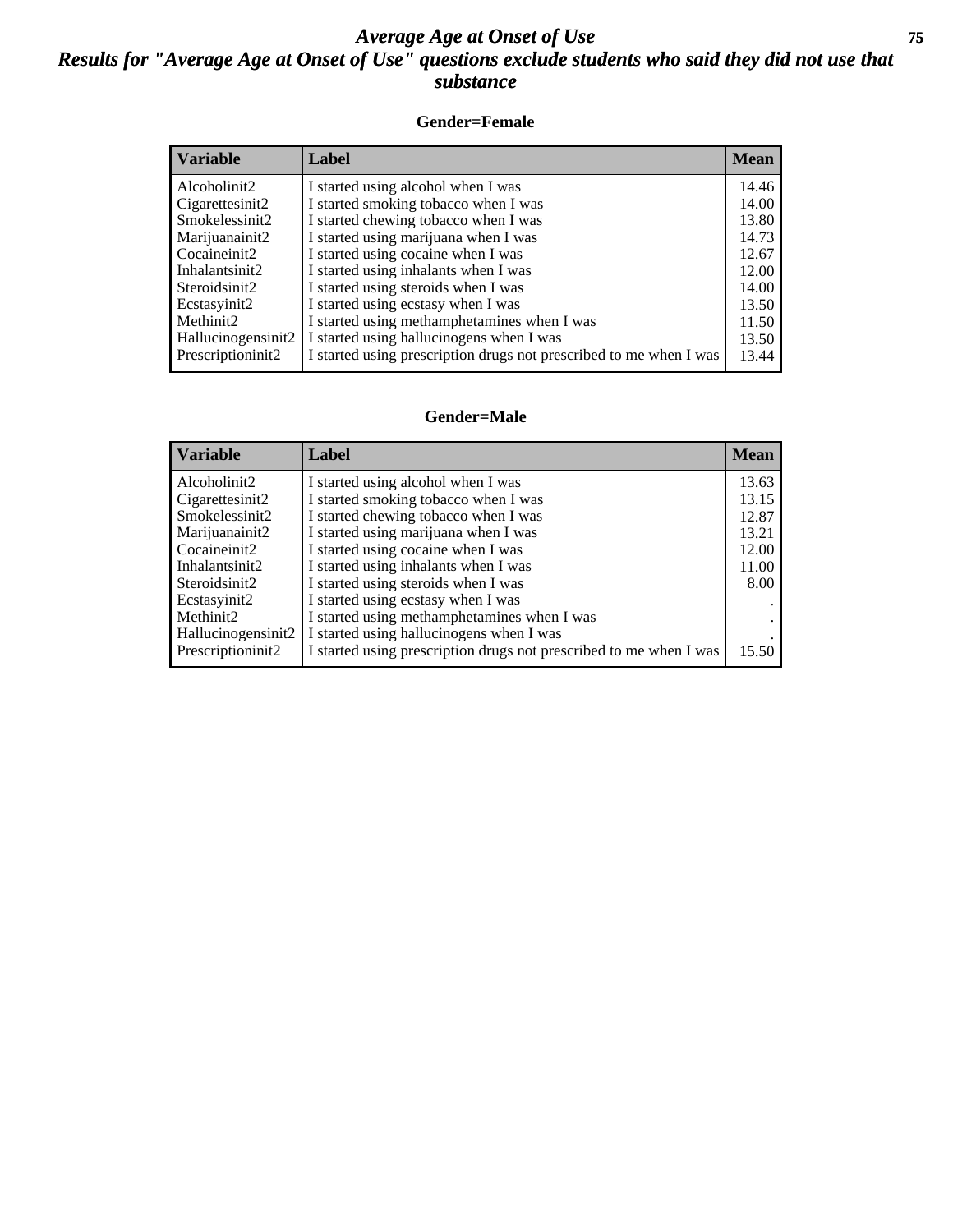# *Average Age at Onset of Use*
## *Results for "Average Age at Onset of Use" questions exclude students who said they did not use that substance*

### Gender=Female

| Variable | Label | Mean |
|---|---|---|
| Alcoholinit2 | I started using alcohol when I was | 14.46 |
| Cigarettesinit2 | I started smoking tobacco when I was | 14.00 |
| Smokelessinit2 | I started chewing tobacco when I was | 13.80 |
| Marijuanainit2 | I started using marijuana when I was | 14.73 |
| Cocaineinit2 | I started using cocaine when I was | 12.67 |
| Inhalantsinit2 | I started using inhalants when I was | 12.00 |
| Steroidsinit2 | I started using steroids when I was | 14.00 |
| Ecstasyinit2 | I started using ecstasy when I was | 13.50 |
| Methinit2 | I started using methamphetamines when I was | 11.50 |
| Hallucinogensinit2 | I started using hallucinogens when I was | 13.50 |
| Prescriptioninit2 | I started using prescription drugs not prescribed to me when I was | 13.44 |

### Gender=Male

| Variable | Label | Mean |
|---|---|---|
| Alcoholinit2 | I started using alcohol when I was | 13.63 |
| Cigarettesinit2 | I started smoking tobacco when I was | 13.15 |
| Smokelessinit2 | I started chewing tobacco when I was | 12.87 |
| Marijuanainit2 | I started using marijuana when I was | 13.21 |
| Cocaineinit2 | I started using cocaine when I was | 12.00 |
| Inhalantsinit2 | I started using inhalants when I was | 11.00 |
| Steroidsinit2 | I started using steroids when I was | 8.00 |
| Ecstasyinit2 | I started using ecstasy when I was | . |
| Methinit2 | I started using methamphetamines when I was | . |
| Hallucinogensinit2 | I started using hallucinogens when I was | . |
| Prescriptioninit2 | I started using prescription drugs not prescribed to me when I was | 15.50 |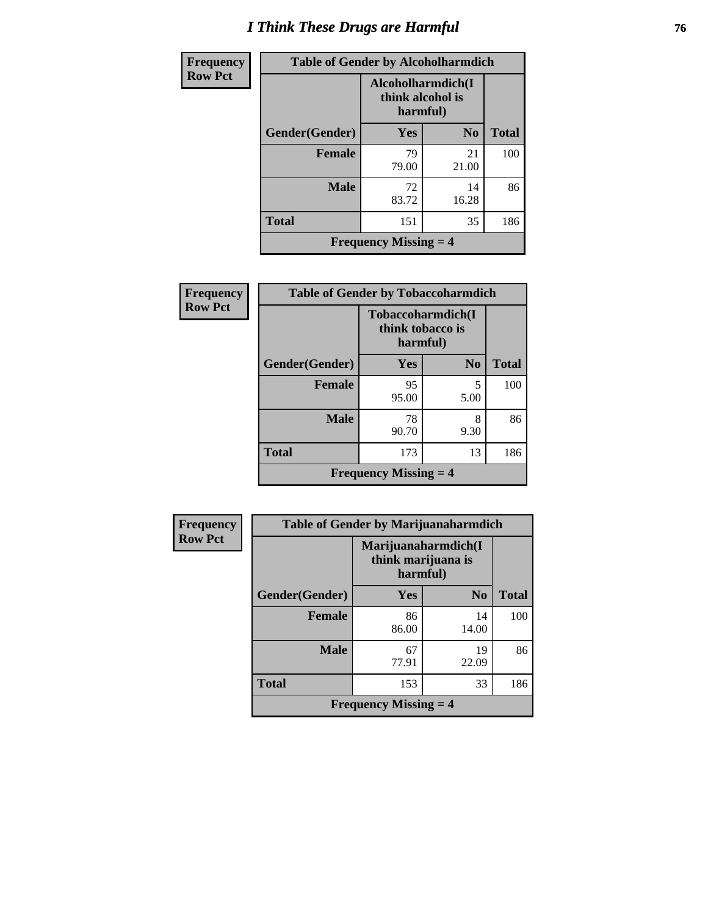# I Think These Drugs are Harmful

**Frequency**
**Row Pct**

| Table of Gender by Alcoholharmdich | | | |
|---|---|---|---|
| | Alcoholharmdich(I think alcohol is harmful) | | |
| Gender(Gender) | Yes | No | Total |
| Female | 79<br>79.00 | 21<br>21.00 | 100 |
| Male | 72<br>83.72 | 14<br>16.28 | 86 |
| Total | 151 | 35 | 186 |
| Frequency Missing = 4 | | | |

**Frequency**
**Row Pct**

| Table of Gender by Tobaccoharmdich | | | |
|---|---|---|---|
| | Tobaccoharmdich(I think tobacco is harmful) | | |
| Gender(Gender) | Yes | No | Total |
| Female | 95<br>95.00 | 5<br>5.00 | 100 |
| Male | 78<br>90.70 | 8<br>9.30 | 86 |
| Total | 173 | 13 | 186 |
| Frequency Missing = 4 | | | |

**Frequency**
**Row Pct**

| Table of Gender by Marijuanaharmdich | | | |
|---|---|---|---|
| | Marijuanaharmdich(I think marijuana is harmful) | | |
| Gender(Gender) | Yes | No | Total |
| Female | 86<br>86.00 | 14<br>14.00 | 100 |
| Male | 67<br>77.91 | 19<br>22.09 | 86 |
| Total | 153 | 33 | 186 |
| Frequency Missing = 4 | | | |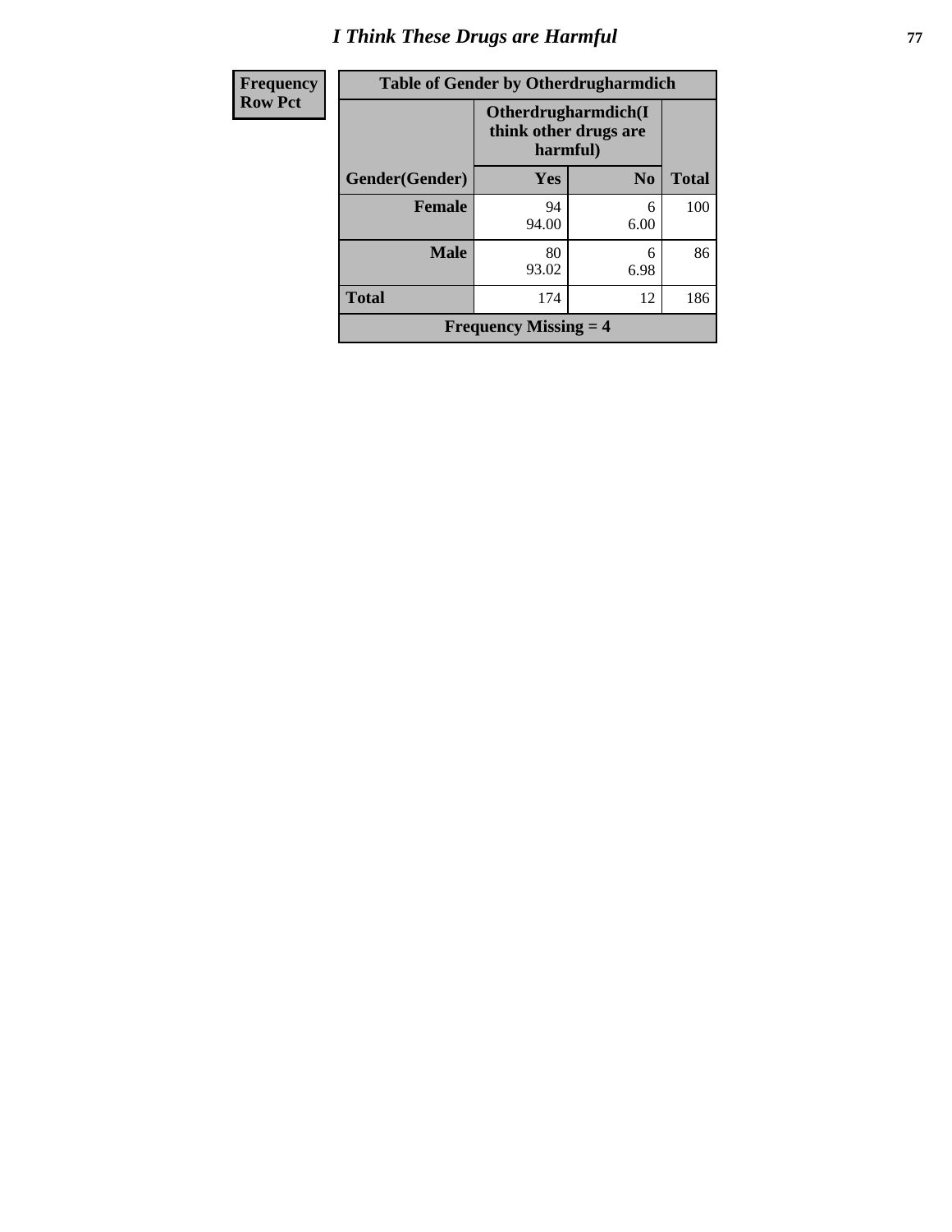# I Think These Drugs are Harmful

| Frequency Row Pct | Table of Gender by Otherdrugharmdich | | |
|---|---|---|---|
| | Otherdrugharmdich(I think other drugs are harmful) | | |
| Gender(Gender) | Yes | No | Total |
| Female | 94<br>94.00 | 6<br>6.00 | 100 |
| Male | 80<br>93.02 | 6<br>6.98 | 86 |
| Total | 174 | 12 | 186 |
| Frequency Missing = 4 | | | |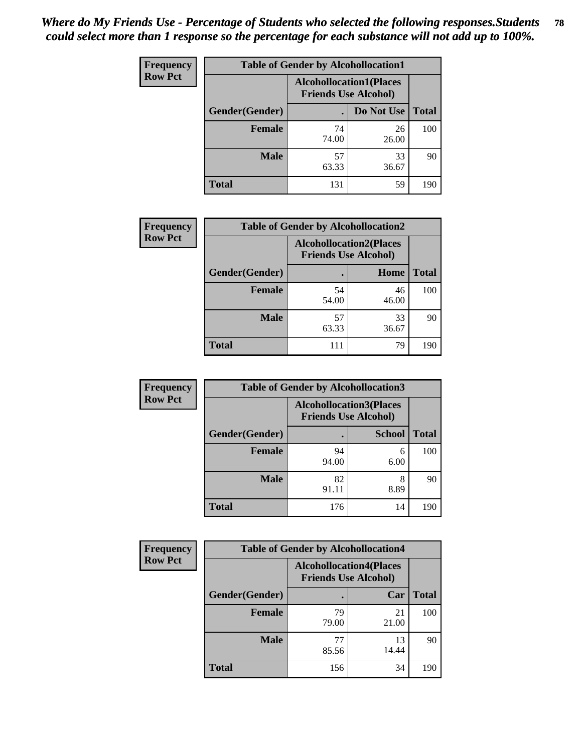*Where do My Friends Use - Percentage of Students who selected the following responses.Students could select more than 1 response so the percentage for each substance will not add up to 100%.*

**Frequency**
**Row Pct**

| Table of Gender by Alcohollocation1 | | | |
|---|---|---|---|
| | Alcohollocation1(Places Friends Use Alcohol) | | |
| Gender(Gender) | . | Do Not Use | Total |
| Female | 74<br>74.00 | 26<br>26.00 | 100 |
| Male | 57<br>63.33 | 33<br>36.67 | 90 |
| Total | 131 | 59 | 190 |

**Frequency**
**Row Pct**

| Table of Gender by Alcohollocation2 | | | |
|---|---|---|---|
| | Alcohollocation2(Places Friends Use Alcohol) | | |
| Gender(Gender) | . | Home | Total |
| Female | 54<br>54.00 | 46<br>46.00 | 100 |
| Male | 57<br>63.33 | 33<br>36.67 | 90 |
| Total | 111 | 79 | 190 |

**Frequency**
**Row Pct**

| Table of Gender by Alcohollocation3 | | | |
|---|---|---|---|
| | Alcohollocation3(Places Friends Use Alcohol) | | |
| Gender(Gender) | . | School | Total |
| Female | 94<br>94.00 | 6<br>6.00 | 100 |
| Male | 82<br>91.11 | 8<br>8.89 | 90 |
| Total | 176 | 14 | 190 |

**Frequency**
**Row Pct**

| Table of Gender by Alcohollocation4 | | | |
|---|---|---|---|
| | Alcohollocation4(Places Friends Use Alcohol) | | |
| Gender(Gender) | . | Car | Total |
| Female | 79<br>79.00 | 21<br>21.00 | 100 |
| Male | 77<br>85.56 | 13<br>14.44 | 90 |
| Total | 156 | 34 | 190 |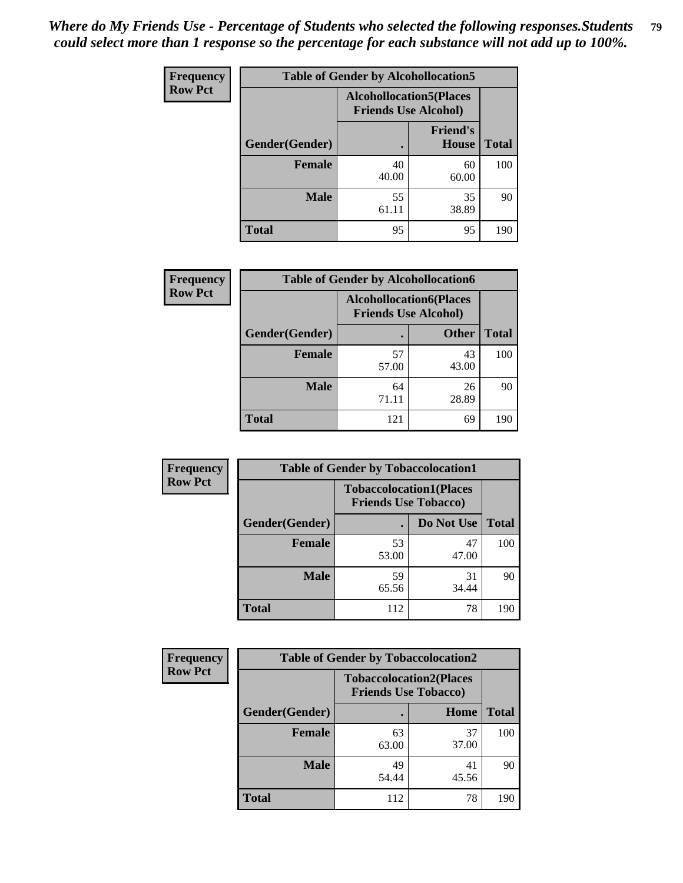*Where do My Friends Use - Percentage of Students who selected the following responses.Students could select more than 1 response so the percentage for each substance will not add up to 100%.*

**Frequency**
**Row Pct**

| Table of Gender by Alcohollocation5 | | | |
|---|---|---|---|
| | Alcohollocation5(Places Friends Use Alcohol) | | |
| Gender(Gender) | . | Friend's House | Total |
| **Female** | 40<br>40.00 | 60<br>60.00 | 100 |
| **Male** | 55<br>61.11 | 35<br>38.89 | 90 |
| **Total** | 95 | 95 | 190 |

**Frequency**
**Row Pct**

| Table of Gender by Alcohollocation6 | | | |
|---|---|---|---|
| | Alcohollocation6(Places Friends Use Alcohol) | | |
| Gender(Gender) | . | Other | Total |
| **Female** | 57<br>57.00 | 43<br>43.00 | 100 |
| **Male** | 64<br>71.11 | 26<br>28.89 | 90 |
| **Total** | 121 | 69 | 190 |

**Frequency**
**Row Pct**

| Table of Gender by Tobaccolocation1 | | | |
|---|---|---|---|
| | Tobaccolocation1(Places Friends Use Tobacco) | | |
| Gender(Gender) | . | Do Not Use | Total |
| **Female** | 53<br>53.00 | 47<br>47.00 | 100 |
| **Male** | 59<br>65.56 | 31<br>34.44 | 90 |
| **Total** | 112 | 78 | 190 |

**Frequency**
**Row Pct**

| Table of Gender by Tobaccolocation2 | | | |
|---|---|---|---|
| | Tobaccolocation2(Places Friends Use Tobacco) | | |
| Gender(Gender) | . | Home | Total |
| **Female** | 63<br>63.00 | 37<br>37.00 | 100 |
| **Male** | 49<br>54.44 | 41<br>45.56 | 90 |
| **Total** | 112 | 78 | 190 |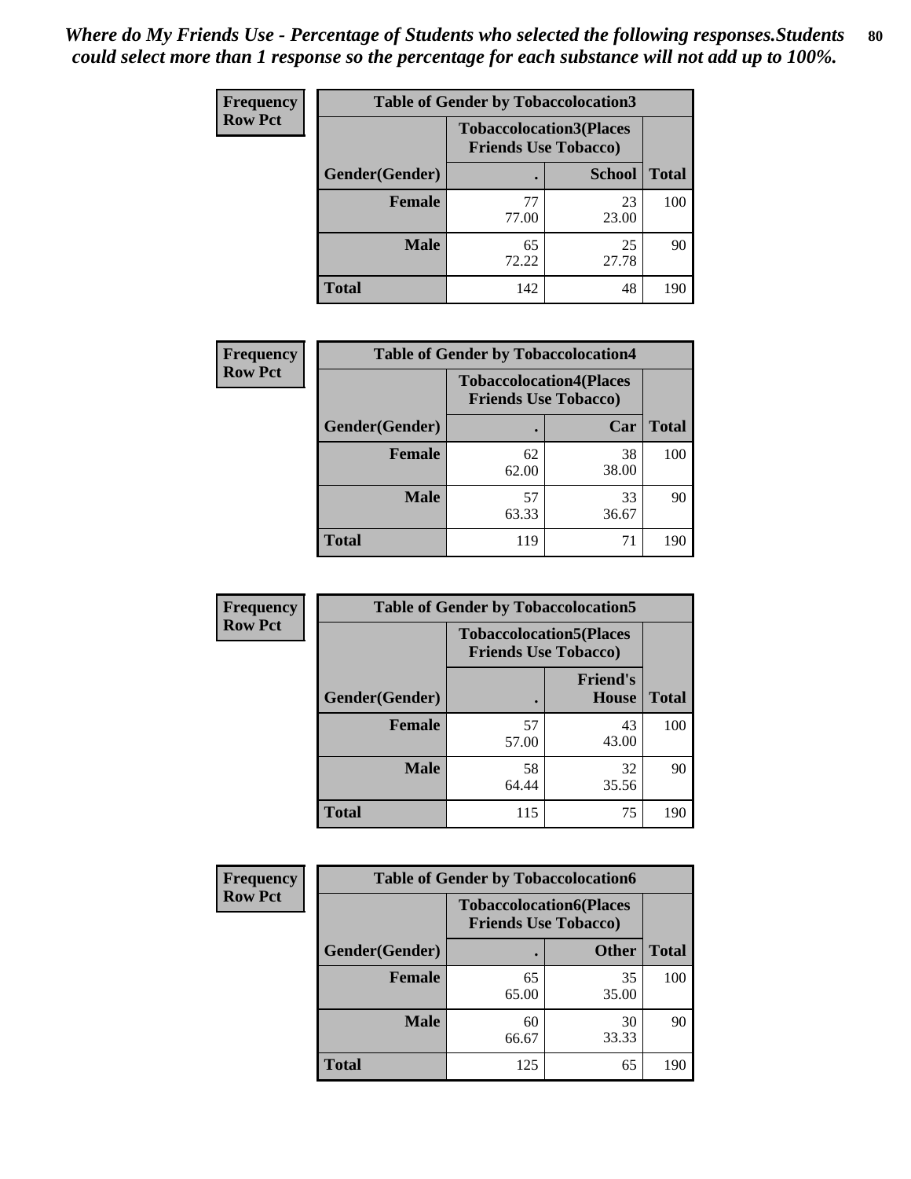*Where do My Friends Use - Percentage of Students who selected the following responses.Students could select more than 1 response so the percentage for each substance will not add up to 100%.*

**Frequency**
**Row Pct**

| Table of Gender by Tobaccolocation3 | | | |
|---|---|---|---|
| | Tobaccolocation3(Places Friends Use Tobacco) | | |
| Gender(Gender) | . | School | Total |
| Female | 77<br>77.00 | 23<br>23.00 | 100 |
| Male | 65<br>72.22 | 25<br>27.78 | 90 |
| Total | 142 | 48 | 190 |

**Frequency**
**Row Pct**

| Table of Gender by Tobaccolocation4 | | | |
|---|---|---|---|
| | Tobaccolocation4(Places Friends Use Tobacco) | | |
| Gender(Gender) | . | Car | Total |
| Female | 62<br>62.00 | 38<br>38.00 | 100 |
| Male | 57<br>63.33 | 33<br>36.67 | 90 |
| Total | 119 | 71 | 190 |

**Frequency**
**Row Pct**

| Table of Gender by Tobaccolocation5 | | | |
|---|---|---|---|
| | Tobaccolocation5(Places Friends Use Tobacco) | | |
| Gender(Gender) | . | Friend's House | Total |
| Female | 57<br>57.00 | 43<br>43.00 | 100 |
| Male | 58<br>64.44 | 32<br>35.56 | 90 |
| Total | 115 | 75 | 190 |

**Frequency**
**Row Pct**

| Table of Gender by Tobaccolocation6 | | | |
|---|---|---|---|
| | Tobaccolocation6(Places Friends Use Tobacco) | | |
| Gender(Gender) | . | Other | Total |
| Female | 65<br>65.00 | 35<br>35.00 | 100 |
| Male | 60<br>66.67 | 30<br>33.33 | 90 |
| Total | 125 | 65 | 190 |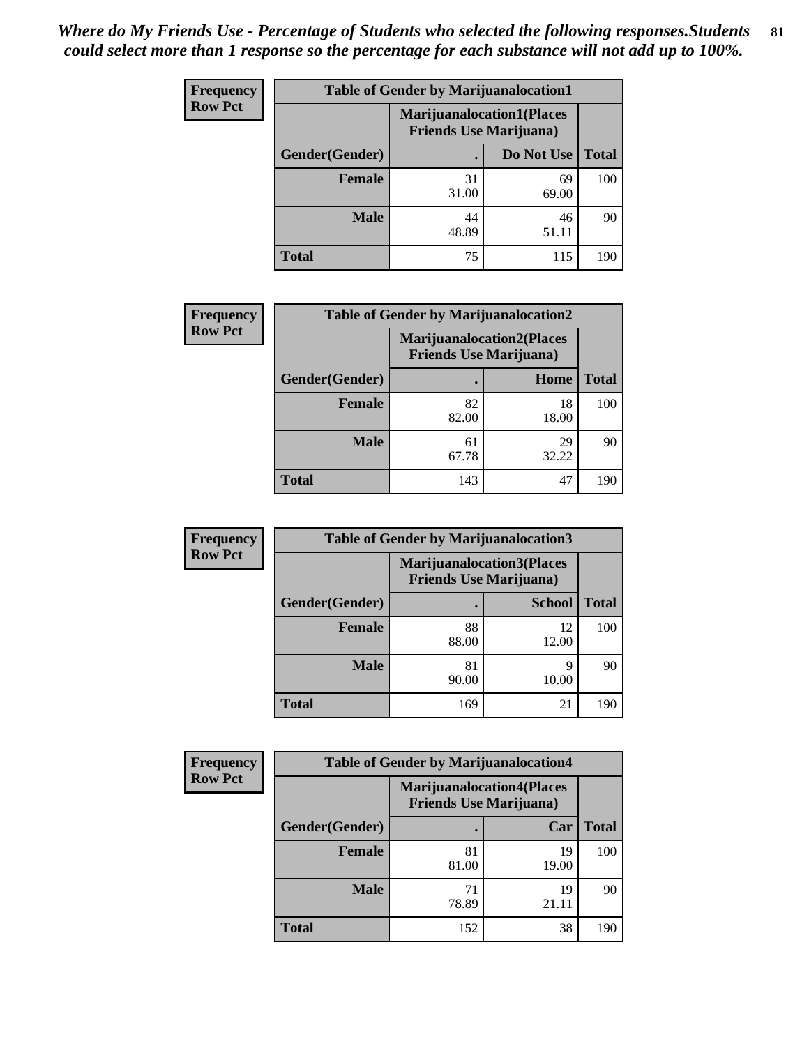*Where do My Friends Use - Percentage of Students who selected the following responses.Students could select more than 1 response so the percentage for each substance will not add up to 100%.*

**Frequency**
**Row Pct**

| Table of Gender by Marijuanalocation1 | | | |
|---|---|---|---|
| | Marijuanalocation1(Places Friends Use Marijuana) | | |
| Gender(Gender) | . | Do Not Use | Total |
| Female | 31<br>31.00 | 69<br>69.00 | 100 |
| Male | 44<br>48.89 | 46<br>51.11 | 90 |
| Total | 75 | 115 | 190 |

**Frequency**
**Row Pct**

| Table of Gender by Marijuanalocation2 | | | |
|---|---|---|---|
| | Marijuanalocation2(Places Friends Use Marijuana) | | |
| Gender(Gender) | . | Home | Total |
| Female | 82<br>82.00 | 18<br>18.00 | 100 |
| Male | 61<br>67.78 | 29<br>32.22 | 90 |
| Total | 143 | 47 | 190 |

**Frequency**
**Row Pct**

| Table of Gender by Marijuanalocation3 | | | |
|---|---|---|---|
| | Marijuanalocation3(Places Friends Use Marijuana) | | |
| Gender(Gender) | . | School | Total |
| Female | 88<br>88.00 | 12<br>12.00 | 100 |
| Male | 81<br>90.00 | 9<br>10.00 | 90 |
| Total | 169 | 21 | 190 |

**Frequency**
**Row Pct**

| Table of Gender by Marijuanalocation4 | | | |
|---|---|---|---|
| | Marijuanalocation4(Places Friends Use Marijuana) | | |
| Gender(Gender) | . | Car | Total |
| Female | 81<br>81.00 | 19<br>19.00 | 100 |
| Male | 71<br>78.89 | 19<br>21.11 | 90 |
| Total | 152 | 38 | 190 |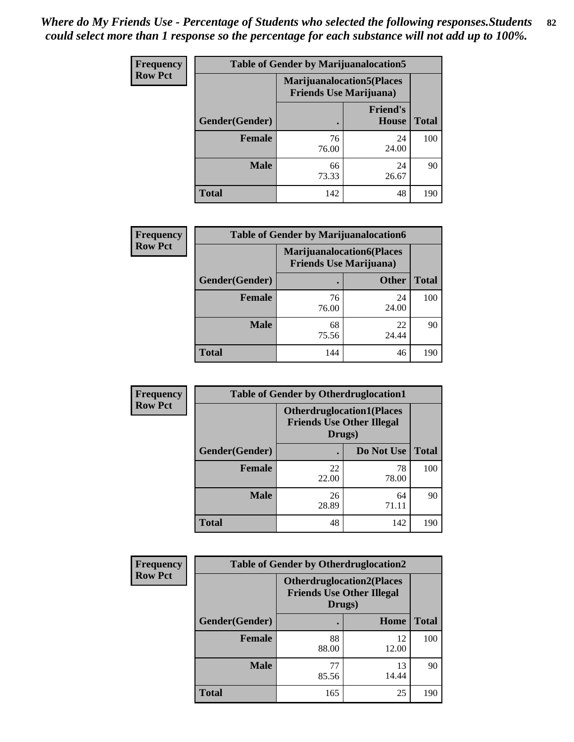*Where do My Friends Use - Percentage of Students who selected the following responses.Students could select more than 1 response so the percentage for each substance will not add up to 100%.*

**Frequency Row Pct**

| Table of Gender by Marijuanalocation5 | | | |
|---|---|---|---|
| | Marijuanalocation5(Places Friends Use Marijuana) | | |
| Gender(Gender) | . | Friend's House | Total |
| **Female** | 76<br>76.00 | 24<br>24.00 | 100 |
| **Male** | 66<br>73.33 | 24<br>26.67 | 90 |
| **Total** | 142 | 48 | 190 |

**Frequency Row Pct**

| Table of Gender by Marijuanalocation6 | | | |
|---|---|---|---|
| | Marijuanalocation6(Places Friends Use Marijuana) | | |
| Gender(Gender) | . | Other | Total |
| **Female** | 76<br>76.00 | 24<br>24.00 | 100 |
| **Male** | 68<br>75.56 | 22<br>24.44 | 90 |
| **Total** | 144 | 46 | 190 |

**Frequency Row Pct**

| Table of Gender by Otherdruglocation1 | | | |
|---|---|---|---|
| | Otherdruglocation1(Places Friends Use Other Illegal Drugs) | | |
| Gender(Gender) | . | Do Not Use | Total |
| **Female** | 22<br>22.00 | 78<br>78.00 | 100 |
| **Male** | 26<br>28.89 | 64<br>71.11 | 90 |
| **Total** | 48 | 142 | 190 |

**Frequency Row Pct**

| Table of Gender by Otherdruglocation2 | | | |
|---|---|---|---|
| | Otherdruglocation2(Places Friends Use Other Illegal Drugs) | | |
| Gender(Gender) | . | Home | Total |
| **Female** | 88<br>88.00 | 12<br>12.00 | 100 |
| **Male** | 77<br>85.56 | 13<br>14.44 | 90 |
| **Total** | 165 | 25 | 190 |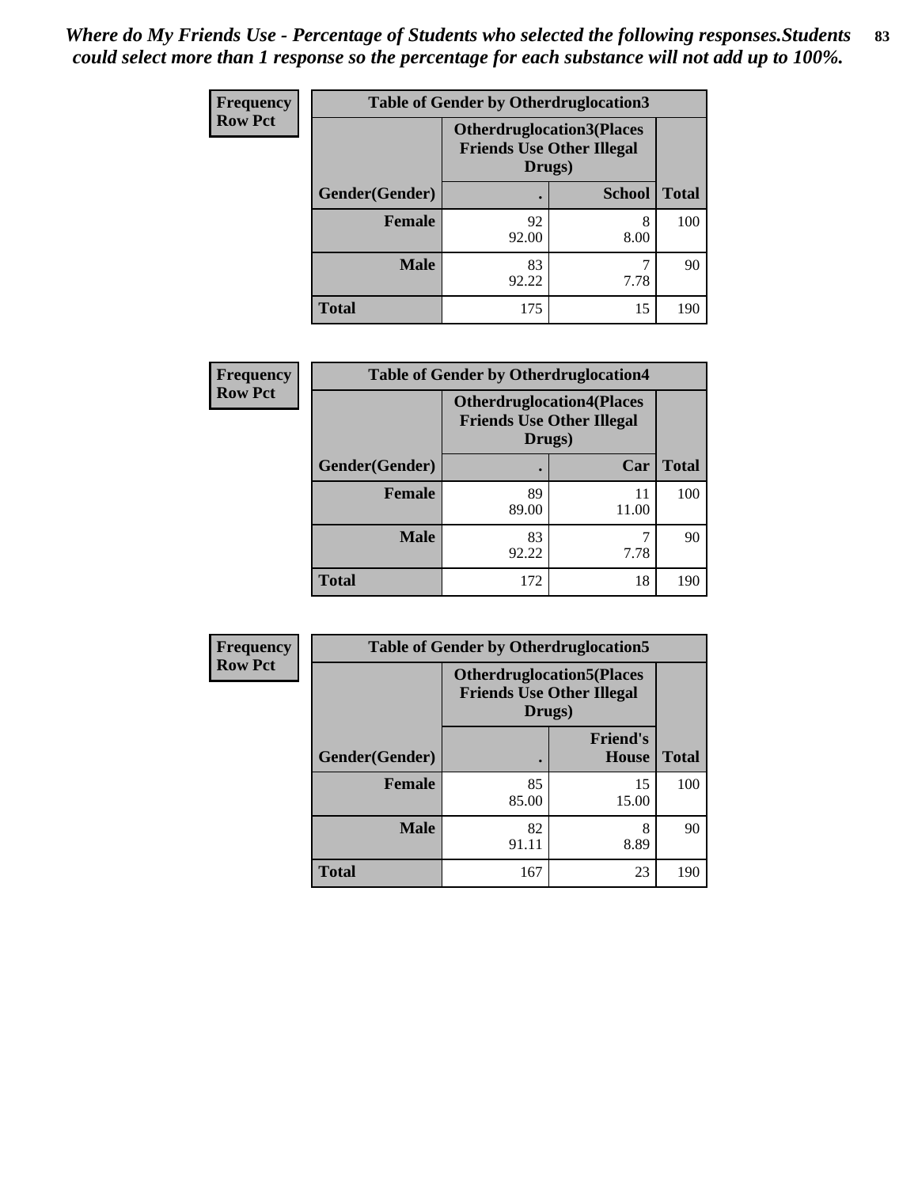*Where do My Friends Use - Percentage of Students who selected the following responses.Students could select more than 1 response so the percentage for each substance will not add up to 100%.*

**Frequency**
**Row Pct**

| Table of Gender by Otherdruglocation3 | | | |
|---|---|---|---|
| | Otherdruglocation3(Places Friends Use Other Illegal Drugs) | | |
| Gender(Gender) | . | School | Total |
| **Female** | 92<br>92.00 | 8<br>8.00 | 100 |
| **Male** | 83<br>92.22 | 7<br>7.78 | 90 |
| **Total** | 175 | 15 | 190 |

**Frequency**
**Row Pct**

| Table of Gender by Otherdruglocation4 | | | |
|---|---|---|---|
| | Otherdruglocation4(Places Friends Use Other Illegal Drugs) | | |
| Gender(Gender) | . | Car | Total |
| **Female** | 89<br>89.00 | 11<br>11.00 | 100 |
| **Male** | 83<br>92.22 | 7<br>7.78 | 90 |
| **Total** | 172 | 18 | 190 |

**Frequency**
**Row Pct**

| Table of Gender by Otherdruglocation5 | | | |
|---|---|---|---|
| | Otherdruglocation5(Places Friends Use Other Illegal Drugs) | | |
| Gender(Gender) | . | Friend's House | Total |
| **Female** | 85<br>85.00 | 15<br>15.00 | 100 |
| **Male** | 82<br>91.11 | 8<br>8.89 | 90 |
| **Total** | 167 | 23 | 190 |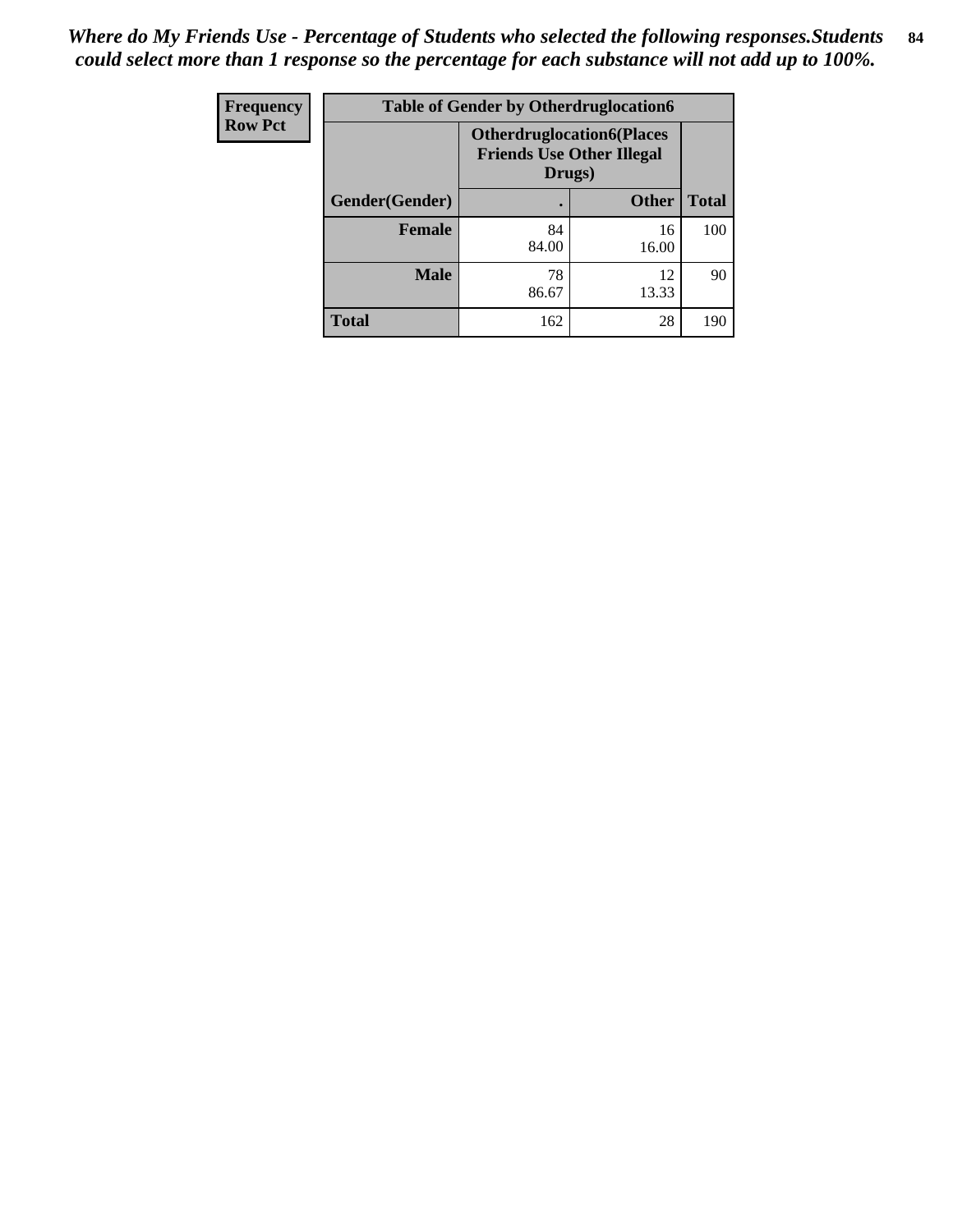*Where do My Friends Use - Percentage of Students who selected the following responses.Students could select more than 1 response so the percentage for each substance will not add up to 100%.*

| Frequency<br>Row Pct | Table of Gender by Otherdruglocation6 | | |
|---|---|---|---|
| | Otherdruglocation6(Places Friends Use Other Illegal Drugs) | | |
| Gender(Gender) | . | Other | Total |
| Female | 84<br>84.00 | 16<br>16.00 | 100 |
| Male | 78<br>86.67 | 12<br>13.33 | 90 |
| Total | 162 | 28 | 190 |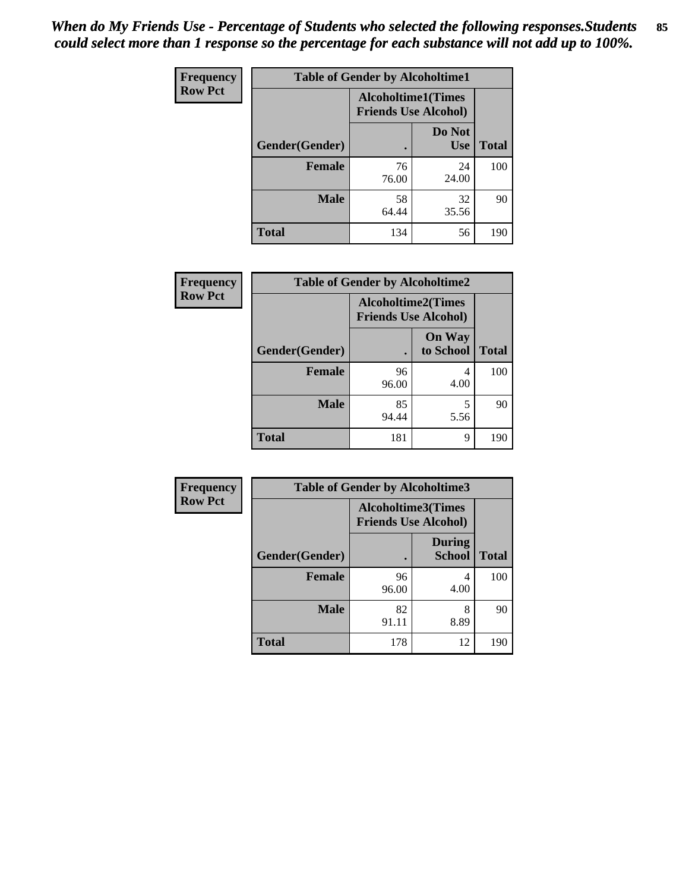*When do My Friends Use - Percentage of Students who selected the following responses.Students could select more than 1 response so the percentage for each substance will not add up to 100%.*

| Frequency Row Pct | Table of Gender by Alcoholtime1 | | |
|---|---|---|---|
| | Alcoholtime1(Times Friends Use Alcohol) | | |
| Gender(Gender) | . | Do Not Use | Total |
| Female | 76<br>76.00 | 24<br>24.00 | 100 |
| Male | 58<br>64.44 | 32<br>35.56 | 90 |
| Total | 134 | 56 | 190 |

| Frequency Row Pct | Table of Gender by Alcoholtime2 | | |
|---|---|---|---|
| | Alcoholtime2(Times Friends Use Alcohol) | | |
| Gender(Gender) | . | On Way to School | Total |
| Female | 96<br>96.00 | 4<br>4.00 | 100 |
| Male | 85<br>94.44 | 5<br>5.56 | 90 |
| Total | 181 | 9 | 190 |

| Frequency Row Pct | Table of Gender by Alcoholtime3 | | |
|---|---|---|---|
| | Alcoholtime3(Times Friends Use Alcohol) | | |
| Gender(Gender) | . | During School | Total |
| Female | 96<br>96.00 | 4<br>4.00 | 100 |
| Male | 82<br>91.11 | 8<br>8.89 | 90 |
| Total | 178 | 12 | 190 |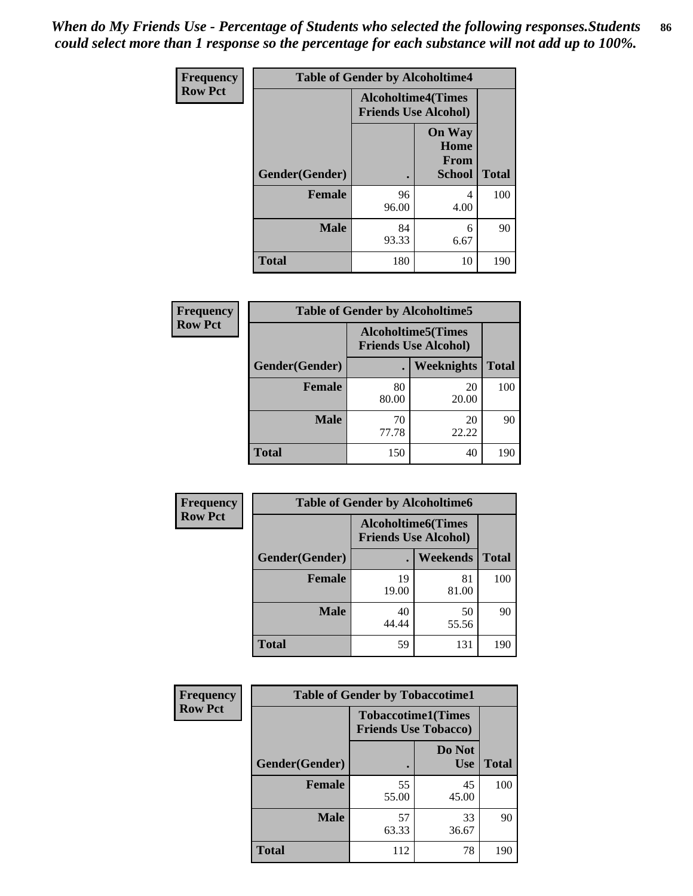*When do My Friends Use - Percentage of Students who selected the following responses.Students could select more than 1 response so the percentage for each substance will not add up to 100%.*

**Frequency Row Pct**

| Table of Gender by Alcoholtime4 | | | |
|---|---|---|---|
| | Alcoholtime4(Times Friends Use Alcohol) | | |
| Gender(Gender) | . | On Way Home From School | Total |
| Female | 96<br>96.00 | 4<br>4.00 | 100 |
| Male | 84<br>93.33 | 6<br>6.67 | 90 |
| Total | 180 | 10 | 190 |

**Frequency Row Pct**

| Table of Gender by Alcoholtime5 | | | |
|---|---|---|---|
| | Alcoholtime5(Times Friends Use Alcohol) | | |
| Gender(Gender) | . | Weeknights | Total |
| Female | 80<br>80.00 | 20<br>20.00 | 100 |
| Male | 70<br>77.78 | 20<br>22.22 | 90 |
| Total | 150 | 40 | 190 |

**Frequency Row Pct**

| Table of Gender by Alcoholtime6 | | | |
|---|---|---|---|
| | Alcoholtime6(Times Friends Use Alcohol) | | |
| Gender(Gender) | . | Weekends | Total |
| Female | 19<br>19.00 | 81<br>81.00 | 100 |
| Male | 40<br>44.44 | 50<br>55.56 | 90 |
| Total | 59 | 131 | 190 |

**Frequency Row Pct**

| Table of Gender by Tobaccotime1 | | | |
|---|---|---|---|
| | Tobaccotime1(Times Friends Use Tobacco) | | |
| Gender(Gender) | . | Do Not Use | Total |
| Female | 55<br>55.00 | 45<br>45.00 | 100 |
| Male | 57<br>63.33 | 33<br>36.67 | 90 |
| Total | 112 | 78 | 190 |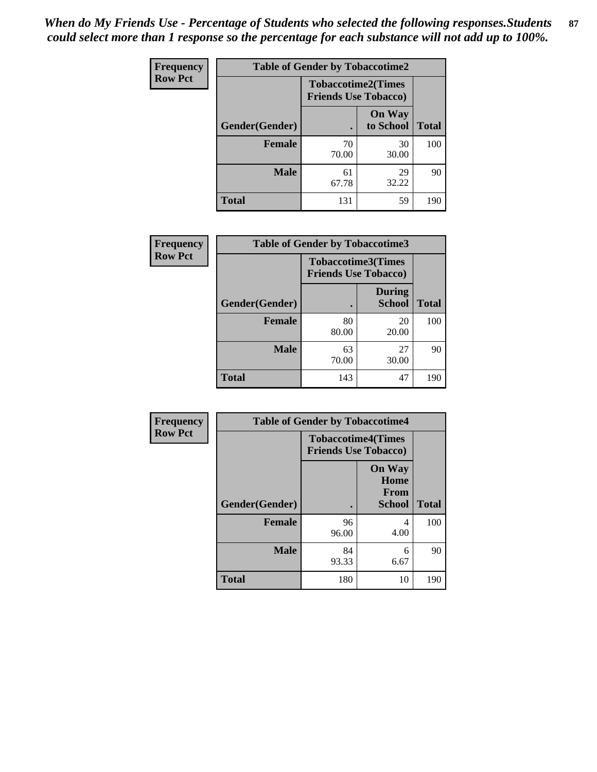*When do My Friends Use - Percentage of Students who selected the following responses.Students could select more than 1 response so the percentage for each substance will not add up to 100%.*

**Frequency**
**Row Pct**

| Table of Gender by Tobaccotime2 | | | |
|---|---|---|---|
| | Tobaccotime2(Times Friends Use Tobacco) | | |
| Gender(Gender) | . | On Way to School | Total |
| **Female** | 70<br>70.00 | 30<br>30.00 | 100 |
| **Male** | 61<br>67.78 | 29<br>32.22 | 90 |
| **Total** | 131 | 59 | 190 |

**Frequency**
**Row Pct**

| Table of Gender by Tobaccotime3 | | | |
|---|---|---|---|
| | Tobaccotime3(Times Friends Use Tobacco) | | |
| Gender(Gender) | . | During School | Total |
| **Female** | 80<br>80.00 | 20<br>20.00 | 100 |
| **Male** | 63<br>70.00 | 27<br>30.00 | 90 |
| **Total** | 143 | 47 | 190 |

**Frequency**
**Row Pct**

| Table of Gender by Tobaccotime4 | | | |
|---|---|---|---|
| | Tobaccotime4(Times Friends Use Tobacco) | | |
| Gender(Gender) | . | On Way Home From School | Total |
| **Female** | 96<br>96.00 | 4<br>4.00 | 100 |
| **Male** | 84<br>93.33 | 6<br>6.67 | 90 |
| **Total** | 180 | 10 | 190 |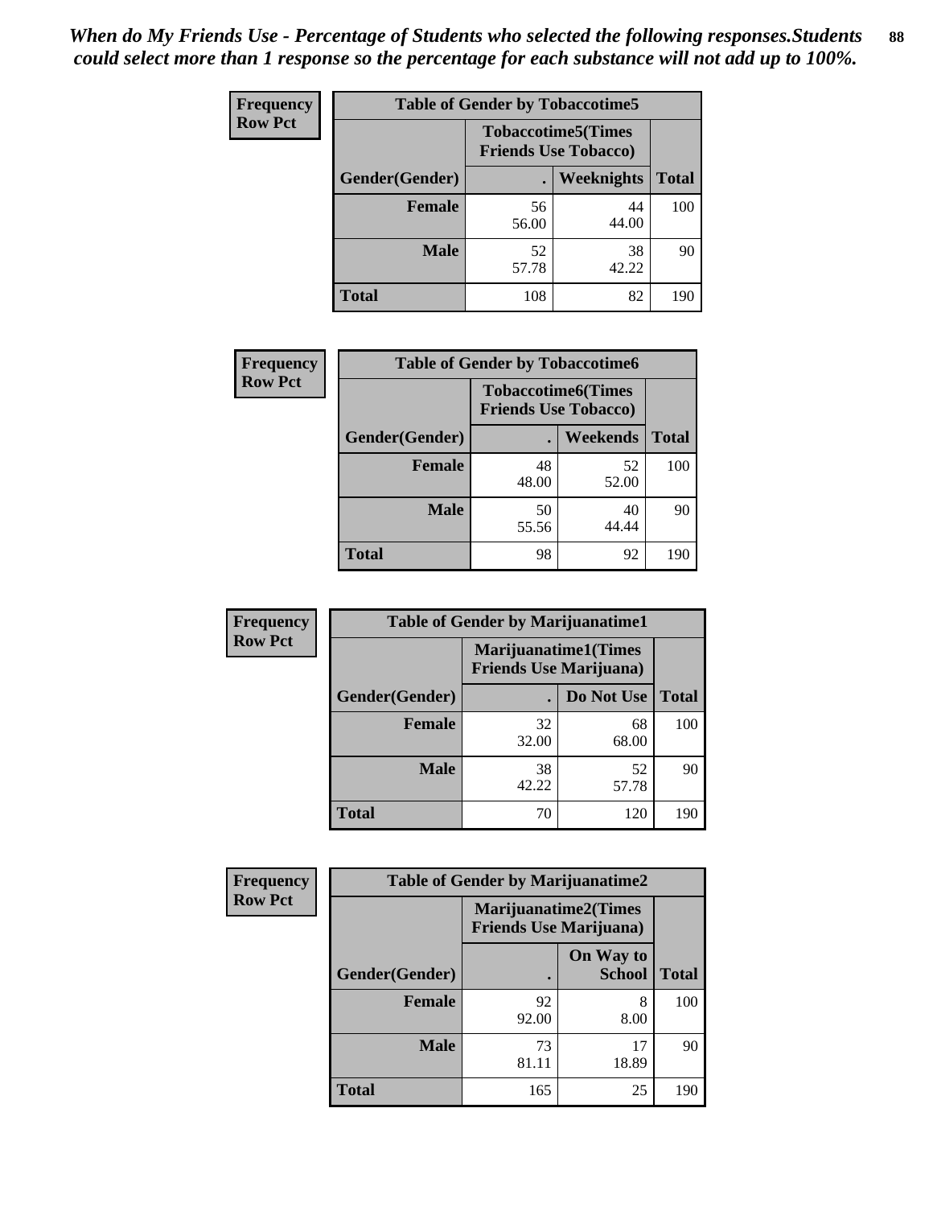*When do My Friends Use - Percentage of Students who selected the following responses.Students could select more than 1 response so the percentage for each substance will not add up to 100%.*

**Frequency**
**Row Pct**

| Table of Gender by Tobaccotime5 | | | |
|---|---|---|---|
| | Tobaccotime5(Times Friends Use Tobacco) | | |
| Gender(Gender) | . | Weeknights | Total |
| **Female** | 56<br>56.00 | 44<br>44.00 | 100 |
| **Male** | 52<br>57.78 | 38<br>42.22 | 90 |
| **Total** | 108 | 82 | 190 |

**Frequency**
**Row Pct**

| Table of Gender by Tobaccotime6 | | | |
|---|---|---|---|
| | Tobaccotime6(Times Friends Use Tobacco) | | |
| Gender(Gender) | . | Weekends | Total |
| **Female** | 48<br>48.00 | 52<br>52.00 | 100 |
| **Male** | 50<br>55.56 | 40<br>44.44 | 90 |
| **Total** | 98 | 92 | 190 |

**Frequency**
**Row Pct**

| Table of Gender by Marijuanatime1 | | | |
|---|---|---|---|
| | Marijuanatime1(Times Friends Use Marijuana) | | |
| Gender(Gender) | . | Do Not Use | Total |
| **Female** | 32<br>32.00 | 68<br>68.00 | 100 |
| **Male** | 38<br>42.22 | 52<br>57.78 | 90 |
| **Total** | 70 | 120 | 190 |

**Frequency**
**Row Pct**

| Table of Gender by Marijuanatime2 | | | |
|---|---|---|---|
| | Marijuanatime2(Times Friends Use Marijuana) | | |
| Gender(Gender) | . | On Way to School | Total |
| **Female** | 92<br>92.00 | 8<br>8.00 | 100 |
| **Male** | 73<br>81.11 | 17<br>18.89 | 90 |
| **Total** | 165 | 25 | 190 |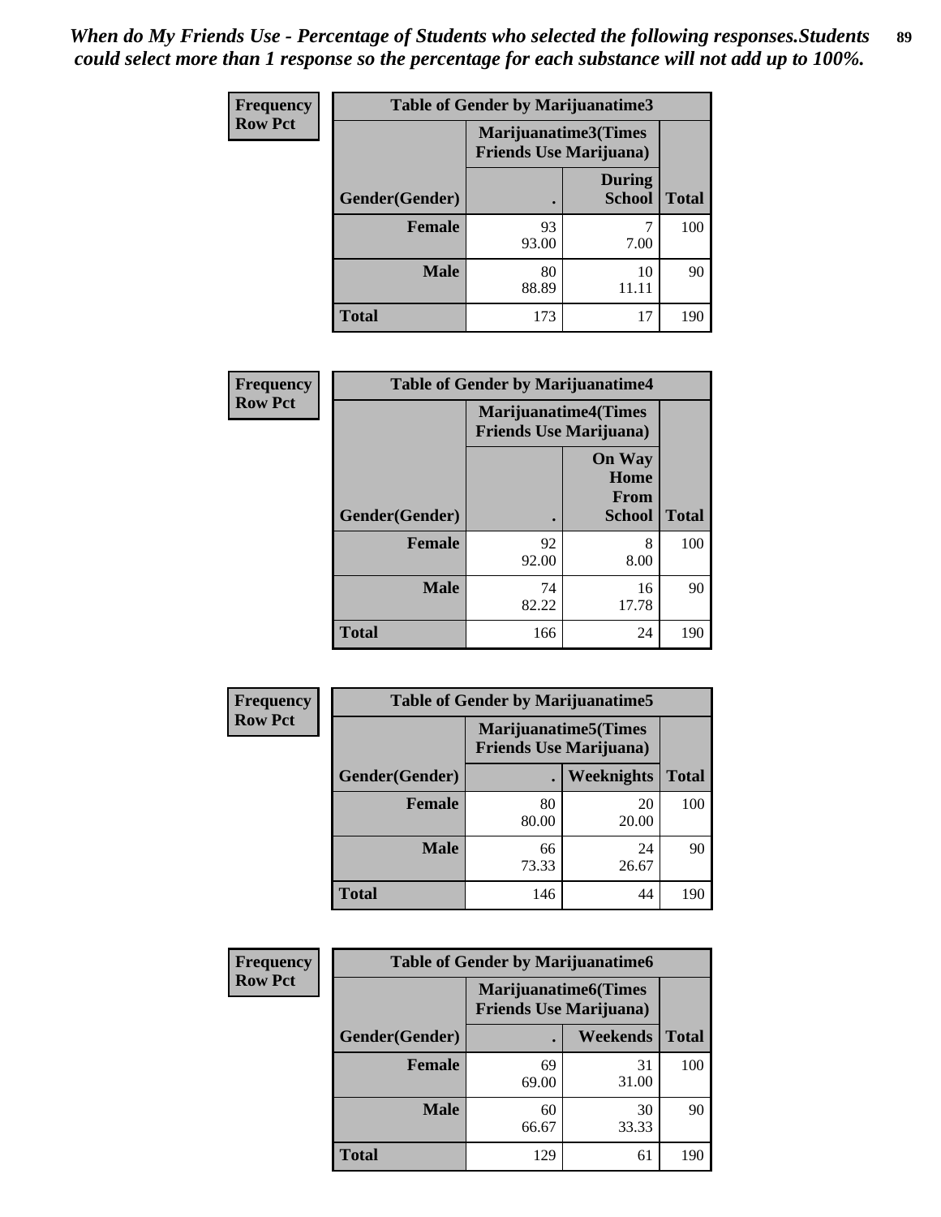*When do My Friends Use - Percentage of Students who selected the following responses.Students could select more than 1 response so the percentage for each substance will not add up to 100%.*

**Frequency / Row Pct**

**Table of Gender by Marijuanatime3**

| | Marijuanatime3(Times Friends Use Marijuana) | | |
|---|---|---|---|
| Gender(Gender) | . | During School | Total |
| Female | 93<br>93.00 | 7<br>7.00 | 100 |
| Male | 80<br>88.89 | 10<br>11.11 | 90 |
| Total | 173 | 17 | 190 |

**Frequency / Row Pct**

**Table of Gender by Marijuanatime4**

| | Marijuanatime4(Times Friends Use Marijuana) | | |
|---|---|---|---|
| Gender(Gender) | . | On Way Home From School | Total |
| Female | 92<br>92.00 | 8<br>8.00 | 100 |
| Male | 74<br>82.22 | 16<br>17.78 | 90 |
| Total | 166 | 24 | 190 |

**Frequency / Row Pct**

**Table of Gender by Marijuanatime5**

| | Marijuanatime5(Times Friends Use Marijuana) | | |
|---|---|---|---|
| Gender(Gender) | . | Weeknights | Total |
| Female | 80<br>80.00 | 20<br>20.00 | 100 |
| Male | 66<br>73.33 | 24<br>26.67 | 90 |
| Total | 146 | 44 | 190 |

**Frequency / Row Pct**

**Table of Gender by Marijuanatime6**

| | Marijuanatime6(Times Friends Use Marijuana) | | |
|---|---|---|---|
| Gender(Gender) | . | Weekends | Total |
| Female | 69<br>69.00 | 31<br>31.00 | 100 |
| Male | 60<br>66.67 | 30<br>33.33 | 90 |
| Total | 129 | 61 | 190 |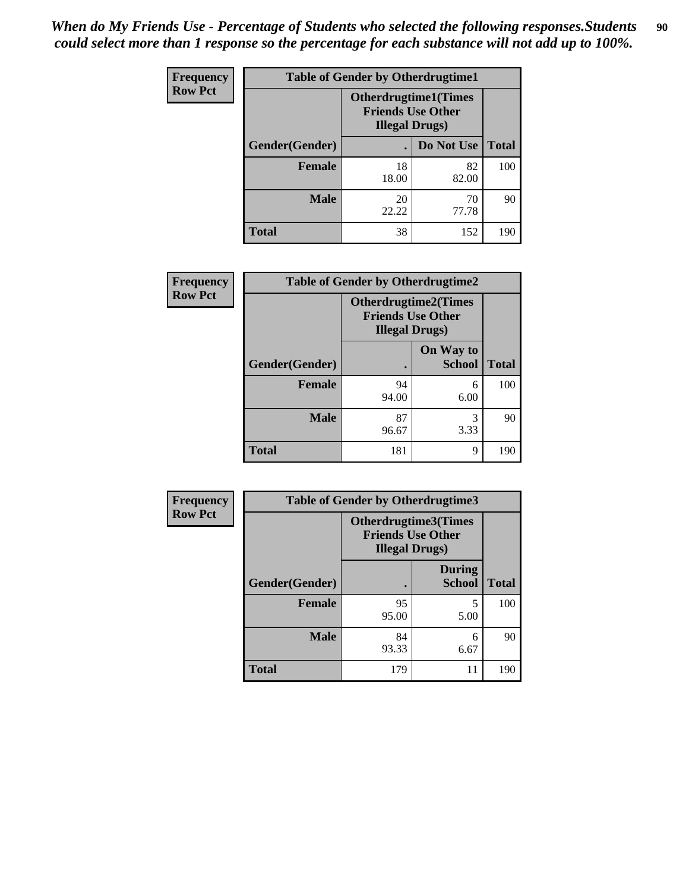*When do My Friends Use - Percentage of Students who selected the following responses.Students could select more than 1 response so the percentage for each substance will not add up to 100%.*

**Frequency**
**Row Pct**

| Table of Gender by Otherdrugtime1 | | | |
|---|---|---|---|
| | Otherdrugtime1(Times Friends Use Other Illegal Drugs) | | |
| Gender(Gender) | . | Do Not Use | Total |
| **Female** | 18<br>18.00 | 82<br>82.00 | 100 |
| **Male** | 20<br>22.22 | 70<br>77.78 | 90 |
| **Total** | 38 | 152 | 190 |

**Frequency**
**Row Pct**

| Table of Gender by Otherdrugtime2 | | | |
|---|---|---|---|
| | Otherdrugtime2(Times Friends Use Other Illegal Drugs) | | |
| Gender(Gender) | . | On Way to School | Total |
| **Female** | 94<br>94.00 | 6<br>6.00 | 100 |
| **Male** | 87<br>96.67 | 3<br>3.33 | 90 |
| **Total** | 181 | 9 | 190 |

**Frequency**
**Row Pct**

| Table of Gender by Otherdrugtime3 | | | |
|---|---|---|---|
| | Otherdrugtime3(Times Friends Use Other Illegal Drugs) | | |
| Gender(Gender) | . | During School | Total |
| **Female** | 95<br>95.00 | 5<br>5.00 | 100 |
| **Male** | 84<br>93.33 | 6<br>6.67 | 90 |
| **Total** | 179 | 11 | 190 |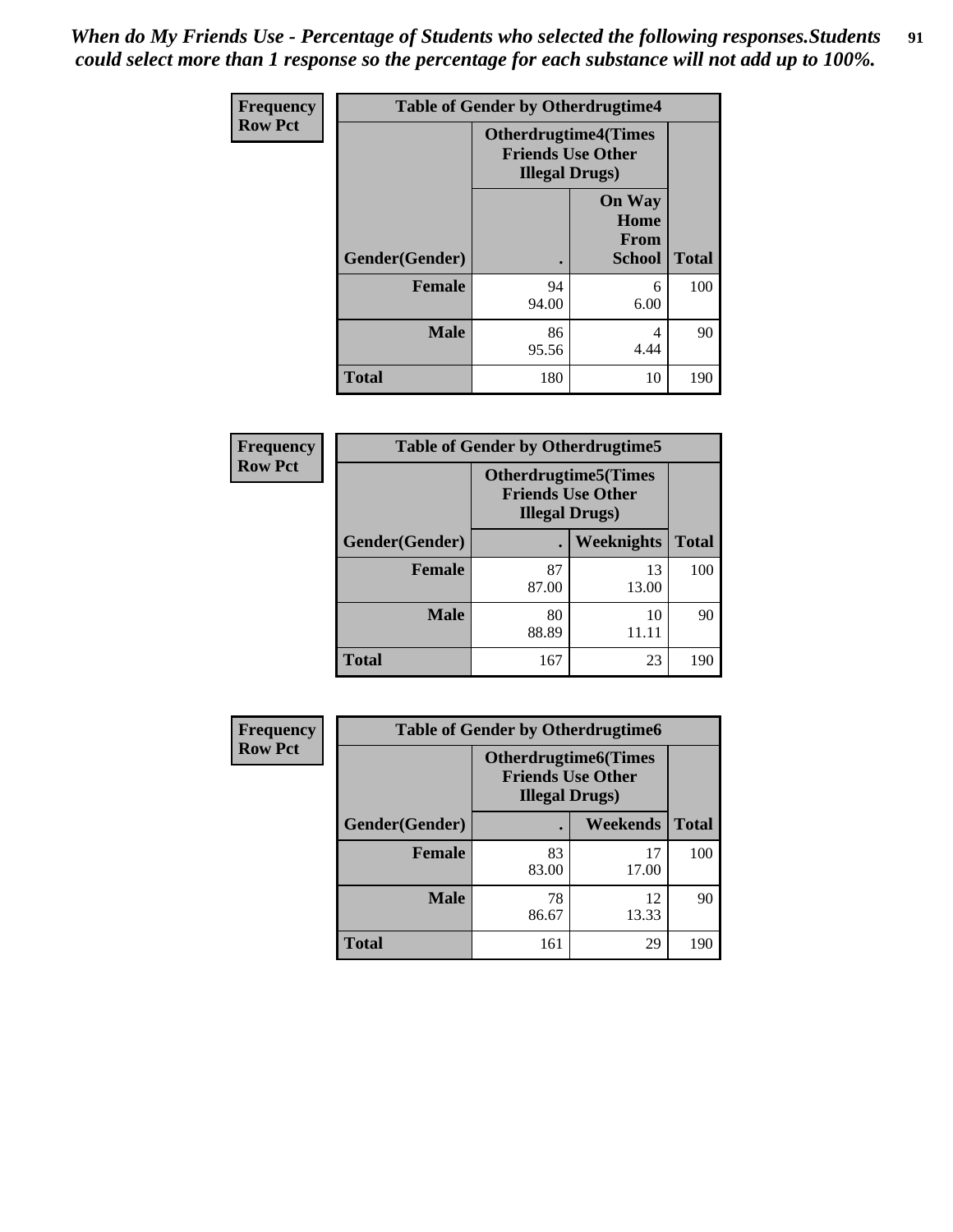*When do My Friends Use - Percentage of Students who selected the following responses.Students could select more than 1 response so the percentage for each substance will not add up to 100%.*

**Frequency**
**Row Pct**

| Table of Gender by Otherdrugtime4 | | | |
|---|---|---|---|
| | Otherdrugtime4(Times Friends Use Other Illegal Drugs) | | |
| Gender(Gender) | . | On Way Home From School | Total |
| **Female** | 94<br>94.00 | 6<br>6.00 | 100 |
| **Male** | 86<br>95.56 | 4<br>4.44 | 90 |
| **Total** | 180 | 10 | 190 |

**Frequency**
**Row Pct**

| Table of Gender by Otherdrugtime5 | | | |
|---|---|---|---|
| | Otherdrugtime5(Times Friends Use Other Illegal Drugs) | | |
| Gender(Gender) | . | Weeknights | Total |
| **Female** | 87<br>87.00 | 13<br>13.00 | 100 |
| **Male** | 80<br>88.89 | 10<br>11.11 | 90 |
| **Total** | 167 | 23 | 190 |

**Frequency**
**Row Pct**

| Table of Gender by Otherdrugtime6 | | | |
|---|---|---|---|
| | Otherdrugtime6(Times Friends Use Other Illegal Drugs) | | |
| Gender(Gender) | . | Weekends | Total |
| **Female** | 83<br>83.00 | 17<br>17.00 | 100 |
| **Male** | 78<br>86.67 | 12<br>13.33 | 90 |
| **Total** | 161 | 29 | 190 |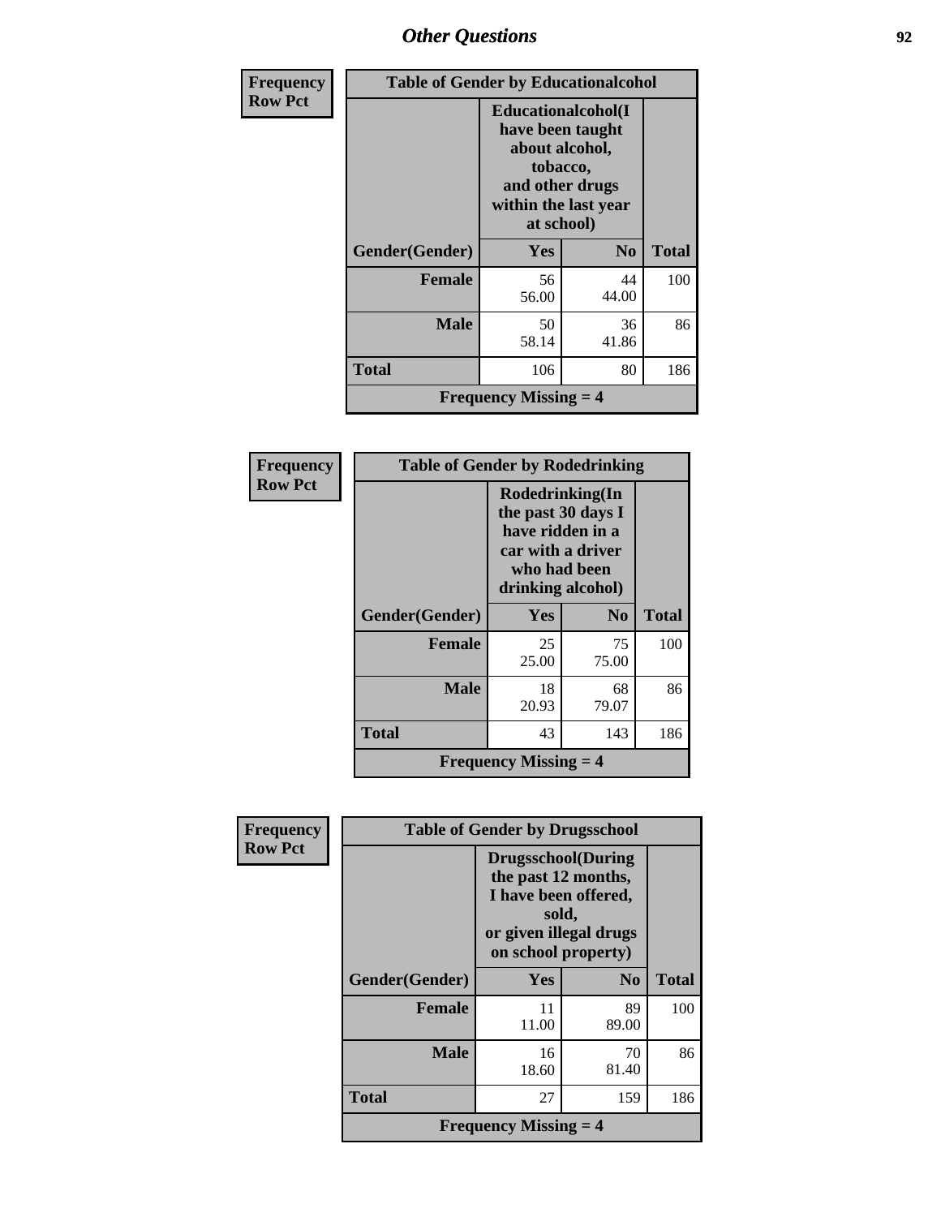| Frequency<br>Row Pct | Table of Gender by Educationalcohol | | |
|---|---|---|---|
| | Educationalcohol(I have been taught about alcohol, tobacco, and other drugs within the last year at school) | | |
| Gender(Gender) | Yes | No | Total |
| Female | 56<br>56.00 | 44<br>44.00 | 100 |
| Male | 50<br>58.14 | 36<br>41.86 | 86 |
| Total | 106 | 80 | 186 |
| | Frequency Missing = 4 | | |

| Frequency<br>Row Pct | Table of Gender by Rodedrinking | | |
|---|---|---|---|
| | Rodedrinking(In the past 30 days I have ridden in a car with a driver who had been drinking alcohol) | | |
| Gender(Gender) | Yes | No | Total |
| Female | 25<br>25.00 | 75<br>75.00 | 100 |
| Male | 18<br>20.93 | 68<br>79.07 | 86 |
| Total | 43 | 143 | 186 |
| | Frequency Missing = 4 | | |

| Frequency<br>Row Pct | Table of Gender by Drugsschool | | |
|---|---|---|---|
| | Drugsschool(During the past 12 months, I have been offered, sold, or given illegal drugs on school property) | | |
| Gender(Gender) | Yes | No | Total |
| Female | 11<br>11.00 | 89<br>89.00 | 100 |
| Male | 16<br>18.60 | 70<br>81.40 | 86 |
| Total | 27 | 159 | 186 |
| | Frequency Missing = 4 | | |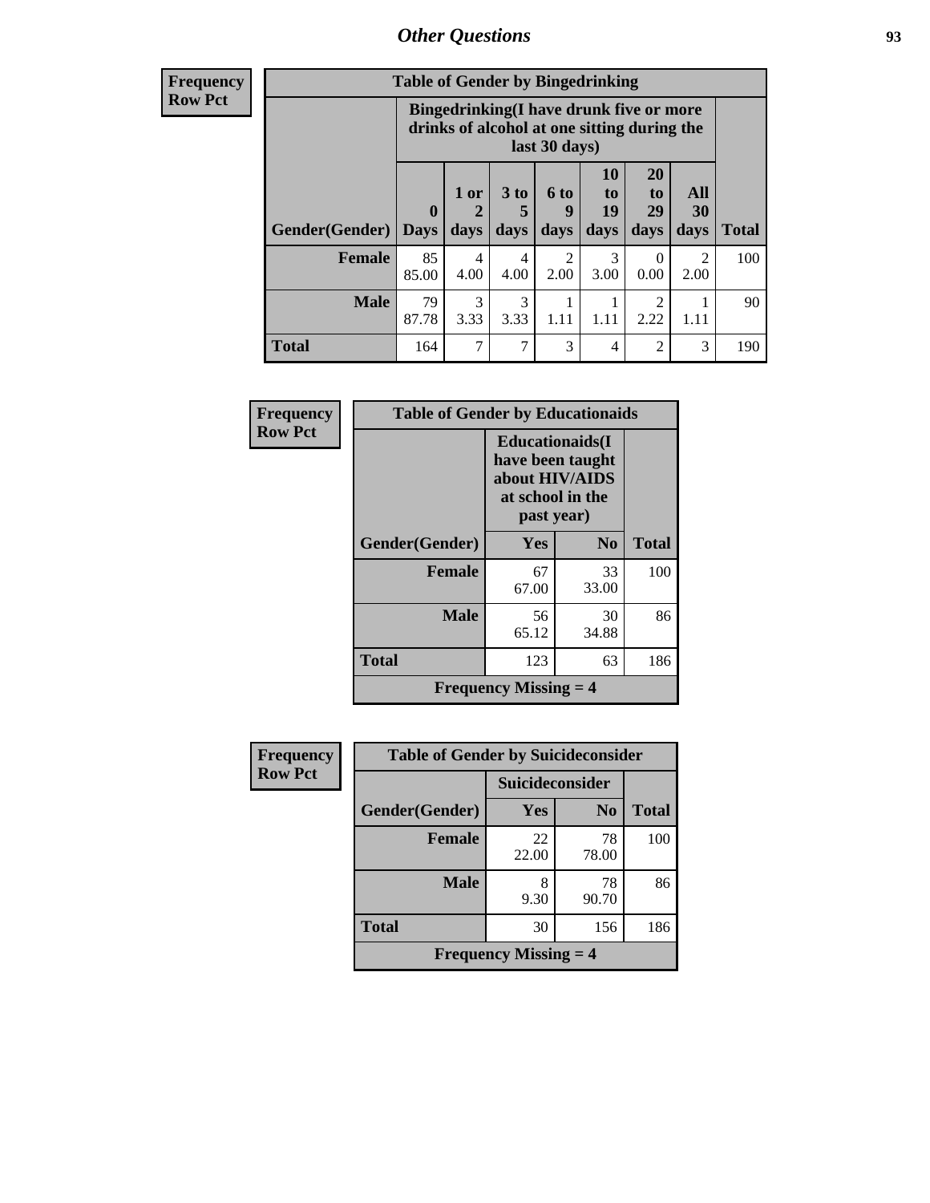| Frequency Row Pct | | | | | | | | |
|---|---|---|---|---|---|---|---|---|

**Table of Gender by Bingedrinking**

| | Bingedrinking(I have drunk five or more drinks of alcohol at one sitting during the last 30 days) | | | | | | | |
|---|---|---|---|---|---|---|---|---|
| Gender(Gender) | 0 Days | 1 or 2 days | 3 to 5 days | 6 to 9 days | 10 to 19 days | 20 to 29 days | All 30 days | Total |
| **Female** | 85<br>85.00 | 4<br>4.00 | 4<br>4.00 | 2<br>2.00 | 3<br>3.00 | 0<br>0.00 | 2<br>2.00 | 100 |
| **Male** | 79<br>87.78 | 3<br>3.33 | 3<br>3.33 | 1<br>1.11 | 1<br>1.11 | 2<br>2.22 | 1<br>1.11 | 90 |
| **Total** | 164 | 7 | 7 | 3 | 4 | 2 | 3 | 190 |

Frequency
Row Pct

**Table of Gender by Educationaids**

| | Educationaids(I have been taught about HIV/AIDS at school in the past year) | | |
|---|---|---|---|
| Gender(Gender) | Yes | No | Total |
| **Female** | 67<br>67.00 | 33<br>33.00 | 100 |
| **Male** | 56<br>65.12 | 30<br>34.88 | 86 |
| **Total** | 123 | 63 | 186 |
| **Frequency Missing = 4** | | | |

Frequency
Row Pct

**Table of Gender by Suicideconsider**

| | Suicideconsider | | |
|---|---|---|---|
| Gender(Gender) | Yes | No | Total |
| **Female** | 22<br>22.00 | 78<br>78.00 | 100 |
| **Male** | 8<br>9.30 | 78<br>90.70 | 86 |
| **Total** | 30 | 156 | 186 |
| **Frequency Missing = 4** | | | |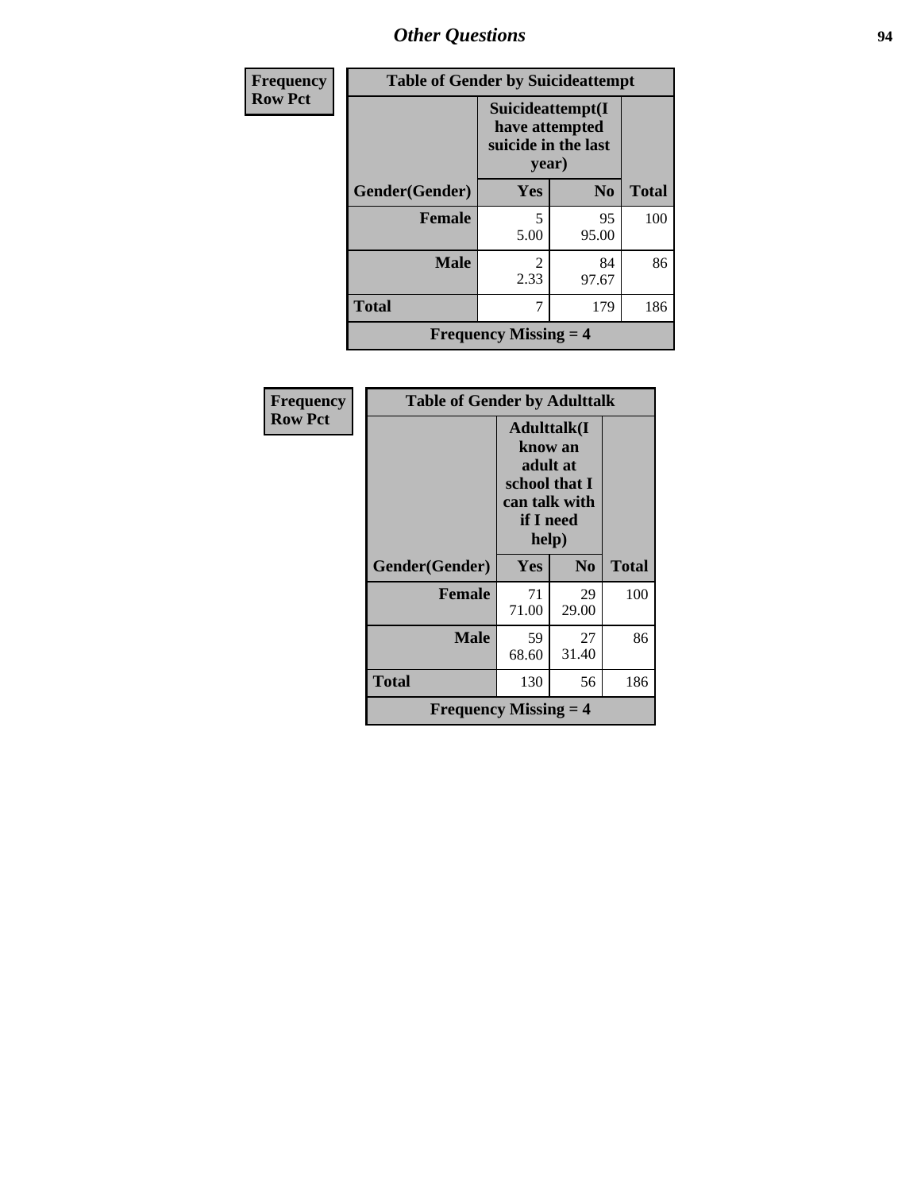# *Other Questions*

**Frequency**
**Row Pct**

| Table of Gender by Suicideattempt | | | |
|---|---|---|---|
| | Suicideattempt(I have attempted suicide in the last year) | | |
| Gender(Gender) | Yes | No | Total |
| Female | 5<br>5.00 | 95<br>95.00 | 100 |
| Male | 2<br>2.33 | 84<br>97.67 | 86 |
| Total | 7 | 179 | 186 |
| Frequency Missing = 4 | | | |

**Frequency**
**Row Pct**

| Table of Gender by Adulttalk | | | |
|---|---|---|---|
| | Adulttalk(I know an adult at school that I can talk with if I need help) | | |
| Gender(Gender) | Yes | No | Total |
| Female | 71<br>71.00 | 29<br>29.00 | 100 |
| Male | 59<br>68.60 | 27<br>31.40 | 86 |
| Total | 130 | 56 | 186 |
| Frequency Missing = 4 | | | |